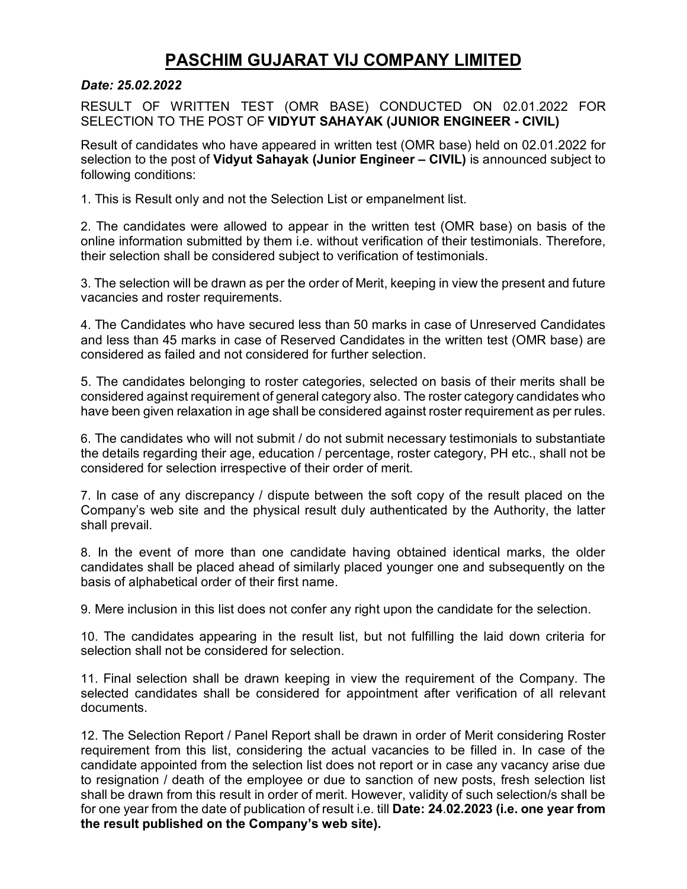# PASCHIM GUJARAT VIJ COMPANY LIMITED

***Date: 25.02.2022***

RESULT OF WRITTEN TEST (OMR BASE) CONDUCTED ON 02.01.2022 FOR SELECTION TO THE POST OF **VIDYUT SAHAYAK (JUNIOR ENGINEER - CIVIL)**

Result of candidates who have appeared in written test (OMR base) held on 02.01.2022 for selection to the post of **Vidyut Sahayak (Junior Engineer – CIVIL)** is announced subject to following conditions:

1. This is Result only and not the Selection List or empanelment list.

2. The candidates were allowed to appear in the written test (OMR base) on basis of the online information submitted by them i.e. without verification of their testimonials. Therefore, their selection shall be considered subject to verification of testimonials.

3. The selection will be drawn as per the order of Merit, keeping in view the present and future vacancies and roster requirements.

4. The Candidates who have secured less than 50 marks in case of Unreserved Candidates and less than 45 marks in case of Reserved Candidates in the written test (OMR base) are considered as failed and not considered for further selection.

5. The candidates belonging to roster categories, selected on basis of their merits shall be considered against requirement of general category also. The roster category candidates who have been given relaxation in age shall be considered against roster requirement as per rules.

6. The candidates who will not submit / do not submit necessary testimonials to substantiate the details regarding their age, education / percentage, roster category, PH etc., shall not be considered for selection irrespective of their order of merit.

7. In case of any discrepancy / dispute between the soft copy of the result placed on the Company's web site and the physical result duly authenticated by the Authority, the latter shall prevail.

8. In the event of more than one candidate having obtained identical marks, the older candidates shall be placed ahead of similarly placed younger one and subsequently on the basis of alphabetical order of their first name.

9. Mere inclusion in this list does not confer any right upon the candidate for the selection.

10. The candidates appearing in the result list, but not fulfilling the laid down criteria for selection shall not be considered for selection.

11. Final selection shall be drawn keeping in view the requirement of the Company. The selected candidates shall be considered for appointment after verification of all relevant documents.

12. The Selection Report / Panel Report shall be drawn in order of Merit considering Roster requirement from this list, considering the actual vacancies to be filled in. In case of the candidate appointed from the selection list does not report or in case any vacancy arise due to resignation / death of the employee or due to sanction of new posts, fresh selection list shall be drawn from this result in order of merit. However, validity of such selection/s shall be for one year from the date of publication of result i.e. till **Date: 24.02.2023 (i.e. one year from the result published on the Company's web site).**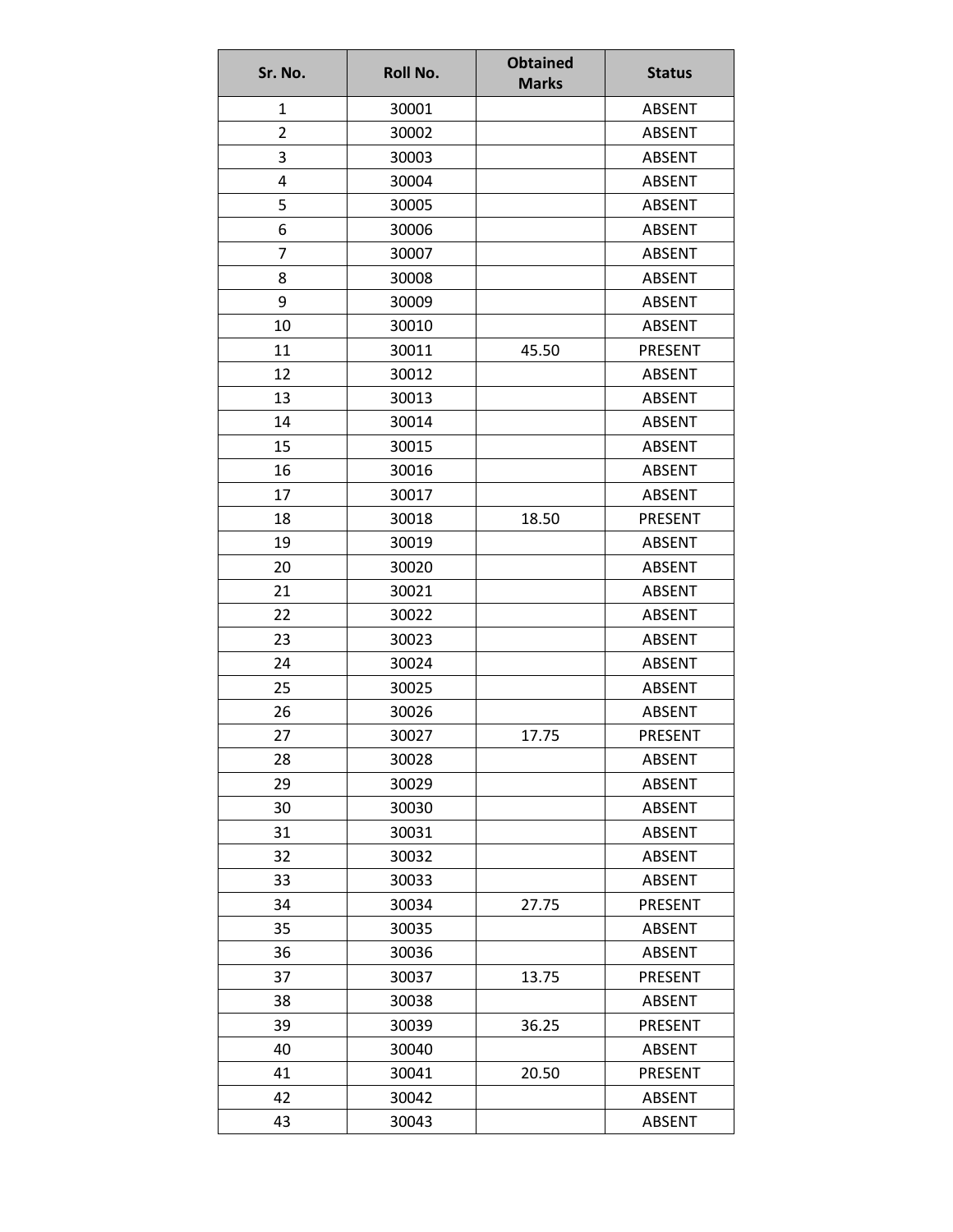| Sr. No. | Roll No. | Obtained Marks | Status |
|---|---|---|---|
| 1 | 30001 | | ABSENT |
| 2 | 30002 | | ABSENT |
| 3 | 30003 | | ABSENT |
| 4 | 30004 | | ABSENT |
| 5 | 30005 | | ABSENT |
| 6 | 30006 | | ABSENT |
| 7 | 30007 | | ABSENT |
| 8 | 30008 | | ABSENT |
| 9 | 30009 | | ABSENT |
| 10 | 30010 | | ABSENT |
| 11 | 30011 | 45.50 | PRESENT |
| 12 | 30012 | | ABSENT |
| 13 | 30013 | | ABSENT |
| 14 | 30014 | | ABSENT |
| 15 | 30015 | | ABSENT |
| 16 | 30016 | | ABSENT |
| 17 | 30017 | | ABSENT |
| 18 | 30018 | 18.50 | PRESENT |
| 19 | 30019 | | ABSENT |
| 20 | 30020 | | ABSENT |
| 21 | 30021 | | ABSENT |
| 22 | 30022 | | ABSENT |
| 23 | 30023 | | ABSENT |
| 24 | 30024 | | ABSENT |
| 25 | 30025 | | ABSENT |
| 26 | 30026 | | ABSENT |
| 27 | 30027 | 17.75 | PRESENT |
| 28 | 30028 | | ABSENT |
| 29 | 30029 | | ABSENT |
| 30 | 30030 | | ABSENT |
| 31 | 30031 | | ABSENT |
| 32 | 30032 | | ABSENT |
| 33 | 30033 | | ABSENT |
| 34 | 30034 | 27.75 | PRESENT |
| 35 | 30035 | | ABSENT |
| 36 | 30036 | | ABSENT |
| 37 | 30037 | 13.75 | PRESENT |
| 38 | 30038 | | ABSENT |
| 39 | 30039 | 36.25 | PRESENT |
| 40 | 30040 | | ABSENT |
| 41 | 30041 | 20.50 | PRESENT |
| 42 | 30042 | | ABSENT |
| 43 | 30043 | | ABSENT |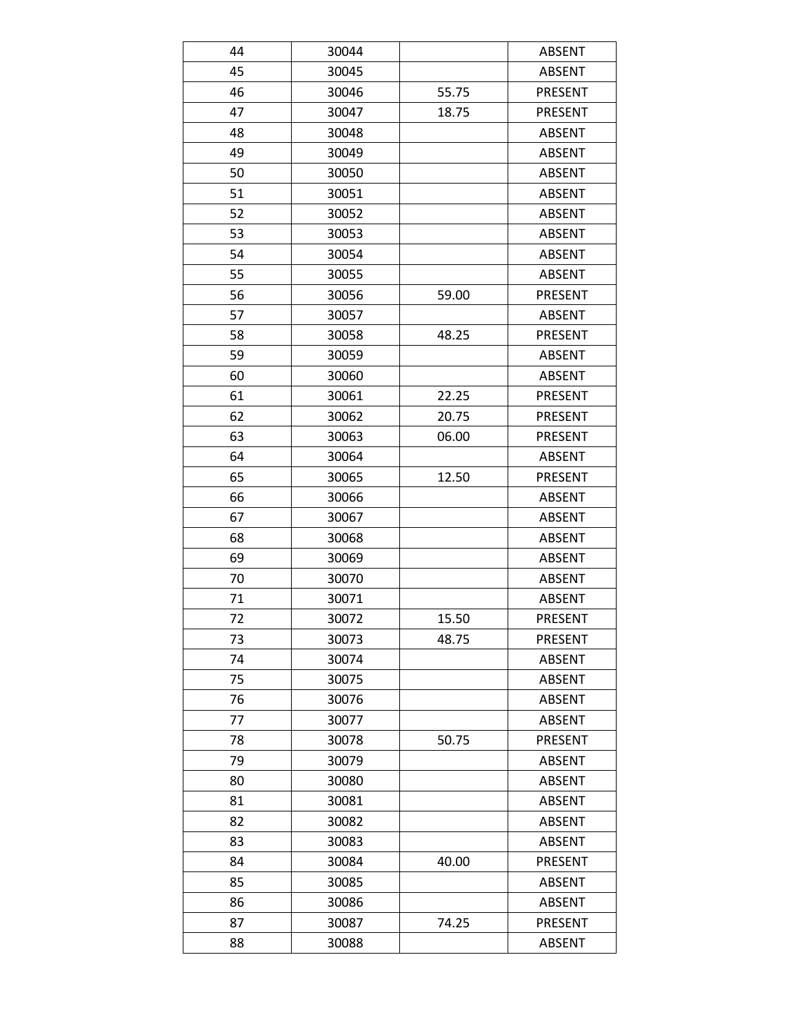| | | | |
|---|---|---|---|
| 44 | 30044 | | ABSENT |
| 45 | 30045 | | ABSENT |
| 46 | 30046 | 55.75 | PRESENT |
| 47 | 30047 | 18.75 | PRESENT |
| 48 | 30048 | | ABSENT |
| 49 | 30049 | | ABSENT |
| 50 | 30050 | | ABSENT |
| 51 | 30051 | | ABSENT |
| 52 | 30052 | | ABSENT |
| 53 | 30053 | | ABSENT |
| 54 | 30054 | | ABSENT |
| 55 | 30055 | | ABSENT |
| 56 | 30056 | 59.00 | PRESENT |
| 57 | 30057 | | ABSENT |
| 58 | 30058 | 48.25 | PRESENT |
| 59 | 30059 | | ABSENT |
| 60 | 30060 | | ABSENT |
| 61 | 30061 | 22.25 | PRESENT |
| 62 | 30062 | 20.75 | PRESENT |
| 63 | 30063 | 06.00 | PRESENT |
| 64 | 30064 | | ABSENT |
| 65 | 30065 | 12.50 | PRESENT |
| 66 | 30066 | | ABSENT |
| 67 | 30067 | | ABSENT |
| 68 | 30068 | | ABSENT |
| 69 | 30069 | | ABSENT |
| 70 | 30070 | | ABSENT |
| 71 | 30071 | | ABSENT |
| 72 | 30072 | 15.50 | PRESENT |
| 73 | 30073 | 48.75 | PRESENT |
| 74 | 30074 | | ABSENT |
| 75 | 30075 | | ABSENT |
| 76 | 30076 | | ABSENT |
| 77 | 30077 | | ABSENT |
| 78 | 30078 | 50.75 | PRESENT |
| 79 | 30079 | | ABSENT |
| 80 | 30080 | | ABSENT |
| 81 | 30081 | | ABSENT |
| 82 | 30082 | | ABSENT |
| 83 | 30083 | | ABSENT |
| 84 | 30084 | 40.00 | PRESENT |
| 85 | 30085 | | ABSENT |
| 86 | 30086 | | ABSENT |
| 87 | 30087 | 74.25 | PRESENT |
| 88 | 30088 | | ABSENT |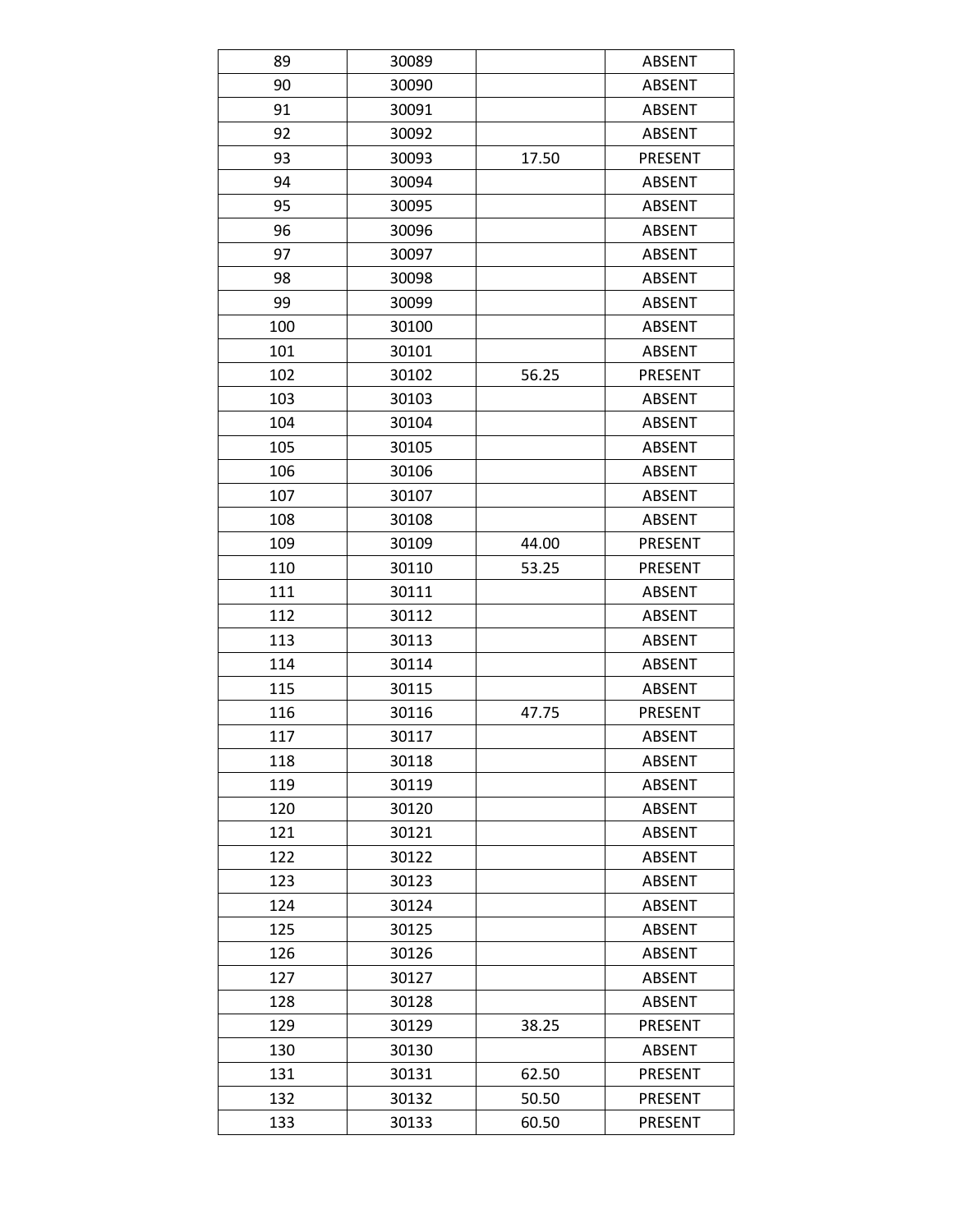| | | | |
|---|---|---|---|
| 89 | 30089 | | ABSENT |
| 90 | 30090 | | ABSENT |
| 91 | 30091 | | ABSENT |
| 92 | 30092 | | ABSENT |
| 93 | 30093 | 17.50 | PRESENT |
| 94 | 30094 | | ABSENT |
| 95 | 30095 | | ABSENT |
| 96 | 30096 | | ABSENT |
| 97 | 30097 | | ABSENT |
| 98 | 30098 | | ABSENT |
| 99 | 30099 | | ABSENT |
| 100 | 30100 | | ABSENT |
| 101 | 30101 | | ABSENT |
| 102 | 30102 | 56.25 | PRESENT |
| 103 | 30103 | | ABSENT |
| 104 | 30104 | | ABSENT |
| 105 | 30105 | | ABSENT |
| 106 | 30106 | | ABSENT |
| 107 | 30107 | | ABSENT |
| 108 | 30108 | | ABSENT |
| 109 | 30109 | 44.00 | PRESENT |
| 110 | 30110 | 53.25 | PRESENT |
| 111 | 30111 | | ABSENT |
| 112 | 30112 | | ABSENT |
| 113 | 30113 | | ABSENT |
| 114 | 30114 | | ABSENT |
| 115 | 30115 | | ABSENT |
| 116 | 30116 | 47.75 | PRESENT |
| 117 | 30117 | | ABSENT |
| 118 | 30118 | | ABSENT |
| 119 | 30119 | | ABSENT |
| 120 | 30120 | | ABSENT |
| 121 | 30121 | | ABSENT |
| 122 | 30122 | | ABSENT |
| 123 | 30123 | | ABSENT |
| 124 | 30124 | | ABSENT |
| 125 | 30125 | | ABSENT |
| 126 | 30126 | | ABSENT |
| 127 | 30127 | | ABSENT |
| 128 | 30128 | | ABSENT |
| 129 | 30129 | 38.25 | PRESENT |
| 130 | 30130 | | ABSENT |
| 131 | 30131 | 62.50 | PRESENT |
| 132 | 30132 | 50.50 | PRESENT |
| 133 | 30133 | 60.50 | PRESENT |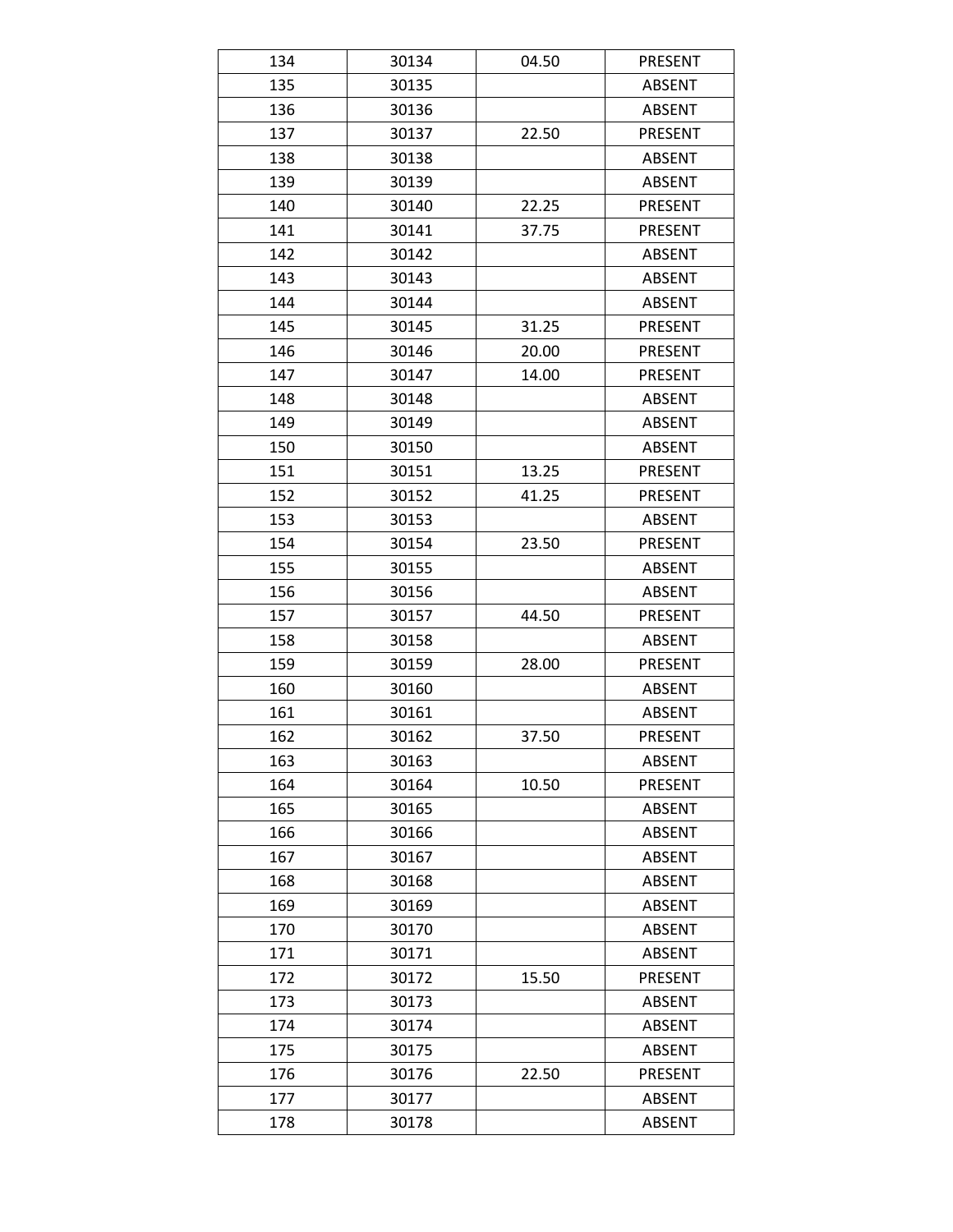| | | | |
|---|---|---|---|
| 134 | 30134 | 04.50 | PRESENT |
| 135 | 30135 | | ABSENT |
| 136 | 30136 | | ABSENT |
| 137 | 30137 | 22.50 | PRESENT |
| 138 | 30138 | | ABSENT |
| 139 | 30139 | | ABSENT |
| 140 | 30140 | 22.25 | PRESENT |
| 141 | 30141 | 37.75 | PRESENT |
| 142 | 30142 | | ABSENT |
| 143 | 30143 | | ABSENT |
| 144 | 30144 | | ABSENT |
| 145 | 30145 | 31.25 | PRESENT |
| 146 | 30146 | 20.00 | PRESENT |
| 147 | 30147 | 14.00 | PRESENT |
| 148 | 30148 | | ABSENT |
| 149 | 30149 | | ABSENT |
| 150 | 30150 | | ABSENT |
| 151 | 30151 | 13.25 | PRESENT |
| 152 | 30152 | 41.25 | PRESENT |
| 153 | 30153 | | ABSENT |
| 154 | 30154 | 23.50 | PRESENT |
| 155 | 30155 | | ABSENT |
| 156 | 30156 | | ABSENT |
| 157 | 30157 | 44.50 | PRESENT |
| 158 | 30158 | | ABSENT |
| 159 | 30159 | 28.00 | PRESENT |
| 160 | 30160 | | ABSENT |
| 161 | 30161 | | ABSENT |
| 162 | 30162 | 37.50 | PRESENT |
| 163 | 30163 | | ABSENT |
| 164 | 30164 | 10.50 | PRESENT |
| 165 | 30165 | | ABSENT |
| 166 | 30166 | | ABSENT |
| 167 | 30167 | | ABSENT |
| 168 | 30168 | | ABSENT |
| 169 | 30169 | | ABSENT |
| 170 | 30170 | | ABSENT |
| 171 | 30171 | | ABSENT |
| 172 | 30172 | 15.50 | PRESENT |
| 173 | 30173 | | ABSENT |
| 174 | 30174 | | ABSENT |
| 175 | 30175 | | ABSENT |
| 176 | 30176 | 22.50 | PRESENT |
| 177 | 30177 | | ABSENT |
| 178 | 30178 | | ABSENT |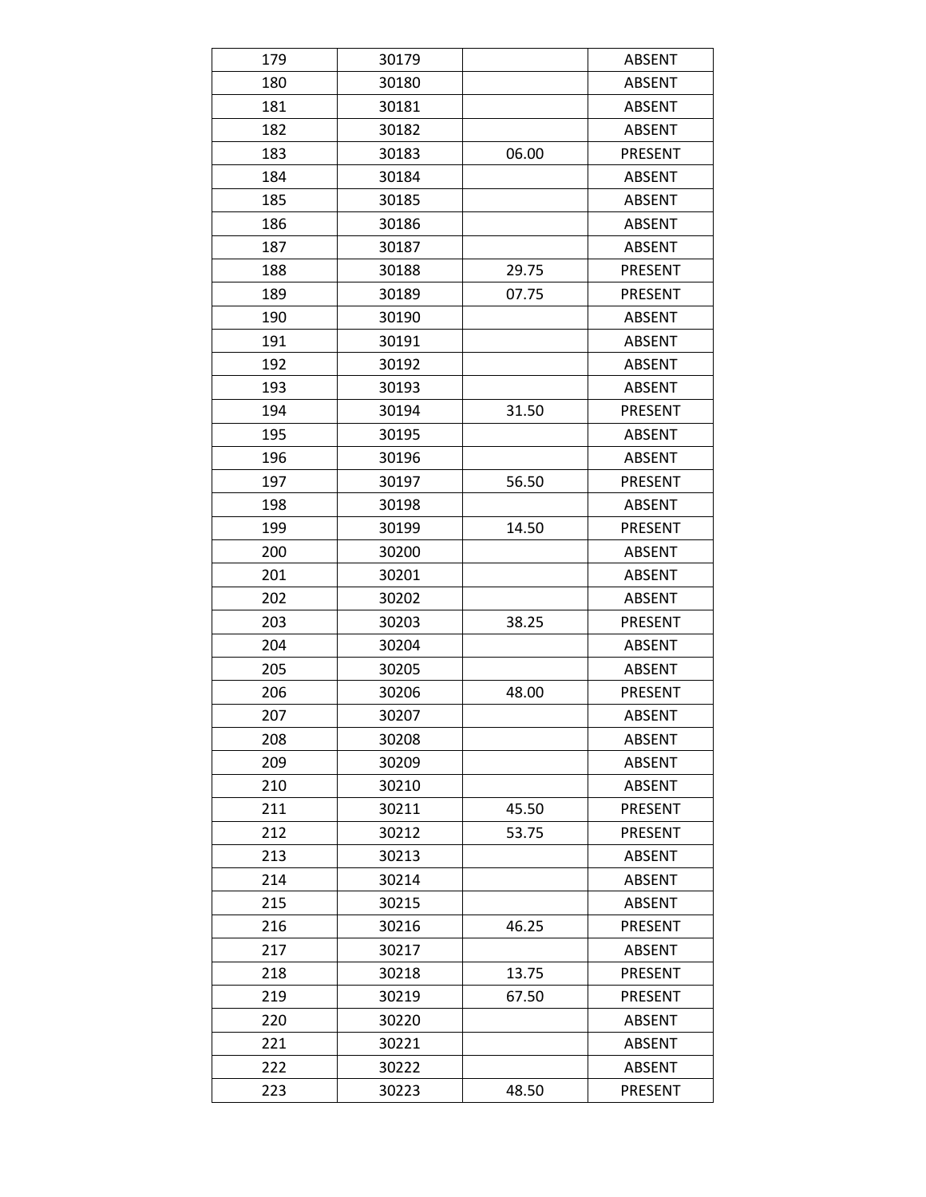| | | | |
|---|---|---|---|
| 179 | 30179 | | ABSENT |
| 180 | 30180 | | ABSENT |
| 181 | 30181 | | ABSENT |
| 182 | 30182 | | ABSENT |
| 183 | 30183 | 06.00 | PRESENT |
| 184 | 30184 | | ABSENT |
| 185 | 30185 | | ABSENT |
| 186 | 30186 | | ABSENT |
| 187 | 30187 | | ABSENT |
| 188 | 30188 | 29.75 | PRESENT |
| 189 | 30189 | 07.75 | PRESENT |
| 190 | 30190 | | ABSENT |
| 191 | 30191 | | ABSENT |
| 192 | 30192 | | ABSENT |
| 193 | 30193 | | ABSENT |
| 194 | 30194 | 31.50 | PRESENT |
| 195 | 30195 | | ABSENT |
| 196 | 30196 | | ABSENT |
| 197 | 30197 | 56.50 | PRESENT |
| 198 | 30198 | | ABSENT |
| 199 | 30199 | 14.50 | PRESENT |
| 200 | 30200 | | ABSENT |
| 201 | 30201 | | ABSENT |
| 202 | 30202 | | ABSENT |
| 203 | 30203 | 38.25 | PRESENT |
| 204 | 30204 | | ABSENT |
| 205 | 30205 | | ABSENT |
| 206 | 30206 | 48.00 | PRESENT |
| 207 | 30207 | | ABSENT |
| 208 | 30208 | | ABSENT |
| 209 | 30209 | | ABSENT |
| 210 | 30210 | | ABSENT |
| 211 | 30211 | 45.50 | PRESENT |
| 212 | 30212 | 53.75 | PRESENT |
| 213 | 30213 | | ABSENT |
| 214 | 30214 | | ABSENT |
| 215 | 30215 | | ABSENT |
| 216 | 30216 | 46.25 | PRESENT |
| 217 | 30217 | | ABSENT |
| 218 | 30218 | 13.75 | PRESENT |
| 219 | 30219 | 67.50 | PRESENT |
| 220 | 30220 | | ABSENT |
| 221 | 30221 | | ABSENT |
| 222 | 30222 | | ABSENT |
| 223 | 30223 | 48.50 | PRESENT |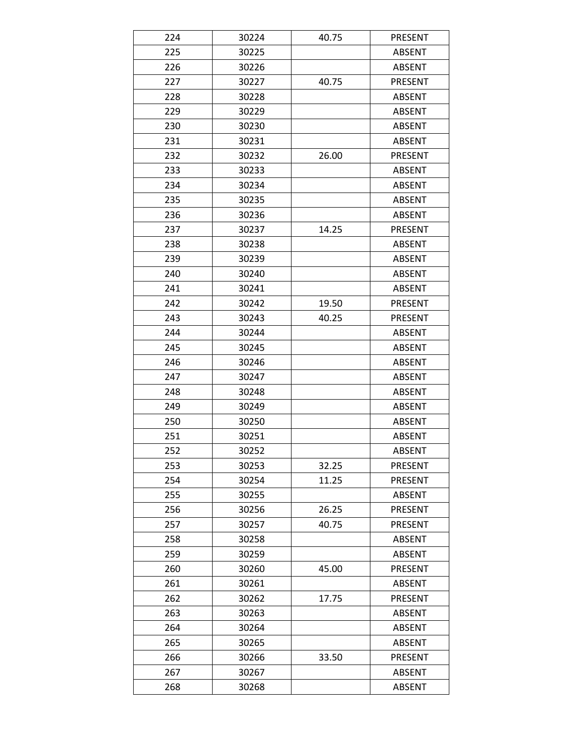| | | | |
|---|---|---|---|
| 224 | 30224 | 40.75 | PRESENT |
| 225 | 30225 | | ABSENT |
| 226 | 30226 | | ABSENT |
| 227 | 30227 | 40.75 | PRESENT |
| 228 | 30228 | | ABSENT |
| 229 | 30229 | | ABSENT |
| 230 | 30230 | | ABSENT |
| 231 | 30231 | | ABSENT |
| 232 | 30232 | 26.00 | PRESENT |
| 233 | 30233 | | ABSENT |
| 234 | 30234 | | ABSENT |
| 235 | 30235 | | ABSENT |
| 236 | 30236 | | ABSENT |
| 237 | 30237 | 14.25 | PRESENT |
| 238 | 30238 | | ABSENT |
| 239 | 30239 | | ABSENT |
| 240 | 30240 | | ABSENT |
| 241 | 30241 | | ABSENT |
| 242 | 30242 | 19.50 | PRESENT |
| 243 | 30243 | 40.25 | PRESENT |
| 244 | 30244 | | ABSENT |
| 245 | 30245 | | ABSENT |
| 246 | 30246 | | ABSENT |
| 247 | 30247 | | ABSENT |
| 248 | 30248 | | ABSENT |
| 249 | 30249 | | ABSENT |
| 250 | 30250 | | ABSENT |
| 251 | 30251 | | ABSENT |
| 252 | 30252 | | ABSENT |
| 253 | 30253 | 32.25 | PRESENT |
| 254 | 30254 | 11.25 | PRESENT |
| 255 | 30255 | | ABSENT |
| 256 | 30256 | 26.25 | PRESENT |
| 257 | 30257 | 40.75 | PRESENT |
| 258 | 30258 | | ABSENT |
| 259 | 30259 | | ABSENT |
| 260 | 30260 | 45.00 | PRESENT |
| 261 | 30261 | | ABSENT |
| 262 | 30262 | 17.75 | PRESENT |
| 263 | 30263 | | ABSENT |
| 264 | 30264 | | ABSENT |
| 265 | 30265 | | ABSENT |
| 266 | 30266 | 33.50 | PRESENT |
| 267 | 30267 | | ABSENT |
| 268 | 30268 | | ABSENT |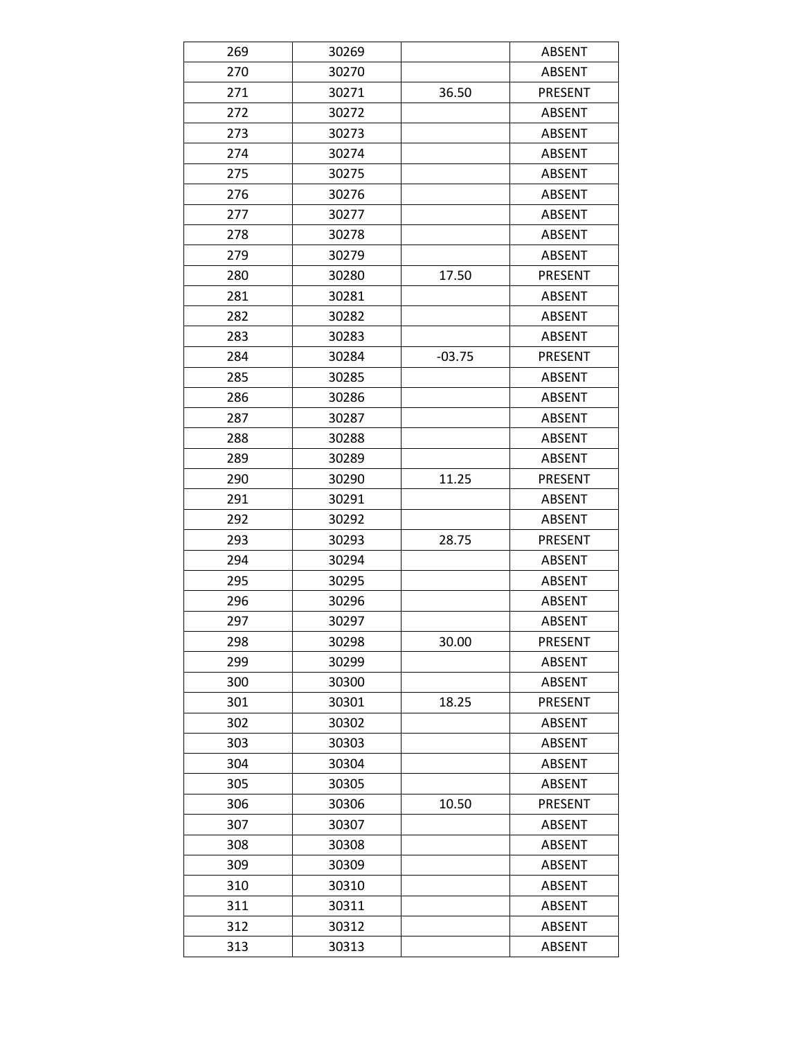| | | | |
|---|---|---|---|
| 269 | 30269 | | ABSENT |
| 270 | 30270 | | ABSENT |
| 271 | 30271 | 36.50 | PRESENT |
| 272 | 30272 | | ABSENT |
| 273 | 30273 | | ABSENT |
| 274 | 30274 | | ABSENT |
| 275 | 30275 | | ABSENT |
| 276 | 30276 | | ABSENT |
| 277 | 30277 | | ABSENT |
| 278 | 30278 | | ABSENT |
| 279 | 30279 | | ABSENT |
| 280 | 30280 | 17.50 | PRESENT |
| 281 | 30281 | | ABSENT |
| 282 | 30282 | | ABSENT |
| 283 | 30283 | | ABSENT |
| 284 | 30284 | -03.75 | PRESENT |
| 285 | 30285 | | ABSENT |
| 286 | 30286 | | ABSENT |
| 287 | 30287 | | ABSENT |
| 288 | 30288 | | ABSENT |
| 289 | 30289 | | ABSENT |
| 290 | 30290 | 11.25 | PRESENT |
| 291 | 30291 | | ABSENT |
| 292 | 30292 | | ABSENT |
| 293 | 30293 | 28.75 | PRESENT |
| 294 | 30294 | | ABSENT |
| 295 | 30295 | | ABSENT |
| 296 | 30296 | | ABSENT |
| 297 | 30297 | | ABSENT |
| 298 | 30298 | 30.00 | PRESENT |
| 299 | 30299 | | ABSENT |
| 300 | 30300 | | ABSENT |
| 301 | 30301 | 18.25 | PRESENT |
| 302 | 30302 | | ABSENT |
| 303 | 30303 | | ABSENT |
| 304 | 30304 | | ABSENT |
| 305 | 30305 | | ABSENT |
| 306 | 30306 | 10.50 | PRESENT |
| 307 | 30307 | | ABSENT |
| 308 | 30308 | | ABSENT |
| 309 | 30309 | | ABSENT |
| 310 | 30310 | | ABSENT |
| 311 | 30311 | | ABSENT |
| 312 | 30312 | | ABSENT |
| 313 | 30313 | | ABSENT |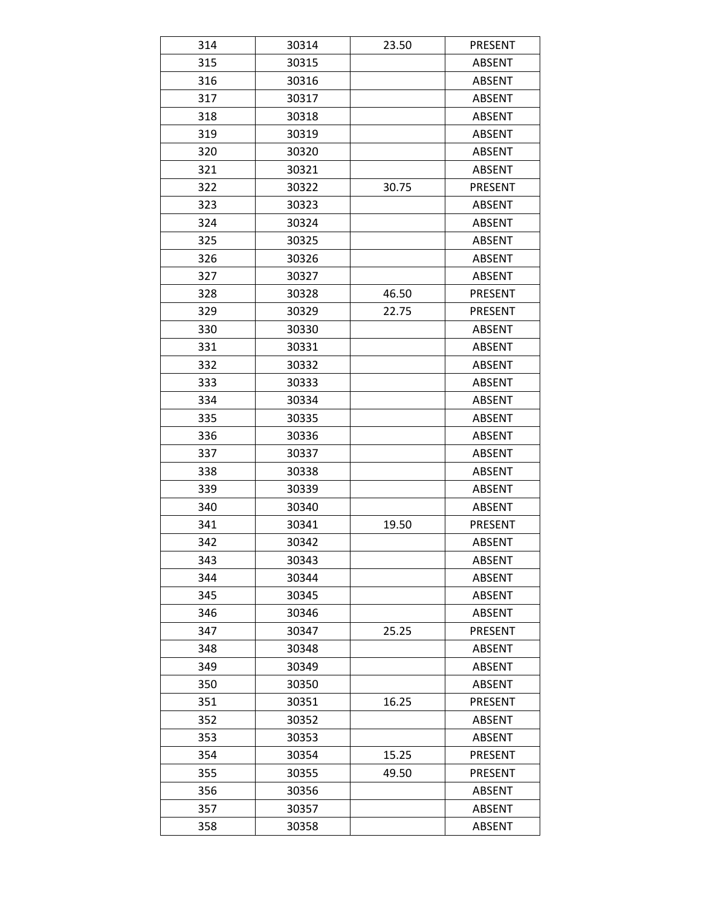| | | | |
|---|---|---|---|
| 314 | 30314 | 23.50 | PRESENT |
| 315 | 30315 | | ABSENT |
| 316 | 30316 | | ABSENT |
| 317 | 30317 | | ABSENT |
| 318 | 30318 | | ABSENT |
| 319 | 30319 | | ABSENT |
| 320 | 30320 | | ABSENT |
| 321 | 30321 | | ABSENT |
| 322 | 30322 | 30.75 | PRESENT |
| 323 | 30323 | | ABSENT |
| 324 | 30324 | | ABSENT |
| 325 | 30325 | | ABSENT |
| 326 | 30326 | | ABSENT |
| 327 | 30327 | | ABSENT |
| 328 | 30328 | 46.50 | PRESENT |
| 329 | 30329 | 22.75 | PRESENT |
| 330 | 30330 | | ABSENT |
| 331 | 30331 | | ABSENT |
| 332 | 30332 | | ABSENT |
| 333 | 30333 | | ABSENT |
| 334 | 30334 | | ABSENT |
| 335 | 30335 | | ABSENT |
| 336 | 30336 | | ABSENT |
| 337 | 30337 | | ABSENT |
| 338 | 30338 | | ABSENT |
| 339 | 30339 | | ABSENT |
| 340 | 30340 | | ABSENT |
| 341 | 30341 | 19.50 | PRESENT |
| 342 | 30342 | | ABSENT |
| 343 | 30343 | | ABSENT |
| 344 | 30344 | | ABSENT |
| 345 | 30345 | | ABSENT |
| 346 | 30346 | | ABSENT |
| 347 | 30347 | 25.25 | PRESENT |
| 348 | 30348 | | ABSENT |
| 349 | 30349 | | ABSENT |
| 350 | 30350 | | ABSENT |
| 351 | 30351 | 16.25 | PRESENT |
| 352 | 30352 | | ABSENT |
| 353 | 30353 | | ABSENT |
| 354 | 30354 | 15.25 | PRESENT |
| 355 | 30355 | 49.50 | PRESENT |
| 356 | 30356 | | ABSENT |
| 357 | 30357 | | ABSENT |
| 358 | 30358 | | ABSENT |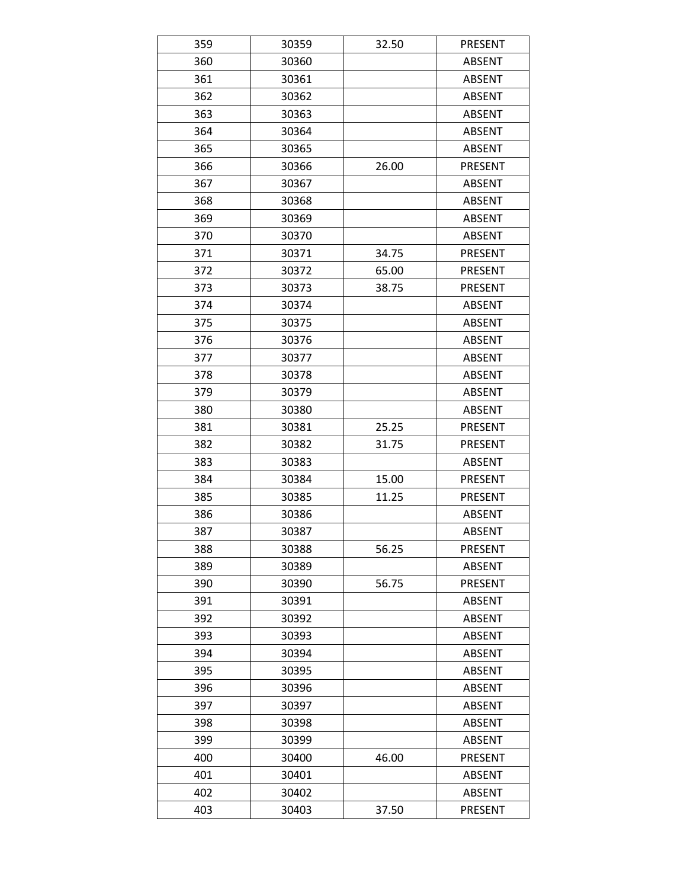| | | | |
|---|---|---|---|
| 359 | 30359 | 32.50 | PRESENT |
| 360 | 30360 | | ABSENT |
| 361 | 30361 | | ABSENT |
| 362 | 30362 | | ABSENT |
| 363 | 30363 | | ABSENT |
| 364 | 30364 | | ABSENT |
| 365 | 30365 | | ABSENT |
| 366 | 30366 | 26.00 | PRESENT |
| 367 | 30367 | | ABSENT |
| 368 | 30368 | | ABSENT |
| 369 | 30369 | | ABSENT |
| 370 | 30370 | | ABSENT |
| 371 | 30371 | 34.75 | PRESENT |
| 372 | 30372 | 65.00 | PRESENT |
| 373 | 30373 | 38.75 | PRESENT |
| 374 | 30374 | | ABSENT |
| 375 | 30375 | | ABSENT |
| 376 | 30376 | | ABSENT |
| 377 | 30377 | | ABSENT |
| 378 | 30378 | | ABSENT |
| 379 | 30379 | | ABSENT |
| 380 | 30380 | | ABSENT |
| 381 | 30381 | 25.25 | PRESENT |
| 382 | 30382 | 31.75 | PRESENT |
| 383 | 30383 | | ABSENT |
| 384 | 30384 | 15.00 | PRESENT |
| 385 | 30385 | 11.25 | PRESENT |
| 386 | 30386 | | ABSENT |
| 387 | 30387 | | ABSENT |
| 388 | 30388 | 56.25 | PRESENT |
| 389 | 30389 | | ABSENT |
| 390 | 30390 | 56.75 | PRESENT |
| 391 | 30391 | | ABSENT |
| 392 | 30392 | | ABSENT |
| 393 | 30393 | | ABSENT |
| 394 | 30394 | | ABSENT |
| 395 | 30395 | | ABSENT |
| 396 | 30396 | | ABSENT |
| 397 | 30397 | | ABSENT |
| 398 | 30398 | | ABSENT |
| 399 | 30399 | | ABSENT |
| 400 | 30400 | 46.00 | PRESENT |
| 401 | 30401 | | ABSENT |
| 402 | 30402 | | ABSENT |
| 403 | 30403 | 37.50 | PRESENT |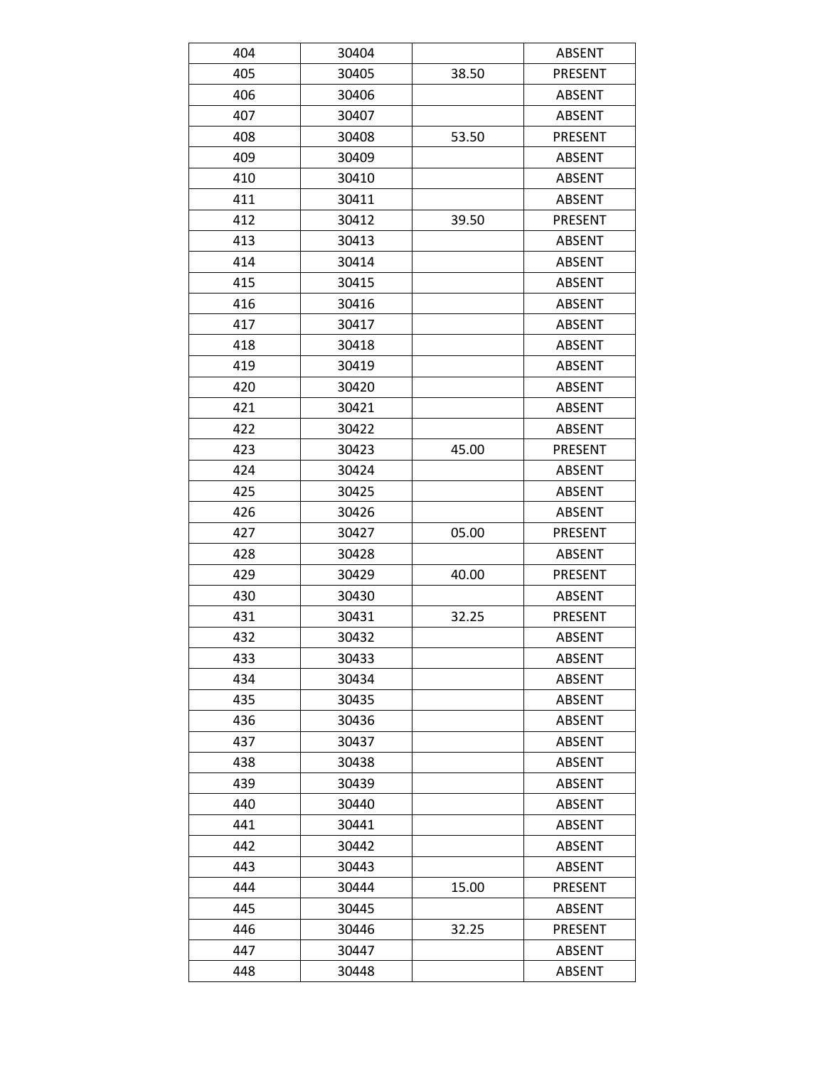| | | | |
|---|---|---|---|
| 404 | 30404 | | ABSENT |
| 405 | 30405 | 38.50 | PRESENT |
| 406 | 30406 | | ABSENT |
| 407 | 30407 | | ABSENT |
| 408 | 30408 | 53.50 | PRESENT |
| 409 | 30409 | | ABSENT |
| 410 | 30410 | | ABSENT |
| 411 | 30411 | | ABSENT |
| 412 | 30412 | 39.50 | PRESENT |
| 413 | 30413 | | ABSENT |
| 414 | 30414 | | ABSENT |
| 415 | 30415 | | ABSENT |
| 416 | 30416 | | ABSENT |
| 417 | 30417 | | ABSENT |
| 418 | 30418 | | ABSENT |
| 419 | 30419 | | ABSENT |
| 420 | 30420 | | ABSENT |
| 421 | 30421 | | ABSENT |
| 422 | 30422 | | ABSENT |
| 423 | 30423 | 45.00 | PRESENT |
| 424 | 30424 | | ABSENT |
| 425 | 30425 | | ABSENT |
| 426 | 30426 | | ABSENT |
| 427 | 30427 | 05.00 | PRESENT |
| 428 | 30428 | | ABSENT |
| 429 | 30429 | 40.00 | PRESENT |
| 430 | 30430 | | ABSENT |
| 431 | 30431 | 32.25 | PRESENT |
| 432 | 30432 | | ABSENT |
| 433 | 30433 | | ABSENT |
| 434 | 30434 | | ABSENT |
| 435 | 30435 | | ABSENT |
| 436 | 30436 | | ABSENT |
| 437 | 30437 | | ABSENT |
| 438 | 30438 | | ABSENT |
| 439 | 30439 | | ABSENT |
| 440 | 30440 | | ABSENT |
| 441 | 30441 | | ABSENT |
| 442 | 30442 | | ABSENT |
| 443 | 30443 | | ABSENT |
| 444 | 30444 | 15.00 | PRESENT |
| 445 | 30445 | | ABSENT |
| 446 | 30446 | 32.25 | PRESENT |
| 447 | 30447 | | ABSENT |
| 448 | 30448 | | ABSENT |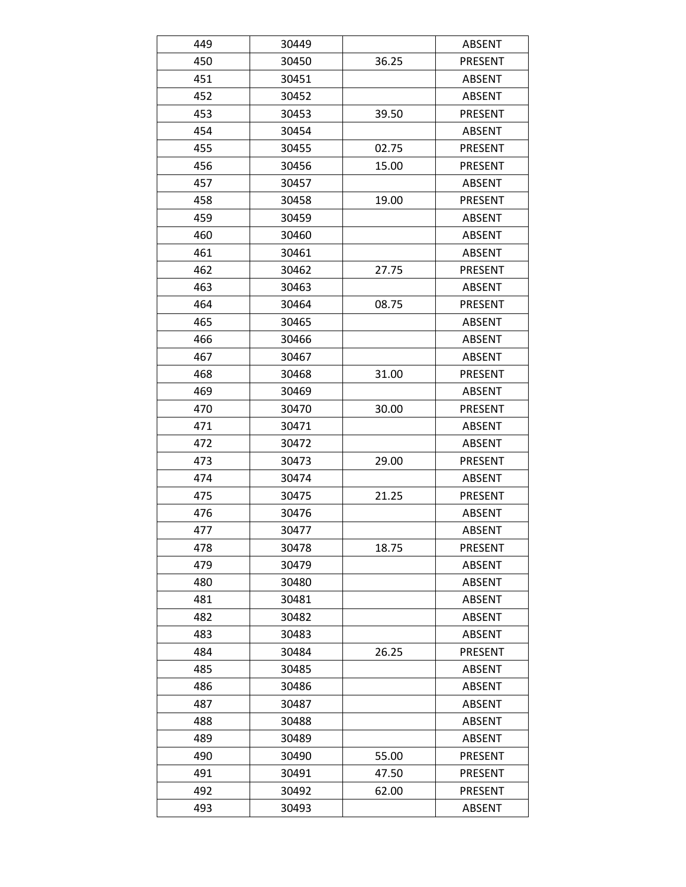| | | | |
|---|---|---|---|
| 449 | 30449 | | ABSENT |
| 450 | 30450 | 36.25 | PRESENT |
| 451 | 30451 | | ABSENT |
| 452 | 30452 | | ABSENT |
| 453 | 30453 | 39.50 | PRESENT |
| 454 | 30454 | | ABSENT |
| 455 | 30455 | 02.75 | PRESENT |
| 456 | 30456 | 15.00 | PRESENT |
| 457 | 30457 | | ABSENT |
| 458 | 30458 | 19.00 | PRESENT |
| 459 | 30459 | | ABSENT |
| 460 | 30460 | | ABSENT |
| 461 | 30461 | | ABSENT |
| 462 | 30462 | 27.75 | PRESENT |
| 463 | 30463 | | ABSENT |
| 464 | 30464 | 08.75 | PRESENT |
| 465 | 30465 | | ABSENT |
| 466 | 30466 | | ABSENT |
| 467 | 30467 | | ABSENT |
| 468 | 30468 | 31.00 | PRESENT |
| 469 | 30469 | | ABSENT |
| 470 | 30470 | 30.00 | PRESENT |
| 471 | 30471 | | ABSENT |
| 472 | 30472 | | ABSENT |
| 473 | 30473 | 29.00 | PRESENT |
| 474 | 30474 | | ABSENT |
| 475 | 30475 | 21.25 | PRESENT |
| 476 | 30476 | | ABSENT |
| 477 | 30477 | | ABSENT |
| 478 | 30478 | 18.75 | PRESENT |
| 479 | 30479 | | ABSENT |
| 480 | 30480 | | ABSENT |
| 481 | 30481 | | ABSENT |
| 482 | 30482 | | ABSENT |
| 483 | 30483 | | ABSENT |
| 484 | 30484 | 26.25 | PRESENT |
| 485 | 30485 | | ABSENT |
| 486 | 30486 | | ABSENT |
| 487 | 30487 | | ABSENT |
| 488 | 30488 | | ABSENT |
| 489 | 30489 | | ABSENT |
| 490 | 30490 | 55.00 | PRESENT |
| 491 | 30491 | 47.50 | PRESENT |
| 492 | 30492 | 62.00 | PRESENT |
| 493 | 30493 | | ABSENT |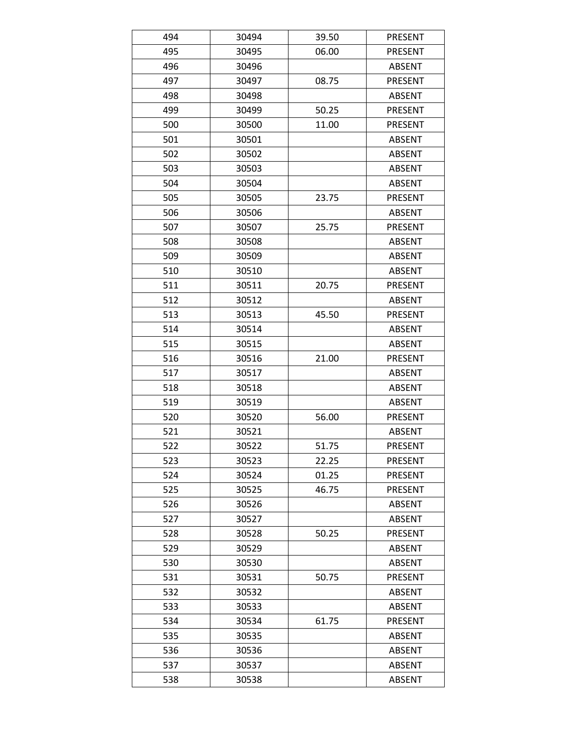| | | | |
|---|---|---|---|
| 494 | 30494 | 39.50 | PRESENT |
| 495 | 30495 | 06.00 | PRESENT |
| 496 | 30496 | | ABSENT |
| 497 | 30497 | 08.75 | PRESENT |
| 498 | 30498 | | ABSENT |
| 499 | 30499 | 50.25 | PRESENT |
| 500 | 30500 | 11.00 | PRESENT |
| 501 | 30501 | | ABSENT |
| 502 | 30502 | | ABSENT |
| 503 | 30503 | | ABSENT |
| 504 | 30504 | | ABSENT |
| 505 | 30505 | 23.75 | PRESENT |
| 506 | 30506 | | ABSENT |
| 507 | 30507 | 25.75 | PRESENT |
| 508 | 30508 | | ABSENT |
| 509 | 30509 | | ABSENT |
| 510 | 30510 | | ABSENT |
| 511 | 30511 | 20.75 | PRESENT |
| 512 | 30512 | | ABSENT |
| 513 | 30513 | 45.50 | PRESENT |
| 514 | 30514 | | ABSENT |
| 515 | 30515 | | ABSENT |
| 516 | 30516 | 21.00 | PRESENT |
| 517 | 30517 | | ABSENT |
| 518 | 30518 | | ABSENT |
| 519 | 30519 | | ABSENT |
| 520 | 30520 | 56.00 | PRESENT |
| 521 | 30521 | | ABSENT |
| 522 | 30522 | 51.75 | PRESENT |
| 523 | 30523 | 22.25 | PRESENT |
| 524 | 30524 | 01.25 | PRESENT |
| 525 | 30525 | 46.75 | PRESENT |
| 526 | 30526 | | ABSENT |
| 527 | 30527 | | ABSENT |
| 528 | 30528 | 50.25 | PRESENT |
| 529 | 30529 | | ABSENT |
| 530 | 30530 | | ABSENT |
| 531 | 30531 | 50.75 | PRESENT |
| 532 | 30532 | | ABSENT |
| 533 | 30533 | | ABSENT |
| 534 | 30534 | 61.75 | PRESENT |
| 535 | 30535 | | ABSENT |
| 536 | 30536 | | ABSENT |
| 537 | 30537 | | ABSENT |
| 538 | 30538 | | ABSENT |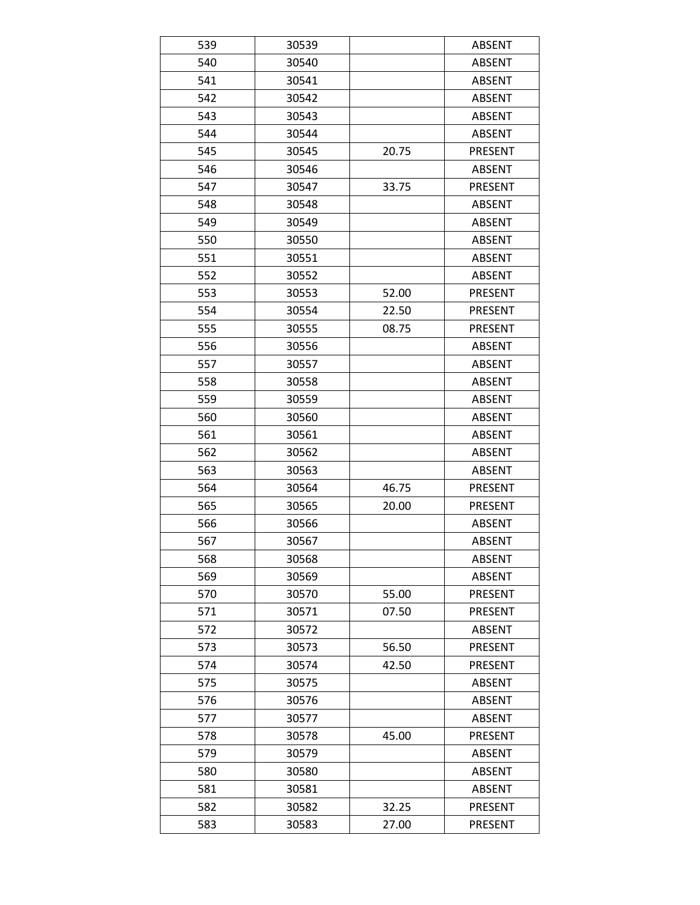| 539 | 30539 | | ABSENT |
|---|---|---|---|
| 540 | 30540 | | ABSENT |
| 541 | 30541 | | ABSENT |
| 542 | 30542 | | ABSENT |
| 543 | 30543 | | ABSENT |
| 544 | 30544 | | ABSENT |
| 545 | 30545 | 20.75 | PRESENT |
| 546 | 30546 | | ABSENT |
| 547 | 30547 | 33.75 | PRESENT |
| 548 | 30548 | | ABSENT |
| 549 | 30549 | | ABSENT |
| 550 | 30550 | | ABSENT |
| 551 | 30551 | | ABSENT |
| 552 | 30552 | | ABSENT |
| 553 | 30553 | 52.00 | PRESENT |
| 554 | 30554 | 22.50 | PRESENT |
| 555 | 30555 | 08.75 | PRESENT |
| 556 | 30556 | | ABSENT |
| 557 | 30557 | | ABSENT |
| 558 | 30558 | | ABSENT |
| 559 | 30559 | | ABSENT |
| 560 | 30560 | | ABSENT |
| 561 | 30561 | | ABSENT |
| 562 | 30562 | | ABSENT |
| 563 | 30563 | | ABSENT |
| 564 | 30564 | 46.75 | PRESENT |
| 565 | 30565 | 20.00 | PRESENT |
| 566 | 30566 | | ABSENT |
| 567 | 30567 | | ABSENT |
| 568 | 30568 | | ABSENT |
| 569 | 30569 | | ABSENT |
| 570 | 30570 | 55.00 | PRESENT |
| 571 | 30571 | 07.50 | PRESENT |
| 572 | 30572 | | ABSENT |
| 573 | 30573 | 56.50 | PRESENT |
| 574 | 30574 | 42.50 | PRESENT |
| 575 | 30575 | | ABSENT |
| 576 | 30576 | | ABSENT |
| 577 | 30577 | | ABSENT |
| 578 | 30578 | 45.00 | PRESENT |
| 579 | 30579 | | ABSENT |
| 580 | 30580 | | ABSENT |
| 581 | 30581 | | ABSENT |
| 582 | 30582 | 32.25 | PRESENT |
| 583 | 30583 | 27.00 | PRESENT |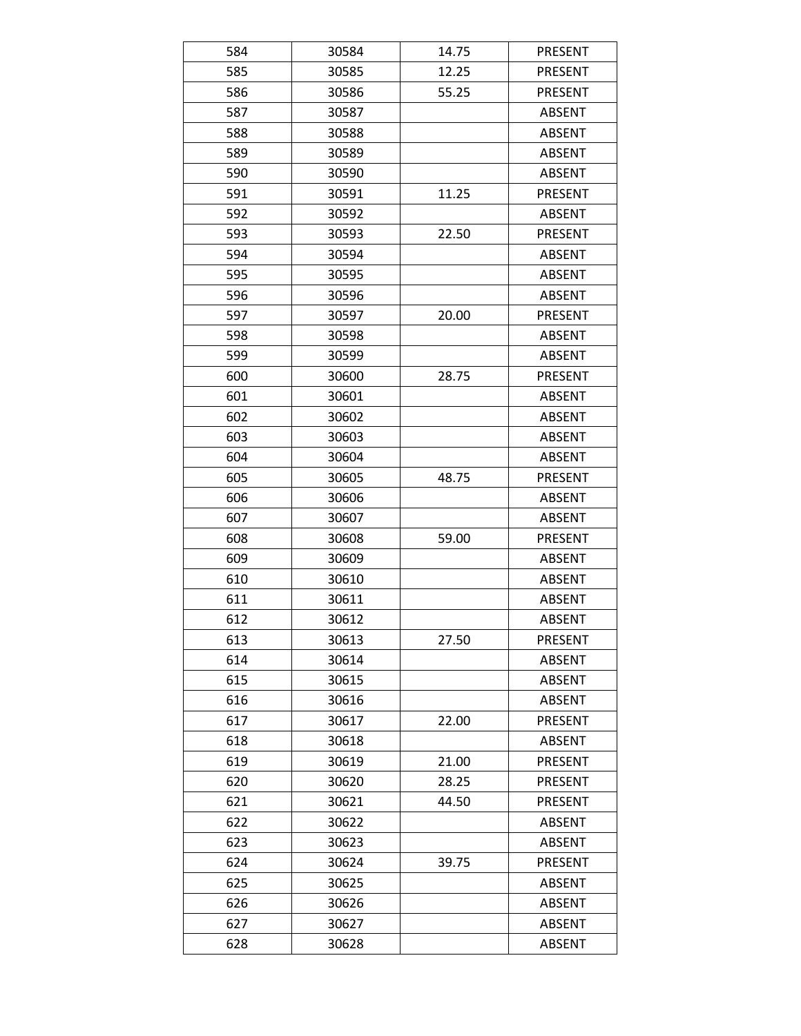| | | | |
|---|---|---|---|
| 584 | 30584 | 14.75 | PRESENT |
| 585 | 30585 | 12.25 | PRESENT |
| 586 | 30586 | 55.25 | PRESENT |
| 587 | 30587 | | ABSENT |
| 588 | 30588 | | ABSENT |
| 589 | 30589 | | ABSENT |
| 590 | 30590 | | ABSENT |
| 591 | 30591 | 11.25 | PRESENT |
| 592 | 30592 | | ABSENT |
| 593 | 30593 | 22.50 | PRESENT |
| 594 | 30594 | | ABSENT |
| 595 | 30595 | | ABSENT |
| 596 | 30596 | | ABSENT |
| 597 | 30597 | 20.00 | PRESENT |
| 598 | 30598 | | ABSENT |
| 599 | 30599 | | ABSENT |
| 600 | 30600 | 28.75 | PRESENT |
| 601 | 30601 | | ABSENT |
| 602 | 30602 | | ABSENT |
| 603 | 30603 | | ABSENT |
| 604 | 30604 | | ABSENT |
| 605 | 30605 | 48.75 | PRESENT |
| 606 | 30606 | | ABSENT |
| 607 | 30607 | | ABSENT |
| 608 | 30608 | 59.00 | PRESENT |
| 609 | 30609 | | ABSENT |
| 610 | 30610 | | ABSENT |
| 611 | 30611 | | ABSENT |
| 612 | 30612 | | ABSENT |
| 613 | 30613 | 27.50 | PRESENT |
| 614 | 30614 | | ABSENT |
| 615 | 30615 | | ABSENT |
| 616 | 30616 | | ABSENT |
| 617 | 30617 | 22.00 | PRESENT |
| 618 | 30618 | | ABSENT |
| 619 | 30619 | 21.00 | PRESENT |
| 620 | 30620 | 28.25 | PRESENT |
| 621 | 30621 | 44.50 | PRESENT |
| 622 | 30622 | | ABSENT |
| 623 | 30623 | | ABSENT |
| 624 | 30624 | 39.75 | PRESENT |
| 625 | 30625 | | ABSENT |
| 626 | 30626 | | ABSENT |
| 627 | 30627 | | ABSENT |
| 628 | 30628 | | ABSENT |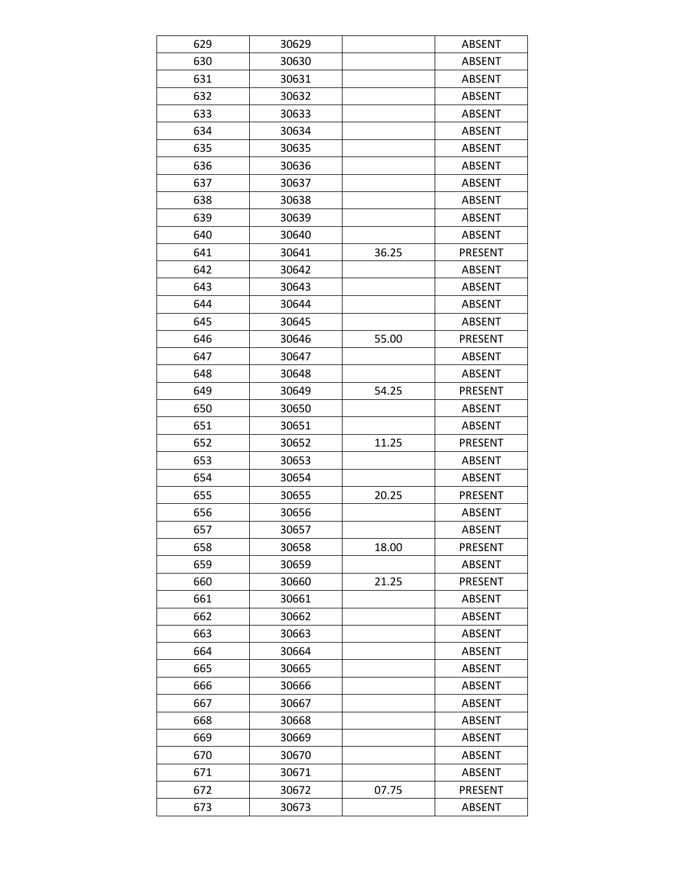| | | | |
|---|---|---|---|
| 629 | 30629 | | ABSENT |
| 630 | 30630 | | ABSENT |
| 631 | 30631 | | ABSENT |
| 632 | 30632 | | ABSENT |
| 633 | 30633 | | ABSENT |
| 634 | 30634 | | ABSENT |
| 635 | 30635 | | ABSENT |
| 636 | 30636 | | ABSENT |
| 637 | 30637 | | ABSENT |
| 638 | 30638 | | ABSENT |
| 639 | 30639 | | ABSENT |
| 640 | 30640 | | ABSENT |
| 641 | 30641 | 36.25 | PRESENT |
| 642 | 30642 | | ABSENT |
| 643 | 30643 | | ABSENT |
| 644 | 30644 | | ABSENT |
| 645 | 30645 | | ABSENT |
| 646 | 30646 | 55.00 | PRESENT |
| 647 | 30647 | | ABSENT |
| 648 | 30648 | | ABSENT |
| 649 | 30649 | 54.25 | PRESENT |
| 650 | 30650 | | ABSENT |
| 651 | 30651 | | ABSENT |
| 652 | 30652 | 11.25 | PRESENT |
| 653 | 30653 | | ABSENT |
| 654 | 30654 | | ABSENT |
| 655 | 30655 | 20.25 | PRESENT |
| 656 | 30656 | | ABSENT |
| 657 | 30657 | | ABSENT |
| 658 | 30658 | 18.00 | PRESENT |
| 659 | 30659 | | ABSENT |
| 660 | 30660 | 21.25 | PRESENT |
| 661 | 30661 | | ABSENT |
| 662 | 30662 | | ABSENT |
| 663 | 30663 | | ABSENT |
| 664 | 30664 | | ABSENT |
| 665 | 30665 | | ABSENT |
| 666 | 30666 | | ABSENT |
| 667 | 30667 | | ABSENT |
| 668 | 30668 | | ABSENT |
| 669 | 30669 | | ABSENT |
| 670 | 30670 | | ABSENT |
| 671 | 30671 | | ABSENT |
| 672 | 30672 | 07.75 | PRESENT |
| 673 | 30673 | | ABSENT |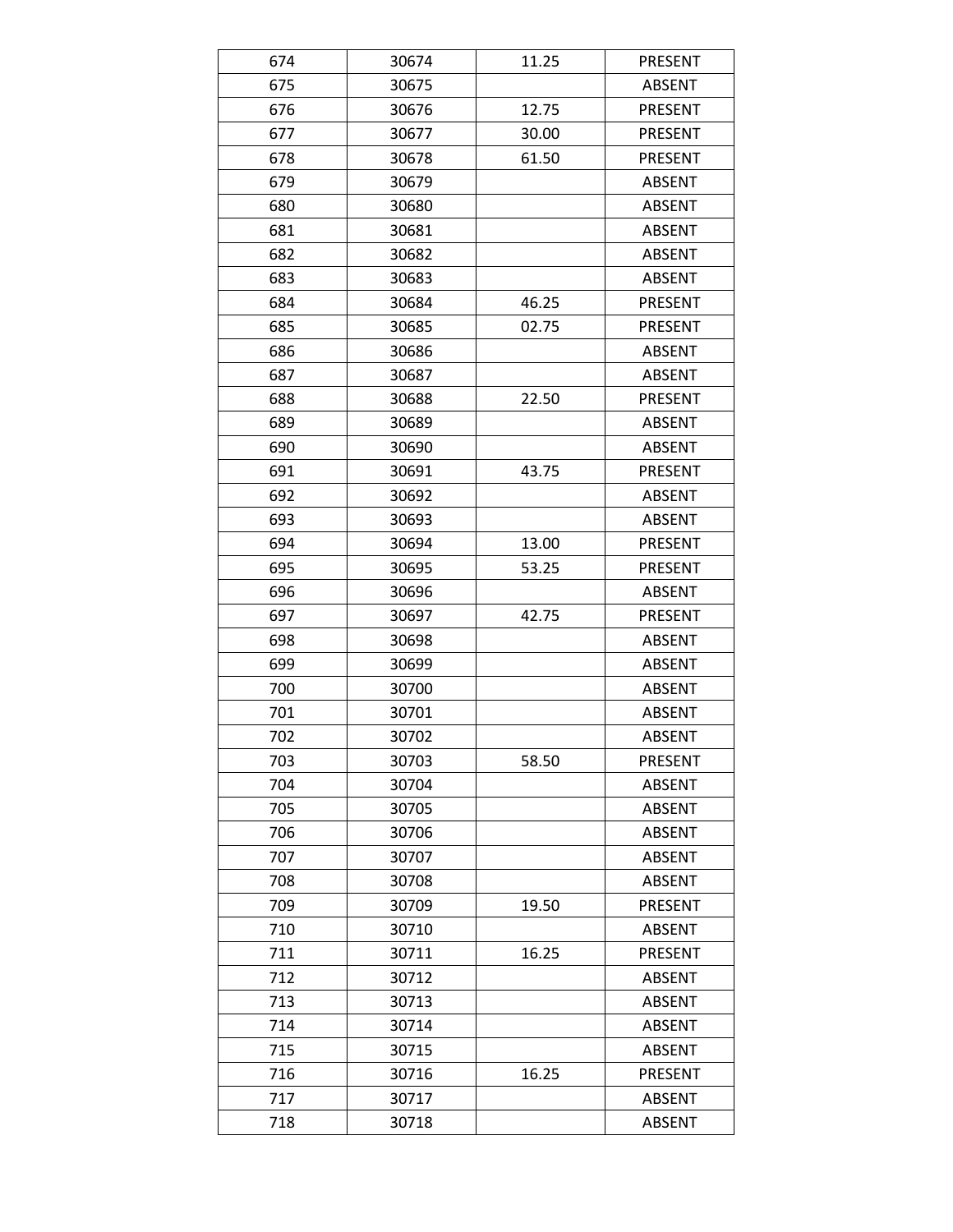| | | | |
|---|---|---|---|
| 674 | 30674 | 11.25 | PRESENT |
| 675 | 30675 | | ABSENT |
| 676 | 30676 | 12.75 | PRESENT |
| 677 | 30677 | 30.00 | PRESENT |
| 678 | 30678 | 61.50 | PRESENT |
| 679 | 30679 | | ABSENT |
| 680 | 30680 | | ABSENT |
| 681 | 30681 | | ABSENT |
| 682 | 30682 | | ABSENT |
| 683 | 30683 | | ABSENT |
| 684 | 30684 | 46.25 | PRESENT |
| 685 | 30685 | 02.75 | PRESENT |
| 686 | 30686 | | ABSENT |
| 687 | 30687 | | ABSENT |
| 688 | 30688 | 22.50 | PRESENT |
| 689 | 30689 | | ABSENT |
| 690 | 30690 | | ABSENT |
| 691 | 30691 | 43.75 | PRESENT |
| 692 | 30692 | | ABSENT |
| 693 | 30693 | | ABSENT |
| 694 | 30694 | 13.00 | PRESENT |
| 695 | 30695 | 53.25 | PRESENT |
| 696 | 30696 | | ABSENT |
| 697 | 30697 | 42.75 | PRESENT |
| 698 | 30698 | | ABSENT |
| 699 | 30699 | | ABSENT |
| 700 | 30700 | | ABSENT |
| 701 | 30701 | | ABSENT |
| 702 | 30702 | | ABSENT |
| 703 | 30703 | 58.50 | PRESENT |
| 704 | 30704 | | ABSENT |
| 705 | 30705 | | ABSENT |
| 706 | 30706 | | ABSENT |
| 707 | 30707 | | ABSENT |
| 708 | 30708 | | ABSENT |
| 709 | 30709 | 19.50 | PRESENT |
| 710 | 30710 | | ABSENT |
| 711 | 30711 | 16.25 | PRESENT |
| 712 | 30712 | | ABSENT |
| 713 | 30713 | | ABSENT |
| 714 | 30714 | | ABSENT |
| 715 | 30715 | | ABSENT |
| 716 | 30716 | 16.25 | PRESENT |
| 717 | 30717 | | ABSENT |
| 718 | 30718 | | ABSENT |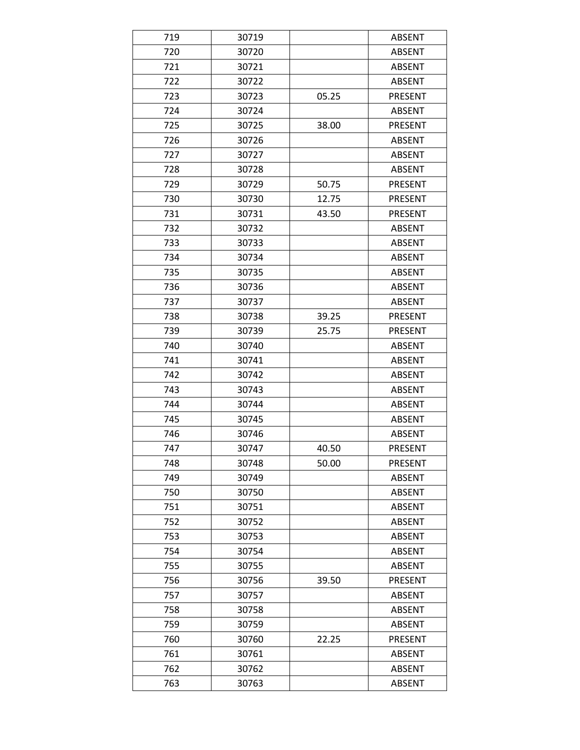| | | | |
|---|---|---|---|
| 719 | 30719 | | ABSENT |
| 720 | 30720 | | ABSENT |
| 721 | 30721 | | ABSENT |
| 722 | 30722 | | ABSENT |
| 723 | 30723 | 05.25 | PRESENT |
| 724 | 30724 | | ABSENT |
| 725 | 30725 | 38.00 | PRESENT |
| 726 | 30726 | | ABSENT |
| 727 | 30727 | | ABSENT |
| 728 | 30728 | | ABSENT |
| 729 | 30729 | 50.75 | PRESENT |
| 730 | 30730 | 12.75 | PRESENT |
| 731 | 30731 | 43.50 | PRESENT |
| 732 | 30732 | | ABSENT |
| 733 | 30733 | | ABSENT |
| 734 | 30734 | | ABSENT |
| 735 | 30735 | | ABSENT |
| 736 | 30736 | | ABSENT |
| 737 | 30737 | | ABSENT |
| 738 | 30738 | 39.25 | PRESENT |
| 739 | 30739 | 25.75 | PRESENT |
| 740 | 30740 | | ABSENT |
| 741 | 30741 | | ABSENT |
| 742 | 30742 | | ABSENT |
| 743 | 30743 | | ABSENT |
| 744 | 30744 | | ABSENT |
| 745 | 30745 | | ABSENT |
| 746 | 30746 | | ABSENT |
| 747 | 30747 | 40.50 | PRESENT |
| 748 | 30748 | 50.00 | PRESENT |
| 749 | 30749 | | ABSENT |
| 750 | 30750 | | ABSENT |
| 751 | 30751 | | ABSENT |
| 752 | 30752 | | ABSENT |
| 753 | 30753 | | ABSENT |
| 754 | 30754 | | ABSENT |
| 755 | 30755 | | ABSENT |
| 756 | 30756 | 39.50 | PRESENT |
| 757 | 30757 | | ABSENT |
| 758 | 30758 | | ABSENT |
| 759 | 30759 | | ABSENT |
| 760 | 30760 | 22.25 | PRESENT |
| 761 | 30761 | | ABSENT |
| 762 | 30762 | | ABSENT |
| 763 | 30763 | | ABSENT |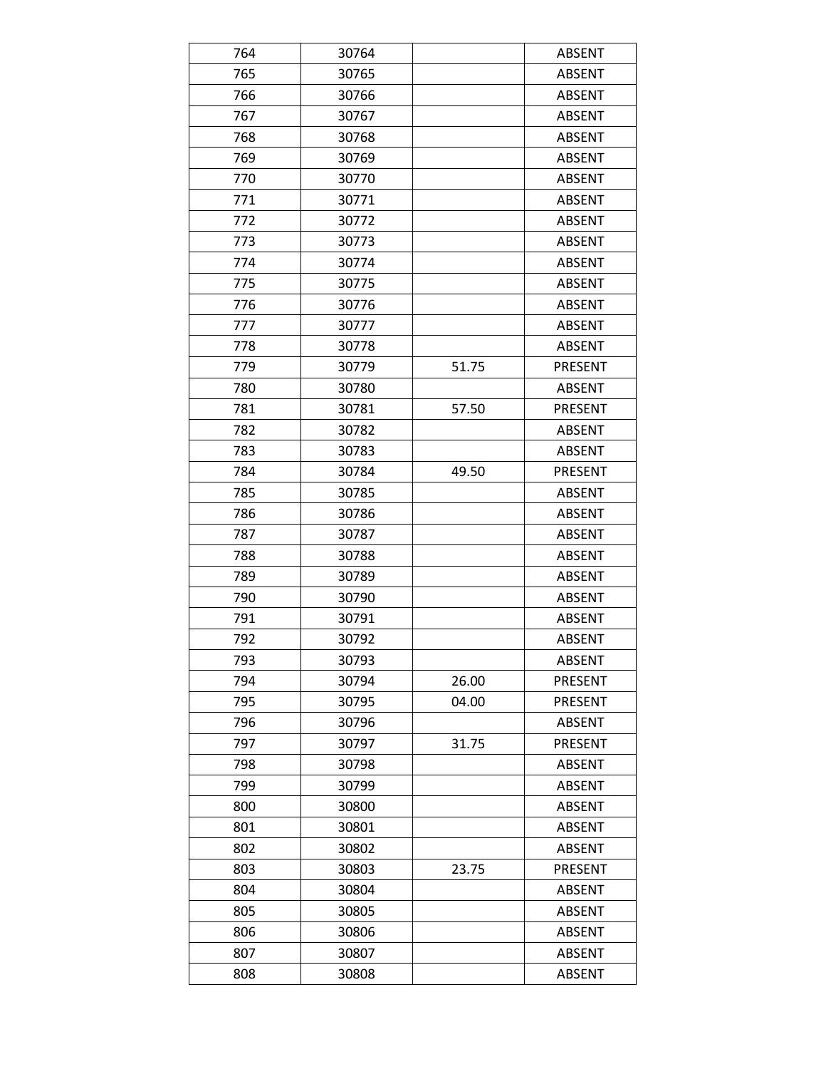| | | | |
|---|---|---|---|
| 764 | 30764 | | ABSENT |
| 765 | 30765 | | ABSENT |
| 766 | 30766 | | ABSENT |
| 767 | 30767 | | ABSENT |
| 768 | 30768 | | ABSENT |
| 769 | 30769 | | ABSENT |
| 770 | 30770 | | ABSENT |
| 771 | 30771 | | ABSENT |
| 772 | 30772 | | ABSENT |
| 773 | 30773 | | ABSENT |
| 774 | 30774 | | ABSENT |
| 775 | 30775 | | ABSENT |
| 776 | 30776 | | ABSENT |
| 777 | 30777 | | ABSENT |
| 778 | 30778 | | ABSENT |
| 779 | 30779 | 51.75 | PRESENT |
| 780 | 30780 | | ABSENT |
| 781 | 30781 | 57.50 | PRESENT |
| 782 | 30782 | | ABSENT |
| 783 | 30783 | | ABSENT |
| 784 | 30784 | 49.50 | PRESENT |
| 785 | 30785 | | ABSENT |
| 786 | 30786 | | ABSENT |
| 787 | 30787 | | ABSENT |
| 788 | 30788 | | ABSENT |
| 789 | 30789 | | ABSENT |
| 790 | 30790 | | ABSENT |
| 791 | 30791 | | ABSENT |
| 792 | 30792 | | ABSENT |
| 793 | 30793 | | ABSENT |
| 794 | 30794 | 26.00 | PRESENT |
| 795 | 30795 | 04.00 | PRESENT |
| 796 | 30796 | | ABSENT |
| 797 | 30797 | 31.75 | PRESENT |
| 798 | 30798 | | ABSENT |
| 799 | 30799 | | ABSENT |
| 800 | 30800 | | ABSENT |
| 801 | 30801 | | ABSENT |
| 802 | 30802 | | ABSENT |
| 803 | 30803 | 23.75 | PRESENT |
| 804 | 30804 | | ABSENT |
| 805 | 30805 | | ABSENT |
| 806 | 30806 | | ABSENT |
| 807 | 30807 | | ABSENT |
| 808 | 30808 | | ABSENT |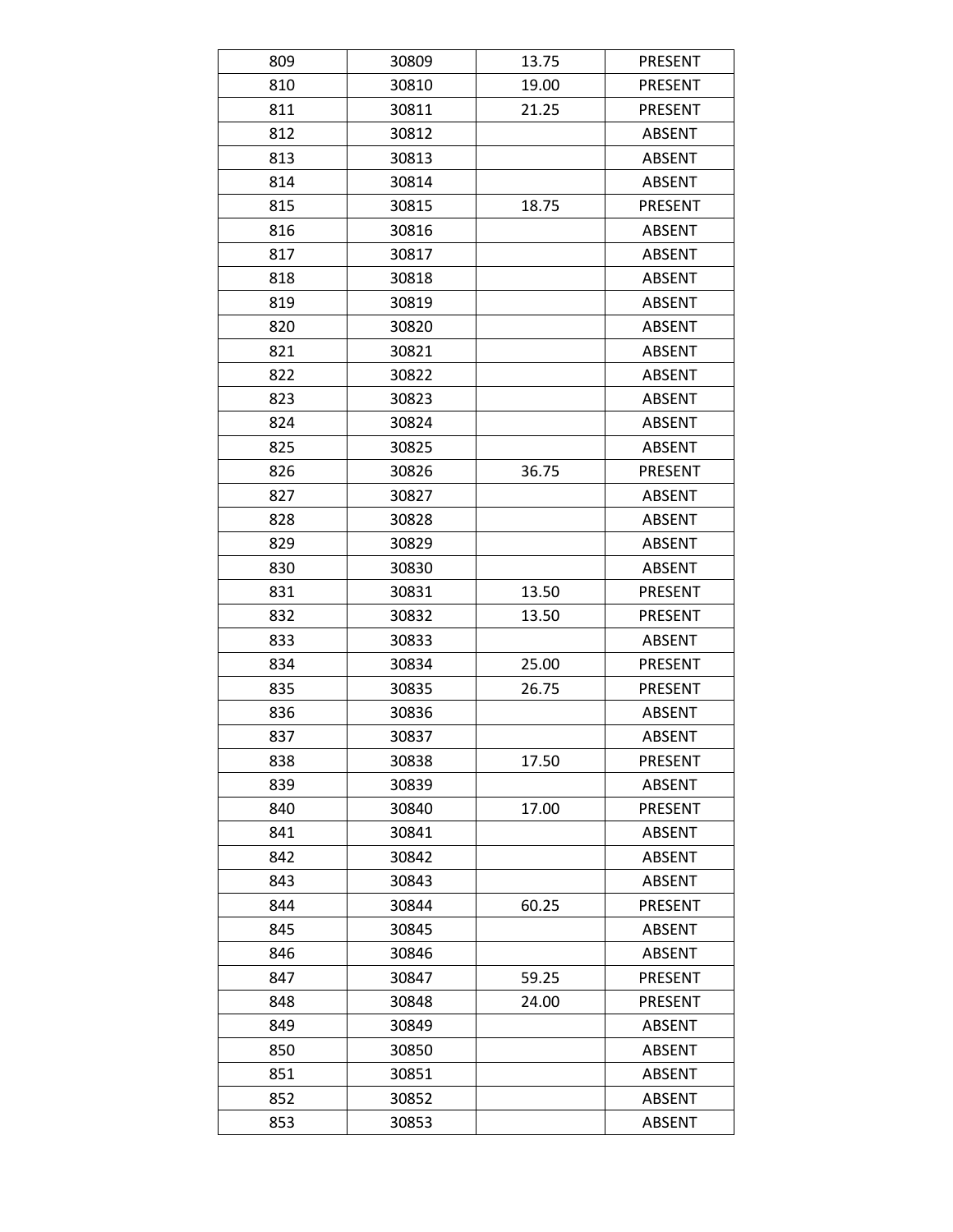| | | | |
|---|---|---|---|
| 809 | 30809 | 13.75 | PRESENT |
| 810 | 30810 | 19.00 | PRESENT |
| 811 | 30811 | 21.25 | PRESENT |
| 812 | 30812 | | ABSENT |
| 813 | 30813 | | ABSENT |
| 814 | 30814 | | ABSENT |
| 815 | 30815 | 18.75 | PRESENT |
| 816 | 30816 | | ABSENT |
| 817 | 30817 | | ABSENT |
| 818 | 30818 | | ABSENT |
| 819 | 30819 | | ABSENT |
| 820 | 30820 | | ABSENT |
| 821 | 30821 | | ABSENT |
| 822 | 30822 | | ABSENT |
| 823 | 30823 | | ABSENT |
| 824 | 30824 | | ABSENT |
| 825 | 30825 | | ABSENT |
| 826 | 30826 | 36.75 | PRESENT |
| 827 | 30827 | | ABSENT |
| 828 | 30828 | | ABSENT |
| 829 | 30829 | | ABSENT |
| 830 | 30830 | | ABSENT |
| 831 | 30831 | 13.50 | PRESENT |
| 832 | 30832 | 13.50 | PRESENT |
| 833 | 30833 | | ABSENT |
| 834 | 30834 | 25.00 | PRESENT |
| 835 | 30835 | 26.75 | PRESENT |
| 836 | 30836 | | ABSENT |
| 837 | 30837 | | ABSENT |
| 838 | 30838 | 17.50 | PRESENT |
| 839 | 30839 | | ABSENT |
| 840 | 30840 | 17.00 | PRESENT |
| 841 | 30841 | | ABSENT |
| 842 | 30842 | | ABSENT |
| 843 | 30843 | | ABSENT |
| 844 | 30844 | 60.25 | PRESENT |
| 845 | 30845 | | ABSENT |
| 846 | 30846 | | ABSENT |
| 847 | 30847 | 59.25 | PRESENT |
| 848 | 30848 | 24.00 | PRESENT |
| 849 | 30849 | | ABSENT |
| 850 | 30850 | | ABSENT |
| 851 | 30851 | | ABSENT |
| 852 | 30852 | | ABSENT |
| 853 | 30853 | | ABSENT |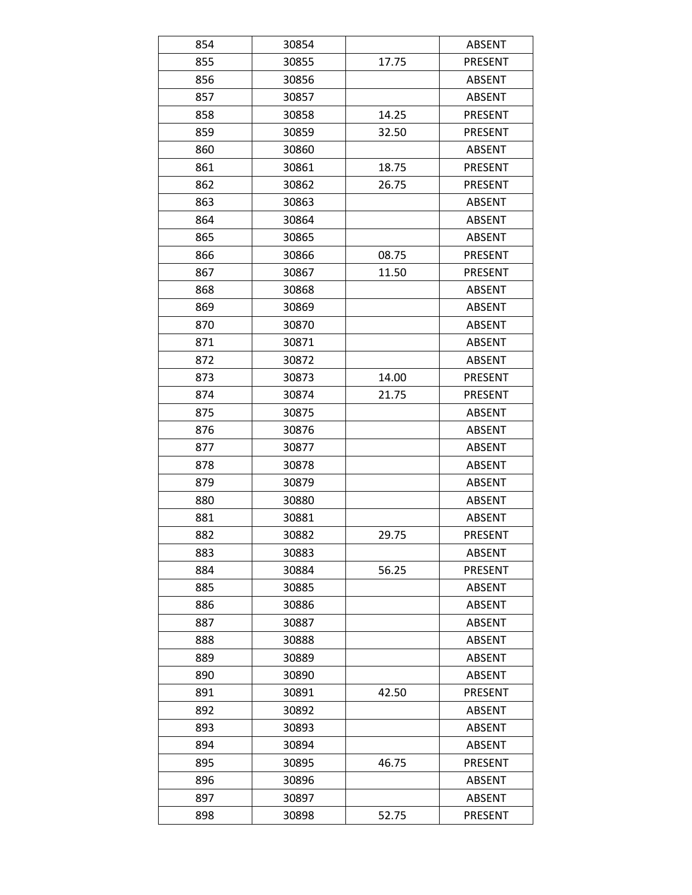| | | | |
|---|---|---|---|
| 854 | 30854 | | ABSENT |
| 855 | 30855 | 17.75 | PRESENT |
| 856 | 30856 | | ABSENT |
| 857 | 30857 | | ABSENT |
| 858 | 30858 | 14.25 | PRESENT |
| 859 | 30859 | 32.50 | PRESENT |
| 860 | 30860 | | ABSENT |
| 861 | 30861 | 18.75 | PRESENT |
| 862 | 30862 | 26.75 | PRESENT |
| 863 | 30863 | | ABSENT |
| 864 | 30864 | | ABSENT |
| 865 | 30865 | | ABSENT |
| 866 | 30866 | 08.75 | PRESENT |
| 867 | 30867 | 11.50 | PRESENT |
| 868 | 30868 | | ABSENT |
| 869 | 30869 | | ABSENT |
| 870 | 30870 | | ABSENT |
| 871 | 30871 | | ABSENT |
| 872 | 30872 | | ABSENT |
| 873 | 30873 | 14.00 | PRESENT |
| 874 | 30874 | 21.75 | PRESENT |
| 875 | 30875 | | ABSENT |
| 876 | 30876 | | ABSENT |
| 877 | 30877 | | ABSENT |
| 878 | 30878 | | ABSENT |
| 879 | 30879 | | ABSENT |
| 880 | 30880 | | ABSENT |
| 881 | 30881 | | ABSENT |
| 882 | 30882 | 29.75 | PRESENT |
| 883 | 30883 | | ABSENT |
| 884 | 30884 | 56.25 | PRESENT |
| 885 | 30885 | | ABSENT |
| 886 | 30886 | | ABSENT |
| 887 | 30887 | | ABSENT |
| 888 | 30888 | | ABSENT |
| 889 | 30889 | | ABSENT |
| 890 | 30890 | | ABSENT |
| 891 | 30891 | 42.50 | PRESENT |
| 892 | 30892 | | ABSENT |
| 893 | 30893 | | ABSENT |
| 894 | 30894 | | ABSENT |
| 895 | 30895 | 46.75 | PRESENT |
| 896 | 30896 | | ABSENT |
| 897 | 30897 | | ABSENT |
| 898 | 30898 | 52.75 | PRESENT |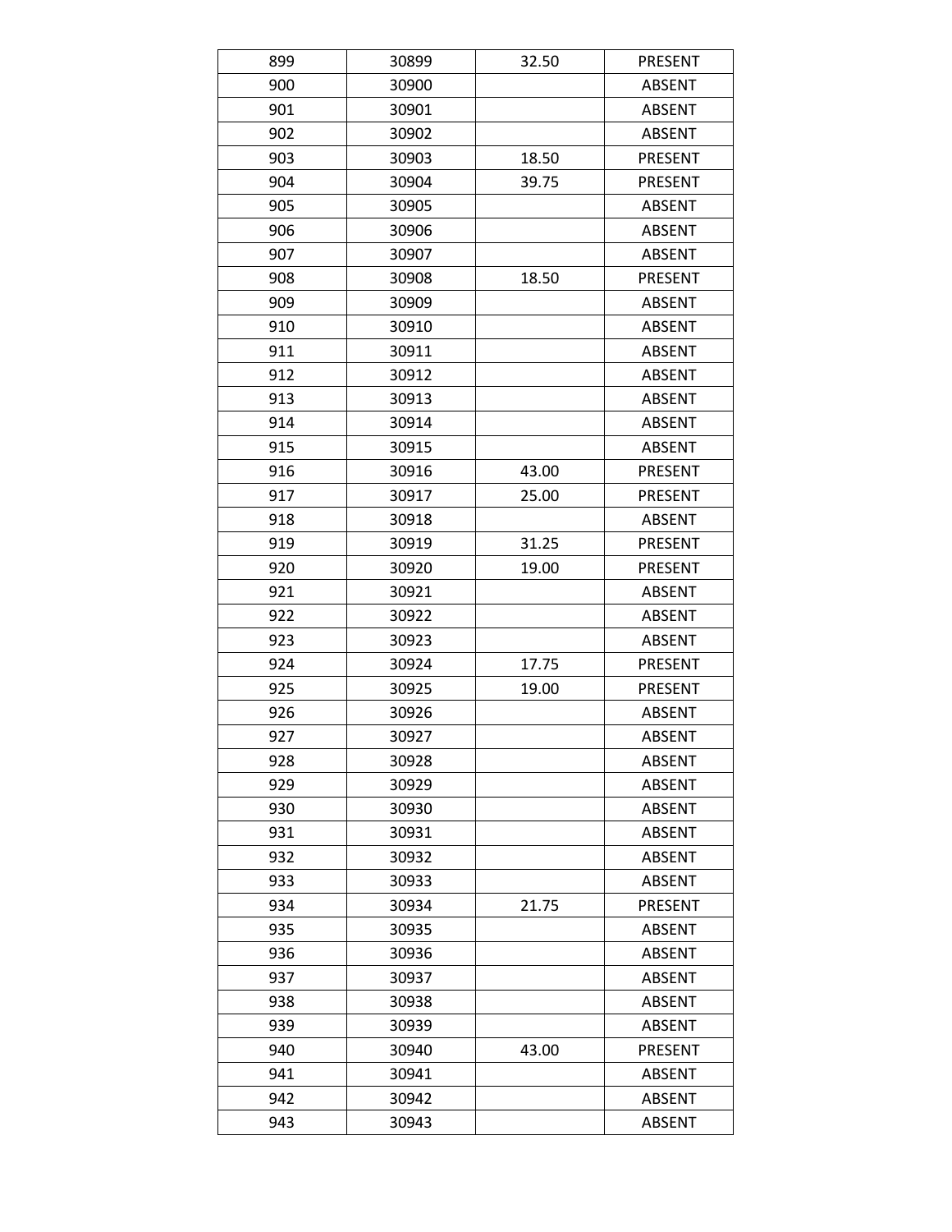| | | | |
|---|---|---|---|
| 899 | 30899 | 32.50 | PRESENT |
| 900 | 30900 | | ABSENT |
| 901 | 30901 | | ABSENT |
| 902 | 30902 | | ABSENT |
| 903 | 30903 | 18.50 | PRESENT |
| 904 | 30904 | 39.75 | PRESENT |
| 905 | 30905 | | ABSENT |
| 906 | 30906 | | ABSENT |
| 907 | 30907 | | ABSENT |
| 908 | 30908 | 18.50 | PRESENT |
| 909 | 30909 | | ABSENT |
| 910 | 30910 | | ABSENT |
| 911 | 30911 | | ABSENT |
| 912 | 30912 | | ABSENT |
| 913 | 30913 | | ABSENT |
| 914 | 30914 | | ABSENT |
| 915 | 30915 | | ABSENT |
| 916 | 30916 | 43.00 | PRESENT |
| 917 | 30917 | 25.00 | PRESENT |
| 918 | 30918 | | ABSENT |
| 919 | 30919 | 31.25 | PRESENT |
| 920 | 30920 | 19.00 | PRESENT |
| 921 | 30921 | | ABSENT |
| 922 | 30922 | | ABSENT |
| 923 | 30923 | | ABSENT |
| 924 | 30924 | 17.75 | PRESENT |
| 925 | 30925 | 19.00 | PRESENT |
| 926 | 30926 | | ABSENT |
| 927 | 30927 | | ABSENT |
| 928 | 30928 | | ABSENT |
| 929 | 30929 | | ABSENT |
| 930 | 30930 | | ABSENT |
| 931 | 30931 | | ABSENT |
| 932 | 30932 | | ABSENT |
| 933 | 30933 | | ABSENT |
| 934 | 30934 | 21.75 | PRESENT |
| 935 | 30935 | | ABSENT |
| 936 | 30936 | | ABSENT |
| 937 | 30937 | | ABSENT |
| 938 | 30938 | | ABSENT |
| 939 | 30939 | | ABSENT |
| 940 | 30940 | 43.00 | PRESENT |
| 941 | 30941 | | ABSENT |
| 942 | 30942 | | ABSENT |
| 943 | 30943 | | ABSENT |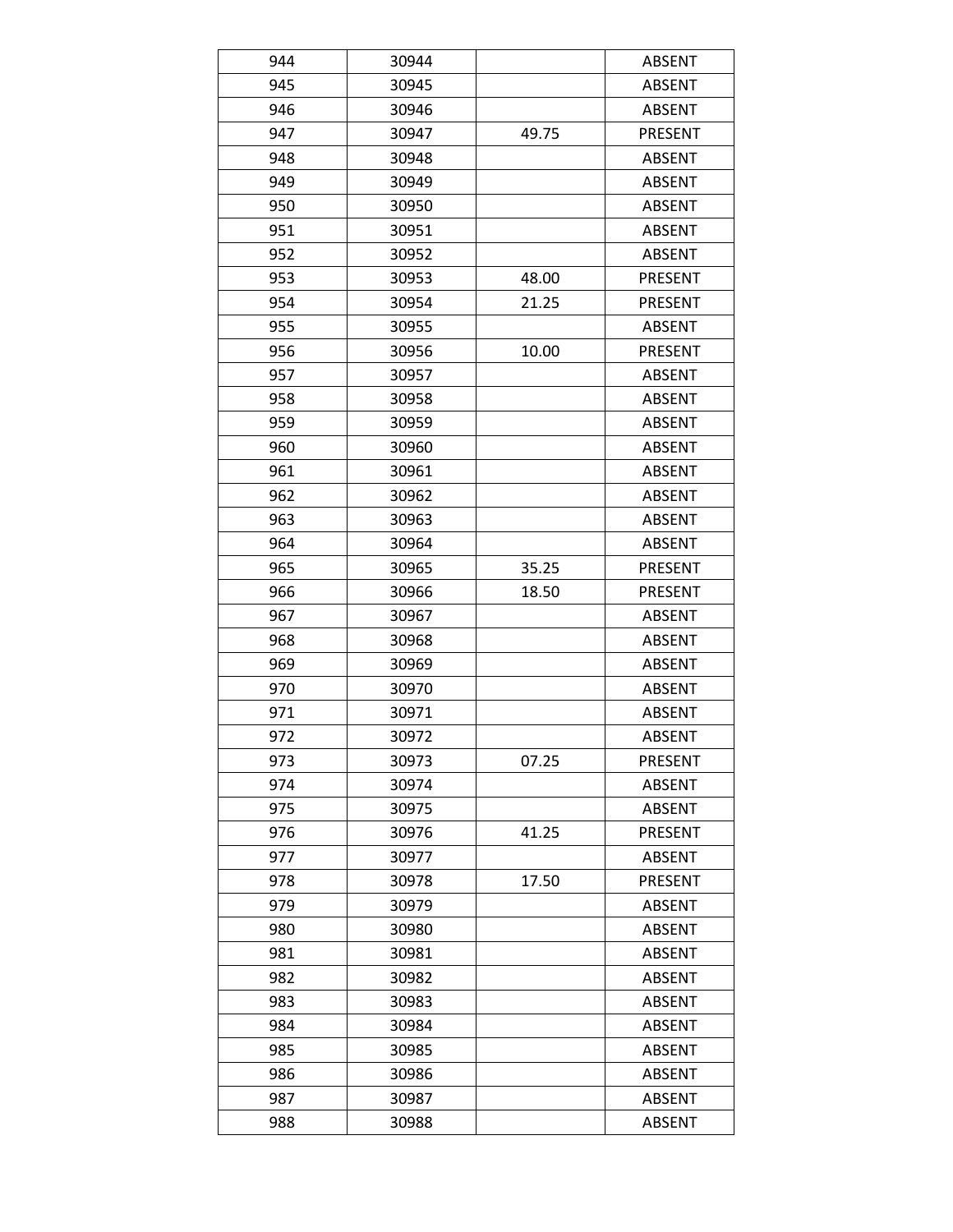| | | | |
|---|---|---|---|
| 944 | 30944 | | ABSENT |
| 945 | 30945 | | ABSENT |
| 946 | 30946 | | ABSENT |
| 947 | 30947 | 49.75 | PRESENT |
| 948 | 30948 | | ABSENT |
| 949 | 30949 | | ABSENT |
| 950 | 30950 | | ABSENT |
| 951 | 30951 | | ABSENT |
| 952 | 30952 | | ABSENT |
| 953 | 30953 | 48.00 | PRESENT |
| 954 | 30954 | 21.25 | PRESENT |
| 955 | 30955 | | ABSENT |
| 956 | 30956 | 10.00 | PRESENT |
| 957 | 30957 | | ABSENT |
| 958 | 30958 | | ABSENT |
| 959 | 30959 | | ABSENT |
| 960 | 30960 | | ABSENT |
| 961 | 30961 | | ABSENT |
| 962 | 30962 | | ABSENT |
| 963 | 30963 | | ABSENT |
| 964 | 30964 | | ABSENT |
| 965 | 30965 | 35.25 | PRESENT |
| 966 | 30966 | 18.50 | PRESENT |
| 967 | 30967 | | ABSENT |
| 968 | 30968 | | ABSENT |
| 969 | 30969 | | ABSENT |
| 970 | 30970 | | ABSENT |
| 971 | 30971 | | ABSENT |
| 972 | 30972 | | ABSENT |
| 973 | 30973 | 07.25 | PRESENT |
| 974 | 30974 | | ABSENT |
| 975 | 30975 | | ABSENT |
| 976 | 30976 | 41.25 | PRESENT |
| 977 | 30977 | | ABSENT |
| 978 | 30978 | 17.50 | PRESENT |
| 979 | 30979 | | ABSENT |
| 980 | 30980 | | ABSENT |
| 981 | 30981 | | ABSENT |
| 982 | 30982 | | ABSENT |
| 983 | 30983 | | ABSENT |
| 984 | 30984 | | ABSENT |
| 985 | 30985 | | ABSENT |
| 986 | 30986 | | ABSENT |
| 987 | 30987 | | ABSENT |
| 988 | 30988 | | ABSENT |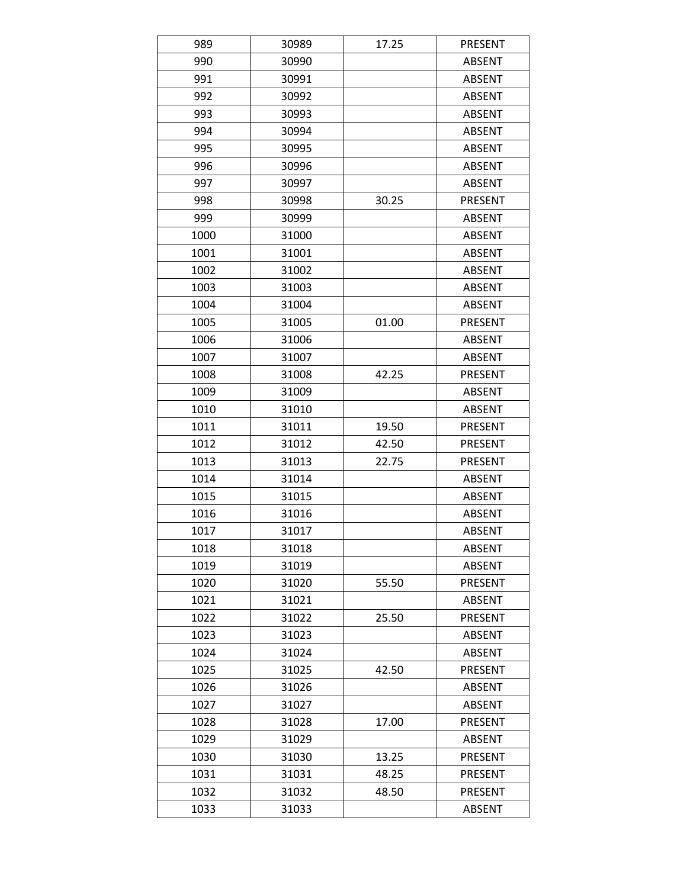| | | | |
|---|---|---|---|
| 989 | 30989 | 17.25 | PRESENT |
| 990 | 30990 | | ABSENT |
| 991 | 30991 | | ABSENT |
| 992 | 30992 | | ABSENT |
| 993 | 30993 | | ABSENT |
| 994 | 30994 | | ABSENT |
| 995 | 30995 | | ABSENT |
| 996 | 30996 | | ABSENT |
| 997 | 30997 | | ABSENT |
| 998 | 30998 | 30.25 | PRESENT |
| 999 | 30999 | | ABSENT |
| 1000 | 31000 | | ABSENT |
| 1001 | 31001 | | ABSENT |
| 1002 | 31002 | | ABSENT |
| 1003 | 31003 | | ABSENT |
| 1004 | 31004 | | ABSENT |
| 1005 | 31005 | 01.00 | PRESENT |
| 1006 | 31006 | | ABSENT |
| 1007 | 31007 | | ABSENT |
| 1008 | 31008 | 42.25 | PRESENT |
| 1009 | 31009 | | ABSENT |
| 1010 | 31010 | | ABSENT |
| 1011 | 31011 | 19.50 | PRESENT |
| 1012 | 31012 | 42.50 | PRESENT |
| 1013 | 31013 | 22.75 | PRESENT |
| 1014 | 31014 | | ABSENT |
| 1015 | 31015 | | ABSENT |
| 1016 | 31016 | | ABSENT |
| 1017 | 31017 | | ABSENT |
| 1018 | 31018 | | ABSENT |
| 1019 | 31019 | | ABSENT |
| 1020 | 31020 | 55.50 | PRESENT |
| 1021 | 31021 | | ABSENT |
| 1022 | 31022 | 25.50 | PRESENT |
| 1023 | 31023 | | ABSENT |
| 1024 | 31024 | | ABSENT |
| 1025 | 31025 | 42.50 | PRESENT |
| 1026 | 31026 | | ABSENT |
| 1027 | 31027 | | ABSENT |
| 1028 | 31028 | 17.00 | PRESENT |
| 1029 | 31029 | | ABSENT |
| 1030 | 31030 | 13.25 | PRESENT |
| 1031 | 31031 | 48.25 | PRESENT |
| 1032 | 31032 | 48.50 | PRESENT |
| 1033 | 31033 | | ABSENT |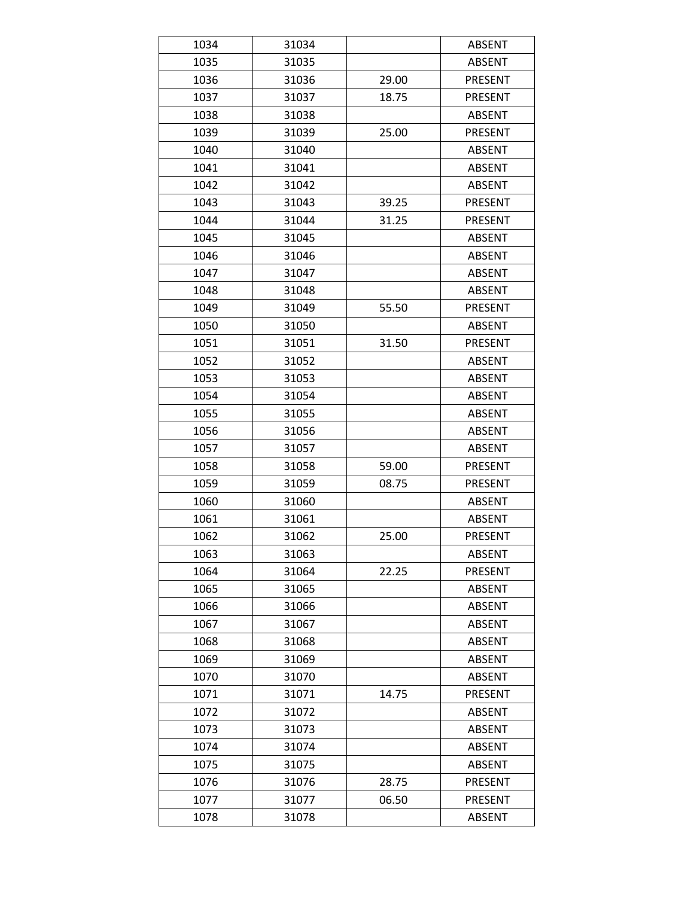| | | | |
|---|---|---|---|
| 1034 | 31034 | | ABSENT |
| 1035 | 31035 | | ABSENT |
| 1036 | 31036 | 29.00 | PRESENT |
| 1037 | 31037 | 18.75 | PRESENT |
| 1038 | 31038 | | ABSENT |
| 1039 | 31039 | 25.00 | PRESENT |
| 1040 | 31040 | | ABSENT |
| 1041 | 31041 | | ABSENT |
| 1042 | 31042 | | ABSENT |
| 1043 | 31043 | 39.25 | PRESENT |
| 1044 | 31044 | 31.25 | PRESENT |
| 1045 | 31045 | | ABSENT |
| 1046 | 31046 | | ABSENT |
| 1047 | 31047 | | ABSENT |
| 1048 | 31048 | | ABSENT |
| 1049 | 31049 | 55.50 | PRESENT |
| 1050 | 31050 | | ABSENT |
| 1051 | 31051 | 31.50 | PRESENT |
| 1052 | 31052 | | ABSENT |
| 1053 | 31053 | | ABSENT |
| 1054 | 31054 | | ABSENT |
| 1055 | 31055 | | ABSENT |
| 1056 | 31056 | | ABSENT |
| 1057 | 31057 | | ABSENT |
| 1058 | 31058 | 59.00 | PRESENT |
| 1059 | 31059 | 08.75 | PRESENT |
| 1060 | 31060 | | ABSENT |
| 1061 | 31061 | | ABSENT |
| 1062 | 31062 | 25.00 | PRESENT |
| 1063 | 31063 | | ABSENT |
| 1064 | 31064 | 22.25 | PRESENT |
| 1065 | 31065 | | ABSENT |
| 1066 | 31066 | | ABSENT |
| 1067 | 31067 | | ABSENT |
| 1068 | 31068 | | ABSENT |
| 1069 | 31069 | | ABSENT |
| 1070 | 31070 | | ABSENT |
| 1071 | 31071 | 14.75 | PRESENT |
| 1072 | 31072 | | ABSENT |
| 1073 | 31073 | | ABSENT |
| 1074 | 31074 | | ABSENT |
| 1075 | 31075 | | ABSENT |
| 1076 | 31076 | 28.75 | PRESENT |
| 1077 | 31077 | 06.50 | PRESENT |
| 1078 | 31078 | | ABSENT |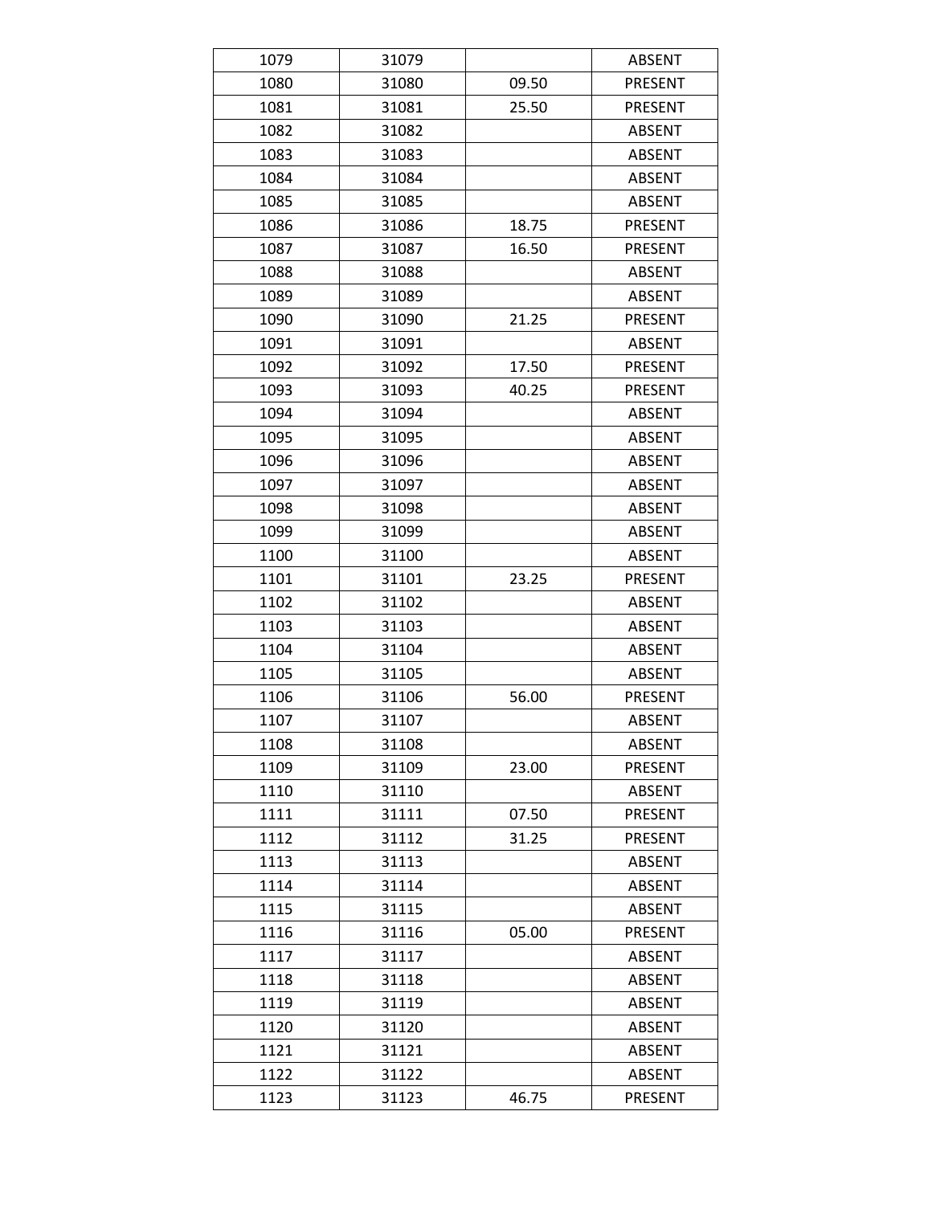| | | | |
|---|---|---|---|
| 1079 | 31079 | | ABSENT |
| 1080 | 31080 | 09.50 | PRESENT |
| 1081 | 31081 | 25.50 | PRESENT |
| 1082 | 31082 | | ABSENT |
| 1083 | 31083 | | ABSENT |
| 1084 | 31084 | | ABSENT |
| 1085 | 31085 | | ABSENT |
| 1086 | 31086 | 18.75 | PRESENT |
| 1087 | 31087 | 16.50 | PRESENT |
| 1088 | 31088 | | ABSENT |
| 1089 | 31089 | | ABSENT |
| 1090 | 31090 | 21.25 | PRESENT |
| 1091 | 31091 | | ABSENT |
| 1092 | 31092 | 17.50 | PRESENT |
| 1093 | 31093 | 40.25 | PRESENT |
| 1094 | 31094 | | ABSENT |
| 1095 | 31095 | | ABSENT |
| 1096 | 31096 | | ABSENT |
| 1097 | 31097 | | ABSENT |
| 1098 | 31098 | | ABSENT |
| 1099 | 31099 | | ABSENT |
| 1100 | 31100 | | ABSENT |
| 1101 | 31101 | 23.25 | PRESENT |
| 1102 | 31102 | | ABSENT |
| 1103 | 31103 | | ABSENT |
| 1104 | 31104 | | ABSENT |
| 1105 | 31105 | | ABSENT |
| 1106 | 31106 | 56.00 | PRESENT |
| 1107 | 31107 | | ABSENT |
| 1108 | 31108 | | ABSENT |
| 1109 | 31109 | 23.00 | PRESENT |
| 1110 | 31110 | | ABSENT |
| 1111 | 31111 | 07.50 | PRESENT |
| 1112 | 31112 | 31.25 | PRESENT |
| 1113 | 31113 | | ABSENT |
| 1114 | 31114 | | ABSENT |
| 1115 | 31115 | | ABSENT |
| 1116 | 31116 | 05.00 | PRESENT |
| 1117 | 31117 | | ABSENT |
| 1118 | 31118 | | ABSENT |
| 1119 | 31119 | | ABSENT |
| 1120 | 31120 | | ABSENT |
| 1121 | 31121 | | ABSENT |
| 1122 | 31122 | | ABSENT |
| 1123 | 31123 | 46.75 | PRESENT |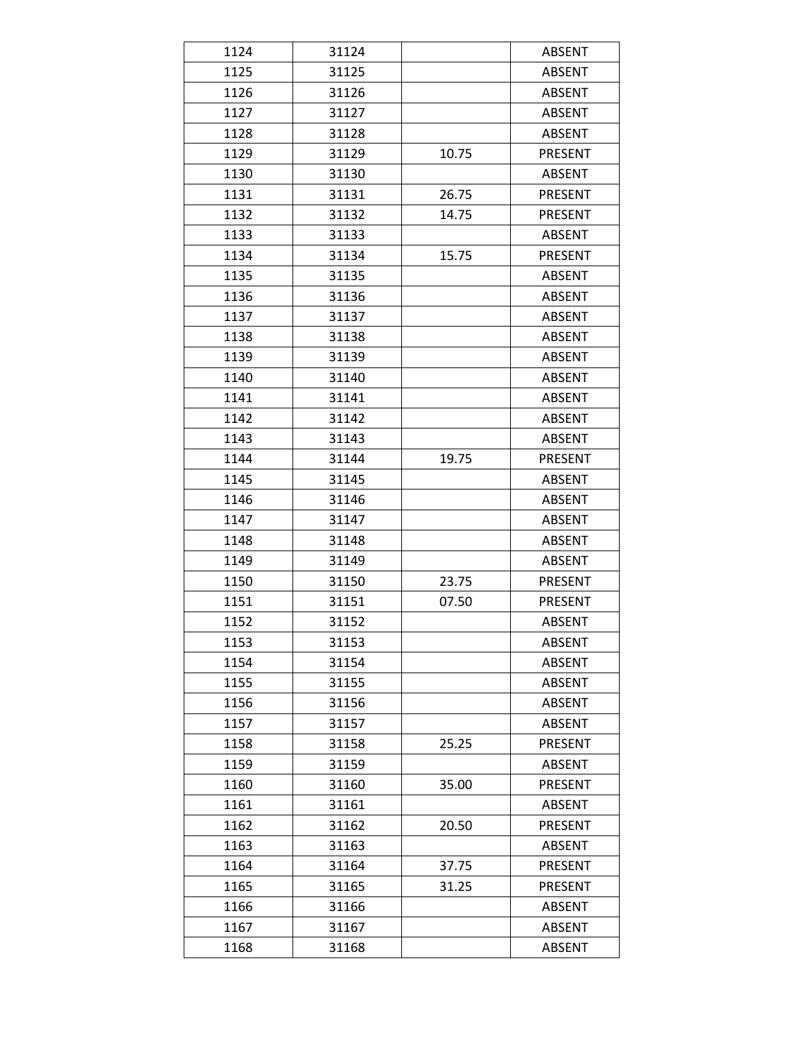| | | | |
|---|---|---|---|
| 1124 | 31124 | | ABSENT |
| 1125 | 31125 | | ABSENT |
| 1126 | 31126 | | ABSENT |
| 1127 | 31127 | | ABSENT |
| 1128 | 31128 | | ABSENT |
| 1129 | 31129 | 10.75 | PRESENT |
| 1130 | 31130 | | ABSENT |
| 1131 | 31131 | 26.75 | PRESENT |
| 1132 | 31132 | 14.75 | PRESENT |
| 1133 | 31133 | | ABSENT |
| 1134 | 31134 | 15.75 | PRESENT |
| 1135 | 31135 | | ABSENT |
| 1136 | 31136 | | ABSENT |
| 1137 | 31137 | | ABSENT |
| 1138 | 31138 | | ABSENT |
| 1139 | 31139 | | ABSENT |
| 1140 | 31140 | | ABSENT |
| 1141 | 31141 | | ABSENT |
| 1142 | 31142 | | ABSENT |
| 1143 | 31143 | | ABSENT |
| 1144 | 31144 | 19.75 | PRESENT |
| 1145 | 31145 | | ABSENT |
| 1146 | 31146 | | ABSENT |
| 1147 | 31147 | | ABSENT |
| 1148 | 31148 | | ABSENT |
| 1149 | 31149 | | ABSENT |
| 1150 | 31150 | 23.75 | PRESENT |
| 1151 | 31151 | 07.50 | PRESENT |
| 1152 | 31152 | | ABSENT |
| 1153 | 31153 | | ABSENT |
| 1154 | 31154 | | ABSENT |
| 1155 | 31155 | | ABSENT |
| 1156 | 31156 | | ABSENT |
| 1157 | 31157 | | ABSENT |
| 1158 | 31158 | 25.25 | PRESENT |
| 1159 | 31159 | | ABSENT |
| 1160 | 31160 | 35.00 | PRESENT |
| 1161 | 31161 | | ABSENT |
| 1162 | 31162 | 20.50 | PRESENT |
| 1163 | 31163 | | ABSENT |
| 1164 | 31164 | 37.75 | PRESENT |
| 1165 | 31165 | 31.25 | PRESENT |
| 1166 | 31166 | | ABSENT |
| 1167 | 31167 | | ABSENT |
| 1168 | 31168 | | ABSENT |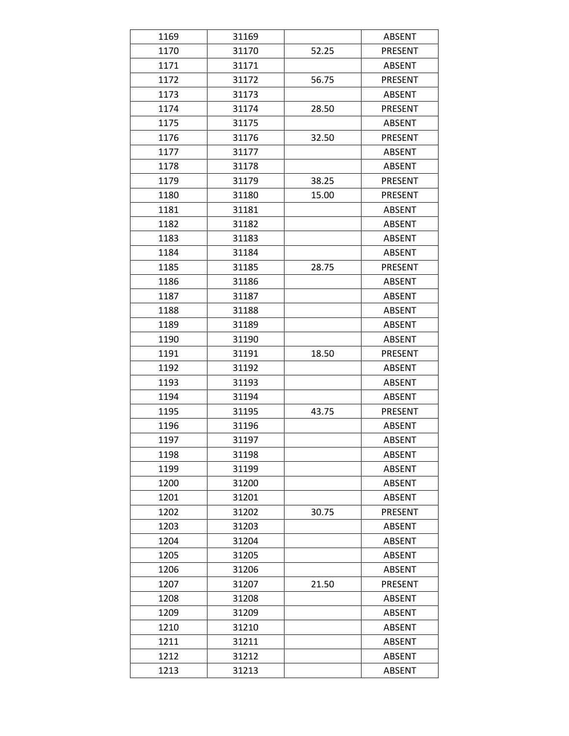| | | | |
|---|---|---|---|
| 1169 | 31169 | | ABSENT |
| 1170 | 31170 | 52.25 | PRESENT |
| 1171 | 31171 | | ABSENT |
| 1172 | 31172 | 56.75 | PRESENT |
| 1173 | 31173 | | ABSENT |
| 1174 | 31174 | 28.50 | PRESENT |
| 1175 | 31175 | | ABSENT |
| 1176 | 31176 | 32.50 | PRESENT |
| 1177 | 31177 | | ABSENT |
| 1178 | 31178 | | ABSENT |
| 1179 | 31179 | 38.25 | PRESENT |
| 1180 | 31180 | 15.00 | PRESENT |
| 1181 | 31181 | | ABSENT |
| 1182 | 31182 | | ABSENT |
| 1183 | 31183 | | ABSENT |
| 1184 | 31184 | | ABSENT |
| 1185 | 31185 | 28.75 | PRESENT |
| 1186 | 31186 | | ABSENT |
| 1187 | 31187 | | ABSENT |
| 1188 | 31188 | | ABSENT |
| 1189 | 31189 | | ABSENT |
| 1190 | 31190 | | ABSENT |
| 1191 | 31191 | 18.50 | PRESENT |
| 1192 | 31192 | | ABSENT |
| 1193 | 31193 | | ABSENT |
| 1194 | 31194 | | ABSENT |
| 1195 | 31195 | 43.75 | PRESENT |
| 1196 | 31196 | | ABSENT |
| 1197 | 31197 | | ABSENT |
| 1198 | 31198 | | ABSENT |
| 1199 | 31199 | | ABSENT |
| 1200 | 31200 | | ABSENT |
| 1201 | 31201 | | ABSENT |
| 1202 | 31202 | 30.75 | PRESENT |
| 1203 | 31203 | | ABSENT |
| 1204 | 31204 | | ABSENT |
| 1205 | 31205 | | ABSENT |
| 1206 | 31206 | | ABSENT |
| 1207 | 31207 | 21.50 | PRESENT |
| 1208 | 31208 | | ABSENT |
| 1209 | 31209 | | ABSENT |
| 1210 | 31210 | | ABSENT |
| 1211 | 31211 | | ABSENT |
| 1212 | 31212 | | ABSENT |
| 1213 | 31213 | | ABSENT |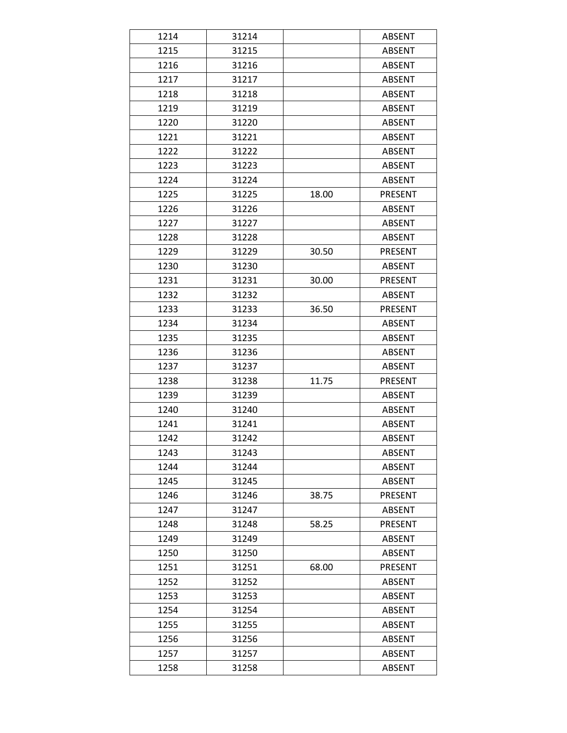| 1214 | 31214 | | ABSENT |
|---|---|---|---|
| 1215 | 31215 | | ABSENT |
| 1216 | 31216 | | ABSENT |
| 1217 | 31217 | | ABSENT |
| 1218 | 31218 | | ABSENT |
| 1219 | 31219 | | ABSENT |
| 1220 | 31220 | | ABSENT |
| 1221 | 31221 | | ABSENT |
| 1222 | 31222 | | ABSENT |
| 1223 | 31223 | | ABSENT |
| 1224 | 31224 | | ABSENT |
| 1225 | 31225 | 18.00 | PRESENT |
| 1226 | 31226 | | ABSENT |
| 1227 | 31227 | | ABSENT |
| 1228 | 31228 | | ABSENT |
| 1229 | 31229 | 30.50 | PRESENT |
| 1230 | 31230 | | ABSENT |
| 1231 | 31231 | 30.00 | PRESENT |
| 1232 | 31232 | | ABSENT |
| 1233 | 31233 | 36.50 | PRESENT |
| 1234 | 31234 | | ABSENT |
| 1235 | 31235 | | ABSENT |
| 1236 | 31236 | | ABSENT |
| 1237 | 31237 | | ABSENT |
| 1238 | 31238 | 11.75 | PRESENT |
| 1239 | 31239 | | ABSENT |
| 1240 | 31240 | | ABSENT |
| 1241 | 31241 | | ABSENT |
| 1242 | 31242 | | ABSENT |
| 1243 | 31243 | | ABSENT |
| 1244 | 31244 | | ABSENT |
| 1245 | 31245 | | ABSENT |
| 1246 | 31246 | 38.75 | PRESENT |
| 1247 | 31247 | | ABSENT |
| 1248 | 31248 | 58.25 | PRESENT |
| 1249 | 31249 | | ABSENT |
| 1250 | 31250 | | ABSENT |
| 1251 | 31251 | 68.00 | PRESENT |
| 1252 | 31252 | | ABSENT |
| 1253 | 31253 | | ABSENT |
| 1254 | 31254 | | ABSENT |
| 1255 | 31255 | | ABSENT |
| 1256 | 31256 | | ABSENT |
| 1257 | 31257 | | ABSENT |
| 1258 | 31258 | | ABSENT |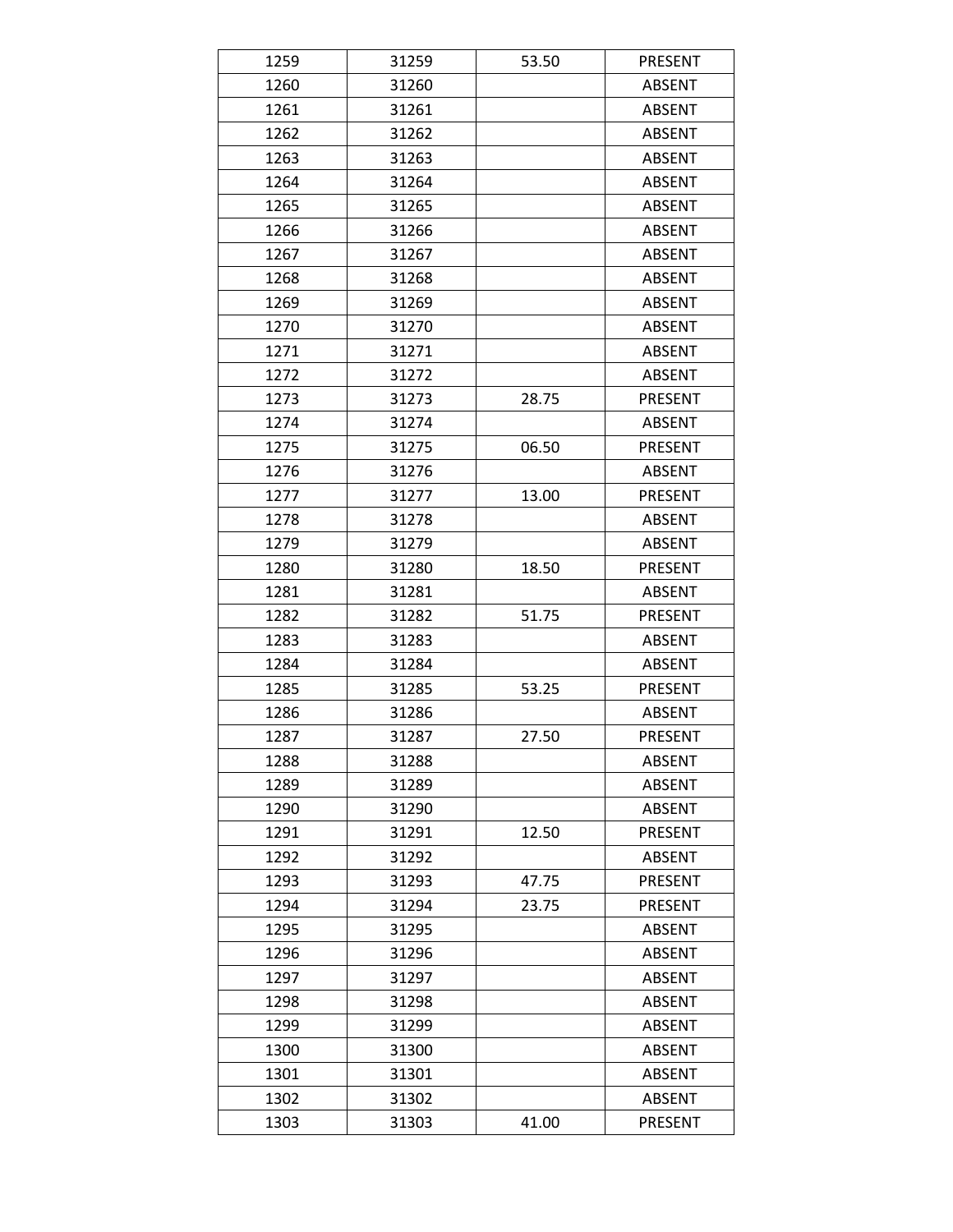| | | | |
|---|---|---|---|
| 1259 | 31259 | 53.50 | PRESENT |
| 1260 | 31260 | | ABSENT |
| 1261 | 31261 | | ABSENT |
| 1262 | 31262 | | ABSENT |
| 1263 | 31263 | | ABSENT |
| 1264 | 31264 | | ABSENT |
| 1265 | 31265 | | ABSENT |
| 1266 | 31266 | | ABSENT |
| 1267 | 31267 | | ABSENT |
| 1268 | 31268 | | ABSENT |
| 1269 | 31269 | | ABSENT |
| 1270 | 31270 | | ABSENT |
| 1271 | 31271 | | ABSENT |
| 1272 | 31272 | | ABSENT |
| 1273 | 31273 | 28.75 | PRESENT |
| 1274 | 31274 | | ABSENT |
| 1275 | 31275 | 06.50 | PRESENT |
| 1276 | 31276 | | ABSENT |
| 1277 | 31277 | 13.00 | PRESENT |
| 1278 | 31278 | | ABSENT |
| 1279 | 31279 | | ABSENT |
| 1280 | 31280 | 18.50 | PRESENT |
| 1281 | 31281 | | ABSENT |
| 1282 | 31282 | 51.75 | PRESENT |
| 1283 | 31283 | | ABSENT |
| 1284 | 31284 | | ABSENT |
| 1285 | 31285 | 53.25 | PRESENT |
| 1286 | 31286 | | ABSENT |
| 1287 | 31287 | 27.50 | PRESENT |
| 1288 | 31288 | | ABSENT |
| 1289 | 31289 | | ABSENT |
| 1290 | 31290 | | ABSENT |
| 1291 | 31291 | 12.50 | PRESENT |
| 1292 | 31292 | | ABSENT |
| 1293 | 31293 | 47.75 | PRESENT |
| 1294 | 31294 | 23.75 | PRESENT |
| 1295 | 31295 | | ABSENT |
| 1296 | 31296 | | ABSENT |
| 1297 | 31297 | | ABSENT |
| 1298 | 31298 | | ABSENT |
| 1299 | 31299 | | ABSENT |
| 1300 | 31300 | | ABSENT |
| 1301 | 31301 | | ABSENT |
| 1302 | 31302 | | ABSENT |
| 1303 | 31303 | 41.00 | PRESENT |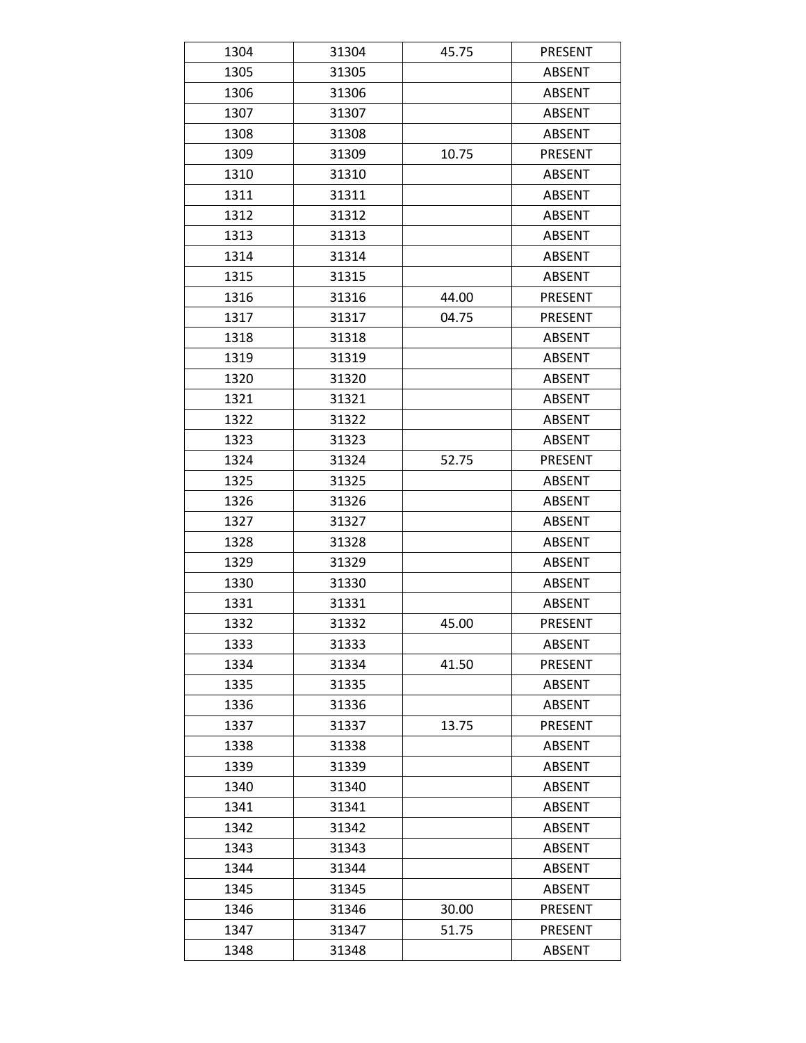| | | | |
|---|---|---|---|
| 1304 | 31304 | 45.75 | PRESENT |
| 1305 | 31305 | | ABSENT |
| 1306 | 31306 | | ABSENT |
| 1307 | 31307 | | ABSENT |
| 1308 | 31308 | | ABSENT |
| 1309 | 31309 | 10.75 | PRESENT |
| 1310 | 31310 | | ABSENT |
| 1311 | 31311 | | ABSENT |
| 1312 | 31312 | | ABSENT |
| 1313 | 31313 | | ABSENT |
| 1314 | 31314 | | ABSENT |
| 1315 | 31315 | | ABSENT |
| 1316 | 31316 | 44.00 | PRESENT |
| 1317 | 31317 | 04.75 | PRESENT |
| 1318 | 31318 | | ABSENT |
| 1319 | 31319 | | ABSENT |
| 1320 | 31320 | | ABSENT |
| 1321 | 31321 | | ABSENT |
| 1322 | 31322 | | ABSENT |
| 1323 | 31323 | | ABSENT |
| 1324 | 31324 | 52.75 | PRESENT |
| 1325 | 31325 | | ABSENT |
| 1326 | 31326 | | ABSENT |
| 1327 | 31327 | | ABSENT |
| 1328 | 31328 | | ABSENT |
| 1329 | 31329 | | ABSENT |
| 1330 | 31330 | | ABSENT |
| 1331 | 31331 | | ABSENT |
| 1332 | 31332 | 45.00 | PRESENT |
| 1333 | 31333 | | ABSENT |
| 1334 | 31334 | 41.50 | PRESENT |
| 1335 | 31335 | | ABSENT |
| 1336 | 31336 | | ABSENT |
| 1337 | 31337 | 13.75 | PRESENT |
| 1338 | 31338 | | ABSENT |
| 1339 | 31339 | | ABSENT |
| 1340 | 31340 | | ABSENT |
| 1341 | 31341 | | ABSENT |
| 1342 | 31342 | | ABSENT |
| 1343 | 31343 | | ABSENT |
| 1344 | 31344 | | ABSENT |
| 1345 | 31345 | | ABSENT |
| 1346 | 31346 | 30.00 | PRESENT |
| 1347 | 31347 | 51.75 | PRESENT |
| 1348 | 31348 | | ABSENT |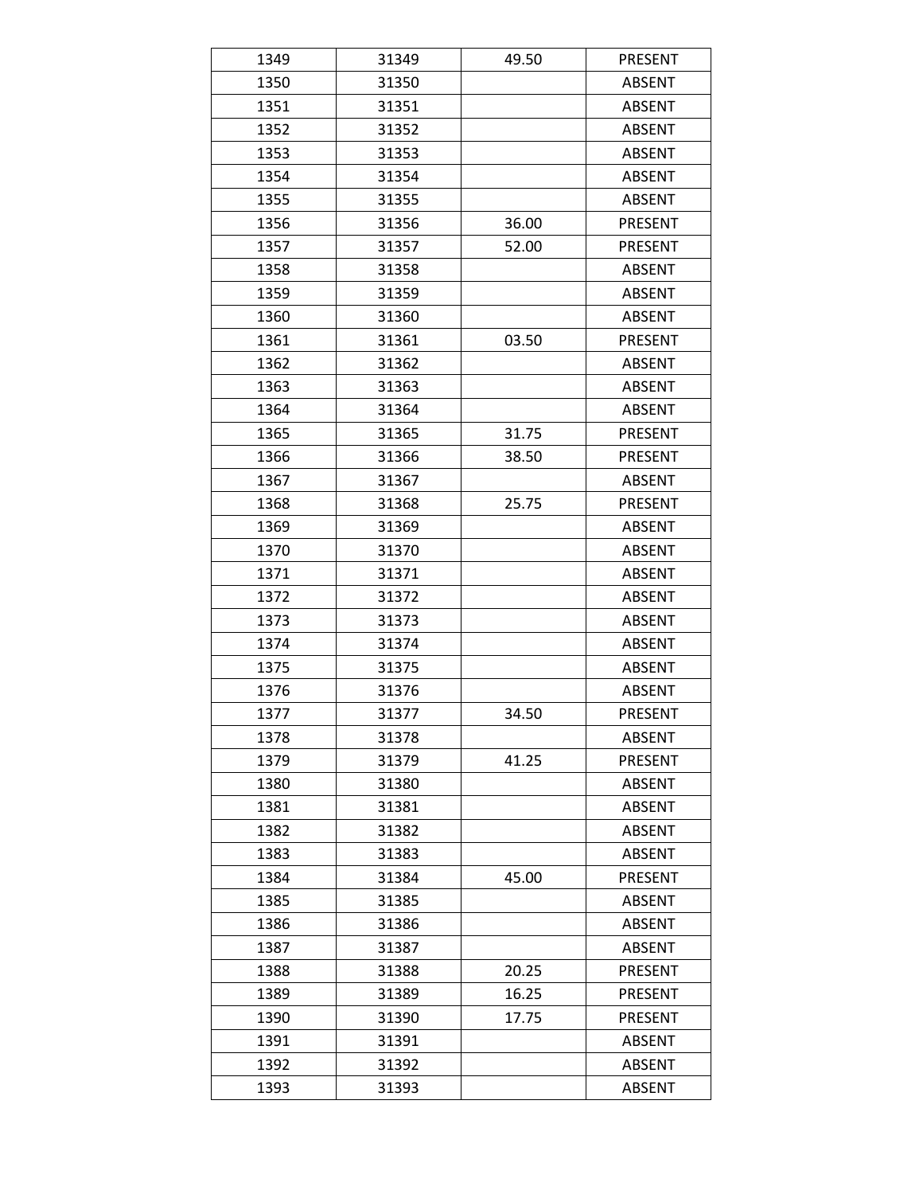| 1349 | 31349 | 49.50 | PRESENT |
|---|---|---|---|
| 1350 | 31350 | | ABSENT |
| 1351 | 31351 | | ABSENT |
| 1352 | 31352 | | ABSENT |
| 1353 | 31353 | | ABSENT |
| 1354 | 31354 | | ABSENT |
| 1355 | 31355 | | ABSENT |
| 1356 | 31356 | 36.00 | PRESENT |
| 1357 | 31357 | 52.00 | PRESENT |
| 1358 | 31358 | | ABSENT |
| 1359 | 31359 | | ABSENT |
| 1360 | 31360 | | ABSENT |
| 1361 | 31361 | 03.50 | PRESENT |
| 1362 | 31362 | | ABSENT |
| 1363 | 31363 | | ABSENT |
| 1364 | 31364 | | ABSENT |
| 1365 | 31365 | 31.75 | PRESENT |
| 1366 | 31366 | 38.50 | PRESENT |
| 1367 | 31367 | | ABSENT |
| 1368 | 31368 | 25.75 | PRESENT |
| 1369 | 31369 | | ABSENT |
| 1370 | 31370 | | ABSENT |
| 1371 | 31371 | | ABSENT |
| 1372 | 31372 | | ABSENT |
| 1373 | 31373 | | ABSENT |
| 1374 | 31374 | | ABSENT |
| 1375 | 31375 | | ABSENT |
| 1376 | 31376 | | ABSENT |
| 1377 | 31377 | 34.50 | PRESENT |
| 1378 | 31378 | | ABSENT |
| 1379 | 31379 | 41.25 | PRESENT |
| 1380 | 31380 | | ABSENT |
| 1381 | 31381 | | ABSENT |
| 1382 | 31382 | | ABSENT |
| 1383 | 31383 | | ABSENT |
| 1384 | 31384 | 45.00 | PRESENT |
| 1385 | 31385 | | ABSENT |
| 1386 | 31386 | | ABSENT |
| 1387 | 31387 | | ABSENT |
| 1388 | 31388 | 20.25 | PRESENT |
| 1389 | 31389 | 16.25 | PRESENT |
| 1390 | 31390 | 17.75 | PRESENT |
| 1391 | 31391 | | ABSENT |
| 1392 | 31392 | | ABSENT |
| 1393 | 31393 | | ABSENT |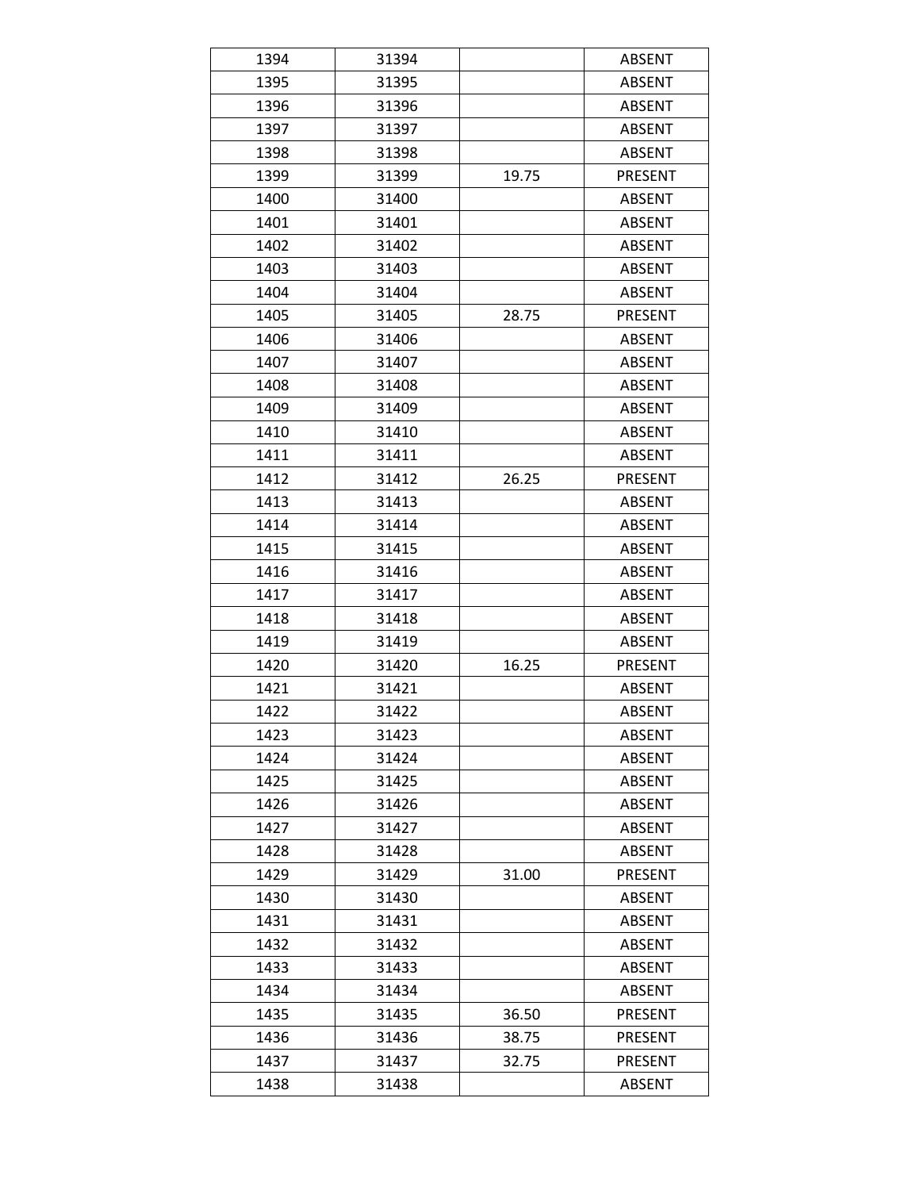| | | | |
|---|---|---|---|
| 1394 | 31394 | | ABSENT |
| 1395 | 31395 | | ABSENT |
| 1396 | 31396 | | ABSENT |
| 1397 | 31397 | | ABSENT |
| 1398 | 31398 | | ABSENT |
| 1399 | 31399 | 19.75 | PRESENT |
| 1400 | 31400 | | ABSENT |
| 1401 | 31401 | | ABSENT |
| 1402 | 31402 | | ABSENT |
| 1403 | 31403 | | ABSENT |
| 1404 | 31404 | | ABSENT |
| 1405 | 31405 | 28.75 | PRESENT |
| 1406 | 31406 | | ABSENT |
| 1407 | 31407 | | ABSENT |
| 1408 | 31408 | | ABSENT |
| 1409 | 31409 | | ABSENT |
| 1410 | 31410 | | ABSENT |
| 1411 | 31411 | | ABSENT |
| 1412 | 31412 | 26.25 | PRESENT |
| 1413 | 31413 | | ABSENT |
| 1414 | 31414 | | ABSENT |
| 1415 | 31415 | | ABSENT |
| 1416 | 31416 | | ABSENT |
| 1417 | 31417 | | ABSENT |
| 1418 | 31418 | | ABSENT |
| 1419 | 31419 | | ABSENT |
| 1420 | 31420 | 16.25 | PRESENT |
| 1421 | 31421 | | ABSENT |
| 1422 | 31422 | | ABSENT |
| 1423 | 31423 | | ABSENT |
| 1424 | 31424 | | ABSENT |
| 1425 | 31425 | | ABSENT |
| 1426 | 31426 | | ABSENT |
| 1427 | 31427 | | ABSENT |
| 1428 | 31428 | | ABSENT |
| 1429 | 31429 | 31.00 | PRESENT |
| 1430 | 31430 | | ABSENT |
| 1431 | 31431 | | ABSENT |
| 1432 | 31432 | | ABSENT |
| 1433 | 31433 | | ABSENT |
| 1434 | 31434 | | ABSENT |
| 1435 | 31435 | 36.50 | PRESENT |
| 1436 | 31436 | 38.75 | PRESENT |
| 1437 | 31437 | 32.75 | PRESENT |
| 1438 | 31438 | | ABSENT |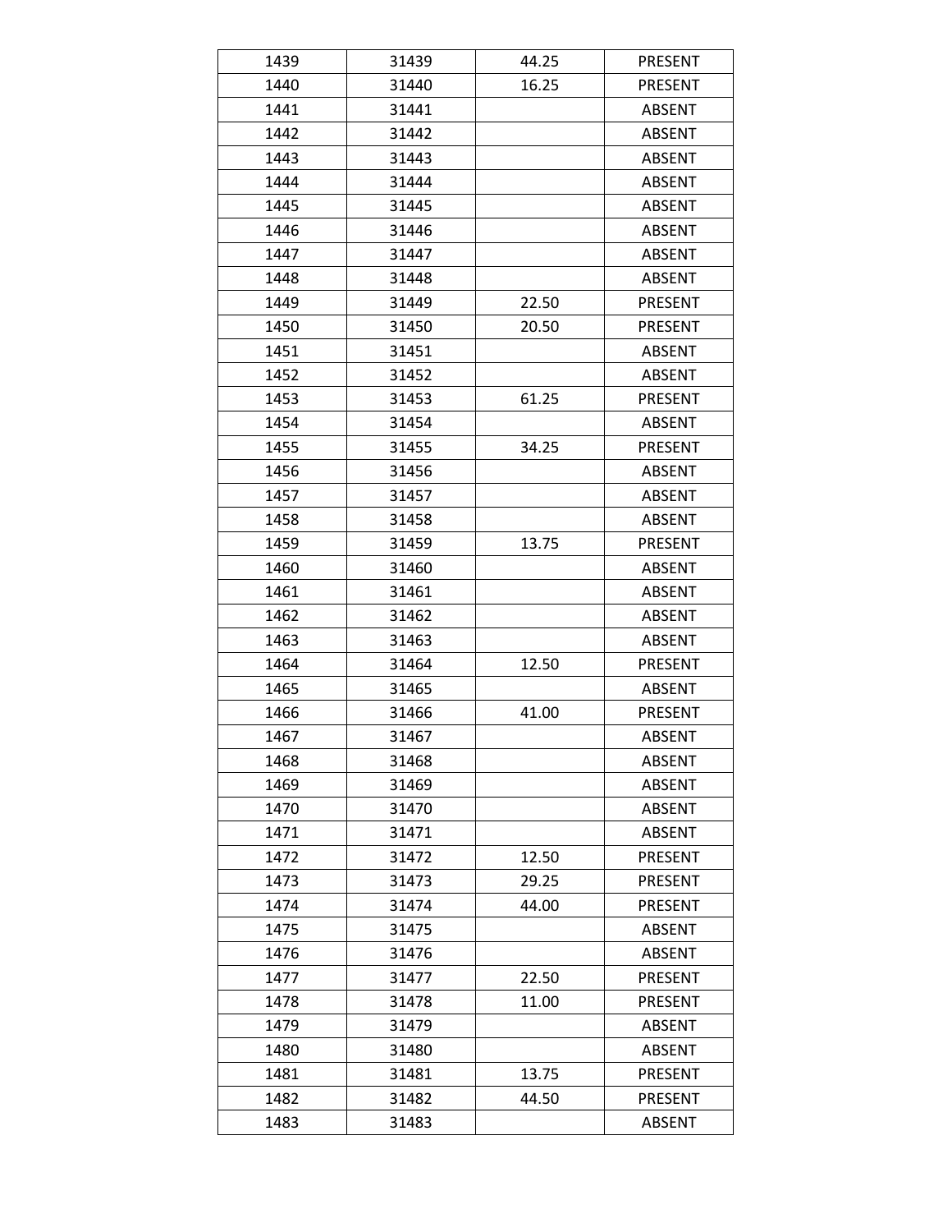| | | | |
|---|---|---|---|
| 1439 | 31439 | 44.25 | PRESENT |
| 1440 | 31440 | 16.25 | PRESENT |
| 1441 | 31441 | | ABSENT |
| 1442 | 31442 | | ABSENT |
| 1443 | 31443 | | ABSENT |
| 1444 | 31444 | | ABSENT |
| 1445 | 31445 | | ABSENT |
| 1446 | 31446 | | ABSENT |
| 1447 | 31447 | | ABSENT |
| 1448 | 31448 | | ABSENT |
| 1449 | 31449 | 22.50 | PRESENT |
| 1450 | 31450 | 20.50 | PRESENT |
| 1451 | 31451 | | ABSENT |
| 1452 | 31452 | | ABSENT |
| 1453 | 31453 | 61.25 | PRESENT |
| 1454 | 31454 | | ABSENT |
| 1455 | 31455 | 34.25 | PRESENT |
| 1456 | 31456 | | ABSENT |
| 1457 | 31457 | | ABSENT |
| 1458 | 31458 | | ABSENT |
| 1459 | 31459 | 13.75 | PRESENT |
| 1460 | 31460 | | ABSENT |
| 1461 | 31461 | | ABSENT |
| 1462 | 31462 | | ABSENT |
| 1463 | 31463 | | ABSENT |
| 1464 | 31464 | 12.50 | PRESENT |
| 1465 | 31465 | | ABSENT |
| 1466 | 31466 | 41.00 | PRESENT |
| 1467 | 31467 | | ABSENT |
| 1468 | 31468 | | ABSENT |
| 1469 | 31469 | | ABSENT |
| 1470 | 31470 | | ABSENT |
| 1471 | 31471 | | ABSENT |
| 1472 | 31472 | 12.50 | PRESENT |
| 1473 | 31473 | 29.25 | PRESENT |
| 1474 | 31474 | 44.00 | PRESENT |
| 1475 | 31475 | | ABSENT |
| 1476 | 31476 | | ABSENT |
| 1477 | 31477 | 22.50 | PRESENT |
| 1478 | 31478 | 11.00 | PRESENT |
| 1479 | 31479 | | ABSENT |
| 1480 | 31480 | | ABSENT |
| 1481 | 31481 | 13.75 | PRESENT |
| 1482 | 31482 | 44.50 | PRESENT |
| 1483 | 31483 | | ABSENT |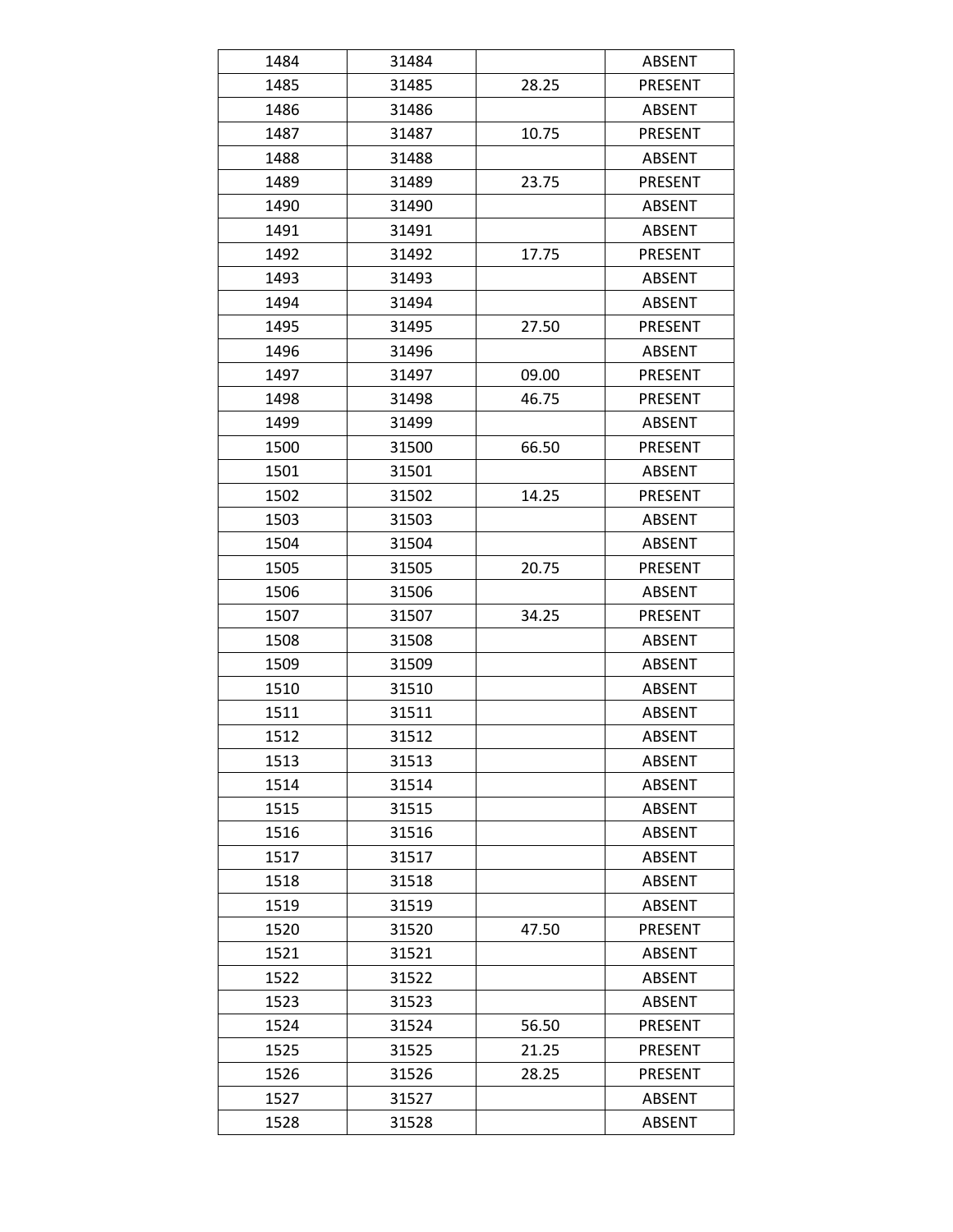| | | | |
|---|---|---|---|
| 1484 | 31484 | | ABSENT |
| 1485 | 31485 | 28.25 | PRESENT |
| 1486 | 31486 | | ABSENT |
| 1487 | 31487 | 10.75 | PRESENT |
| 1488 | 31488 | | ABSENT |
| 1489 | 31489 | 23.75 | PRESENT |
| 1490 | 31490 | | ABSENT |
| 1491 | 31491 | | ABSENT |
| 1492 | 31492 | 17.75 | PRESENT |
| 1493 | 31493 | | ABSENT |
| 1494 | 31494 | | ABSENT |
| 1495 | 31495 | 27.50 | PRESENT |
| 1496 | 31496 | | ABSENT |
| 1497 | 31497 | 09.00 | PRESENT |
| 1498 | 31498 | 46.75 | PRESENT |
| 1499 | 31499 | | ABSENT |
| 1500 | 31500 | 66.50 | PRESENT |
| 1501 | 31501 | | ABSENT |
| 1502 | 31502 | 14.25 | PRESENT |
| 1503 | 31503 | | ABSENT |
| 1504 | 31504 | | ABSENT |
| 1505 | 31505 | 20.75 | PRESENT |
| 1506 | 31506 | | ABSENT |
| 1507 | 31507 | 34.25 | PRESENT |
| 1508 | 31508 | | ABSENT |
| 1509 | 31509 | | ABSENT |
| 1510 | 31510 | | ABSENT |
| 1511 | 31511 | | ABSENT |
| 1512 | 31512 | | ABSENT |
| 1513 | 31513 | | ABSENT |
| 1514 | 31514 | | ABSENT |
| 1515 | 31515 | | ABSENT |
| 1516 | 31516 | | ABSENT |
| 1517 | 31517 | | ABSENT |
| 1518 | 31518 | | ABSENT |
| 1519 | 31519 | | ABSENT |
| 1520 | 31520 | 47.50 | PRESENT |
| 1521 | 31521 | | ABSENT |
| 1522 | 31522 | | ABSENT |
| 1523 | 31523 | | ABSENT |
| 1524 | 31524 | 56.50 | PRESENT |
| 1525 | 31525 | 21.25 | PRESENT |
| 1526 | 31526 | 28.25 | PRESENT |
| 1527 | 31527 | | ABSENT |
| 1528 | 31528 | | ABSENT |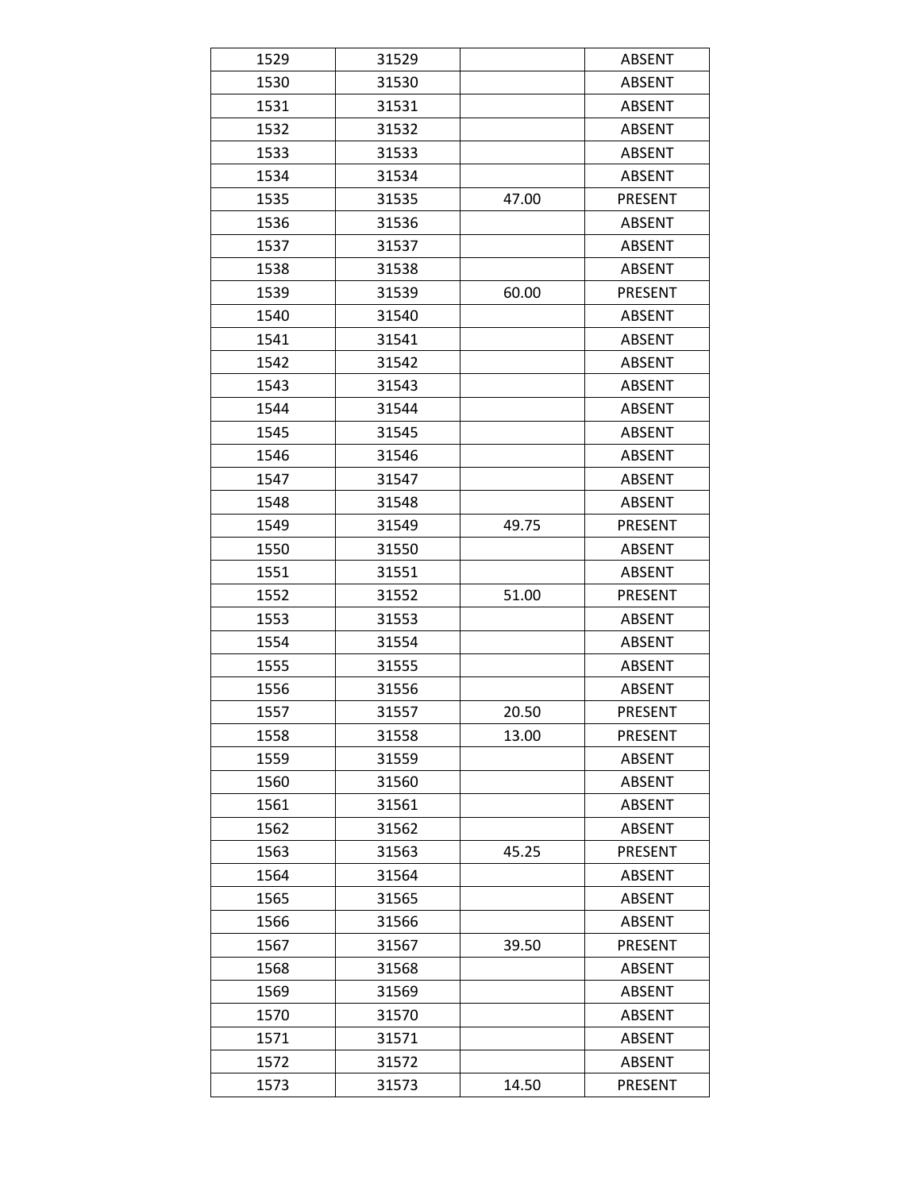| | | | |
|---|---|---|---|
| 1529 | 31529 | | ABSENT |
| 1530 | 31530 | | ABSENT |
| 1531 | 31531 | | ABSENT |
| 1532 | 31532 | | ABSENT |
| 1533 | 31533 | | ABSENT |
| 1534 | 31534 | | ABSENT |
| 1535 | 31535 | 47.00 | PRESENT |
| 1536 | 31536 | | ABSENT |
| 1537 | 31537 | | ABSENT |
| 1538 | 31538 | | ABSENT |
| 1539 | 31539 | 60.00 | PRESENT |
| 1540 | 31540 | | ABSENT |
| 1541 | 31541 | | ABSENT |
| 1542 | 31542 | | ABSENT |
| 1543 | 31543 | | ABSENT |
| 1544 | 31544 | | ABSENT |
| 1545 | 31545 | | ABSENT |
| 1546 | 31546 | | ABSENT |
| 1547 | 31547 | | ABSENT |
| 1548 | 31548 | | ABSENT |
| 1549 | 31549 | 49.75 | PRESENT |
| 1550 | 31550 | | ABSENT |
| 1551 | 31551 | | ABSENT |
| 1552 | 31552 | 51.00 | PRESENT |
| 1553 | 31553 | | ABSENT |
| 1554 | 31554 | | ABSENT |
| 1555 | 31555 | | ABSENT |
| 1556 | 31556 | | ABSENT |
| 1557 | 31557 | 20.50 | PRESENT |
| 1558 | 31558 | 13.00 | PRESENT |
| 1559 | 31559 | | ABSENT |
| 1560 | 31560 | | ABSENT |
| 1561 | 31561 | | ABSENT |
| 1562 | 31562 | | ABSENT |
| 1563 | 31563 | 45.25 | PRESENT |
| 1564 | 31564 | | ABSENT |
| 1565 | 31565 | | ABSENT |
| 1566 | 31566 | | ABSENT |
| 1567 | 31567 | 39.50 | PRESENT |
| 1568 | 31568 | | ABSENT |
| 1569 | 31569 | | ABSENT |
| 1570 | 31570 | | ABSENT |
| 1571 | 31571 | | ABSENT |
| 1572 | 31572 | | ABSENT |
| 1573 | 31573 | 14.50 | PRESENT |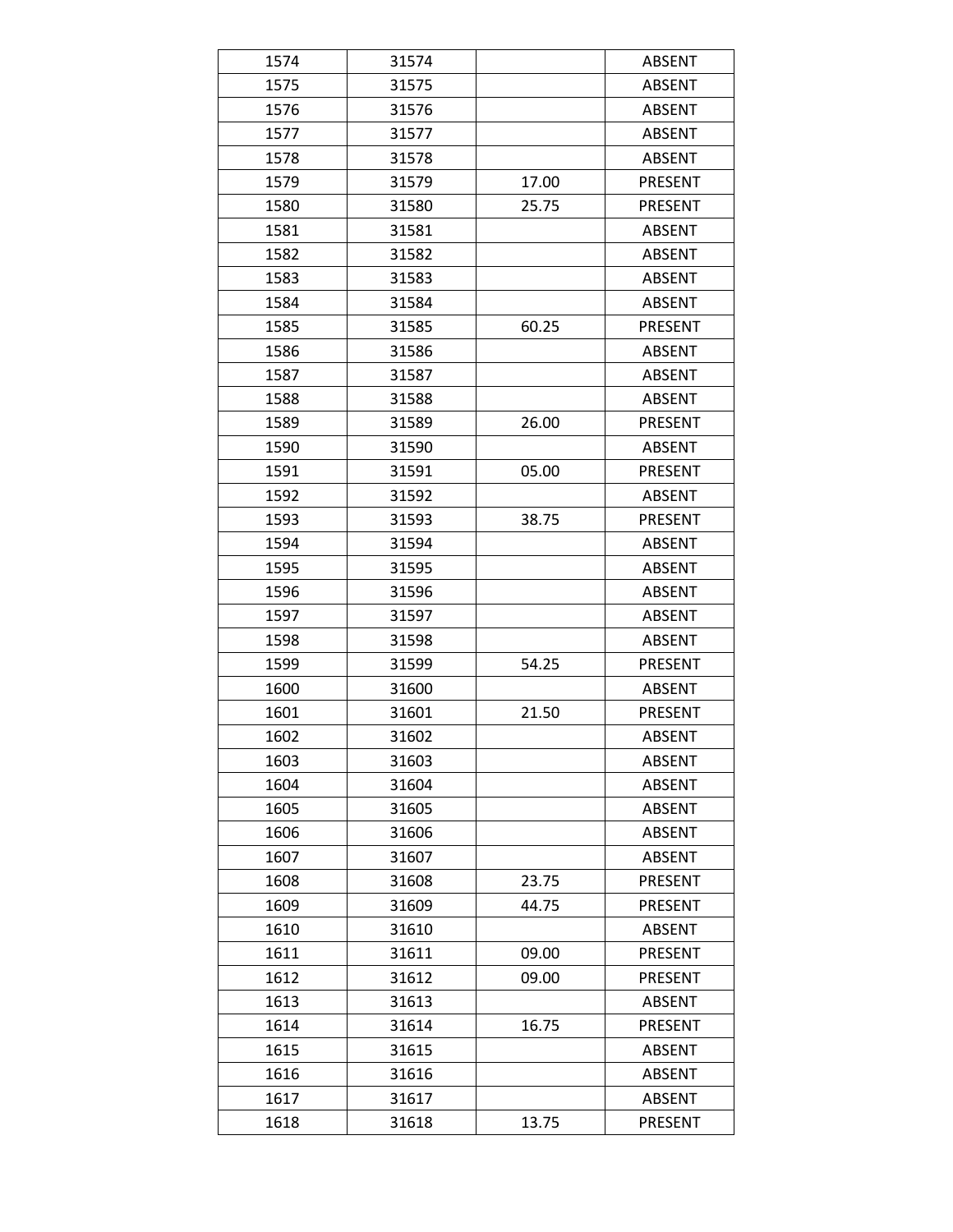| | | | |
|---|---|---|---|
| 1574 | 31574 | | ABSENT |
| 1575 | 31575 | | ABSENT |
| 1576 | 31576 | | ABSENT |
| 1577 | 31577 | | ABSENT |
| 1578 | 31578 | | ABSENT |
| 1579 | 31579 | 17.00 | PRESENT |
| 1580 | 31580 | 25.75 | PRESENT |
| 1581 | 31581 | | ABSENT |
| 1582 | 31582 | | ABSENT |
| 1583 | 31583 | | ABSENT |
| 1584 | 31584 | | ABSENT |
| 1585 | 31585 | 60.25 | PRESENT |
| 1586 | 31586 | | ABSENT |
| 1587 | 31587 | | ABSENT |
| 1588 | 31588 | | ABSENT |
| 1589 | 31589 | 26.00 | PRESENT |
| 1590 | 31590 | | ABSENT |
| 1591 | 31591 | 05.00 | PRESENT |
| 1592 | 31592 | | ABSENT |
| 1593 | 31593 | 38.75 | PRESENT |
| 1594 | 31594 | | ABSENT |
| 1595 | 31595 | | ABSENT |
| 1596 | 31596 | | ABSENT |
| 1597 | 31597 | | ABSENT |
| 1598 | 31598 | | ABSENT |
| 1599 | 31599 | 54.25 | PRESENT |
| 1600 | 31600 | | ABSENT |
| 1601 | 31601 | 21.50 | PRESENT |
| 1602 | 31602 | | ABSENT |
| 1603 | 31603 | | ABSENT |
| 1604 | 31604 | | ABSENT |
| 1605 | 31605 | | ABSENT |
| 1606 | 31606 | | ABSENT |
| 1607 | 31607 | | ABSENT |
| 1608 | 31608 | 23.75 | PRESENT |
| 1609 | 31609 | 44.75 | PRESENT |
| 1610 | 31610 | | ABSENT |
| 1611 | 31611 | 09.00 | PRESENT |
| 1612 | 31612 | 09.00 | PRESENT |
| 1613 | 31613 | | ABSENT |
| 1614 | 31614 | 16.75 | PRESENT |
| 1615 | 31615 | | ABSENT |
| 1616 | 31616 | | ABSENT |
| 1617 | 31617 | | ABSENT |
| 1618 | 31618 | 13.75 | PRESENT |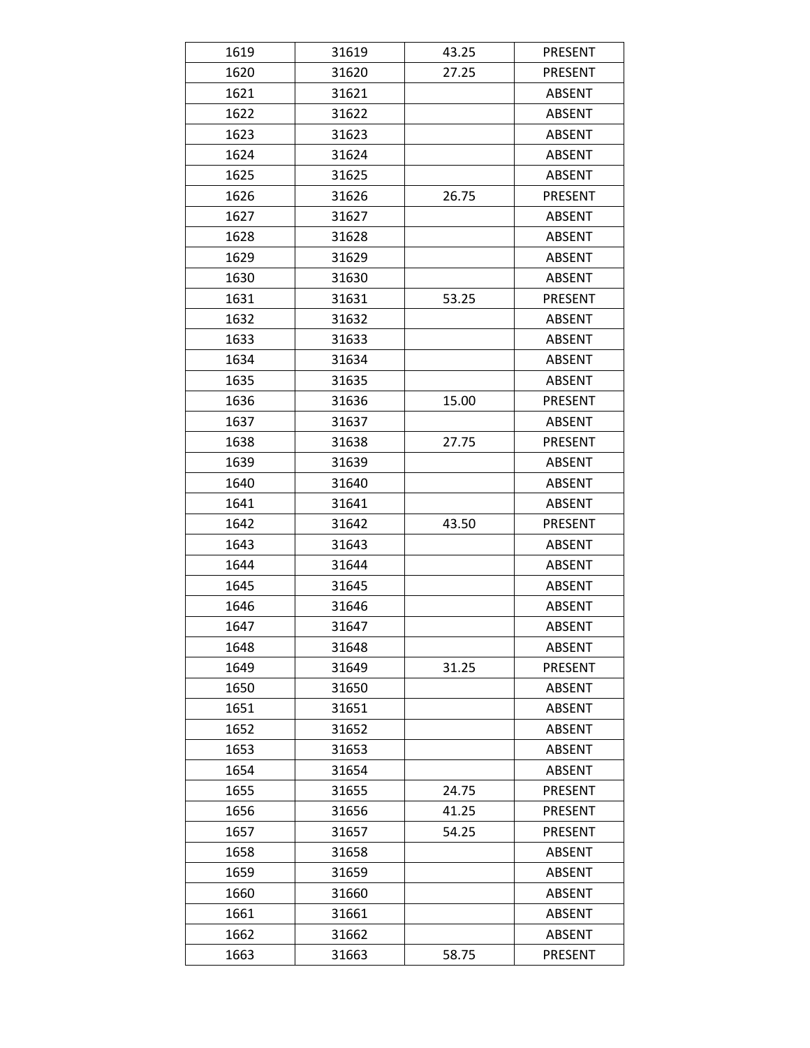| | | | |
|---|---|---|---|
| 1619 | 31619 | 43.25 | PRESENT |
| 1620 | 31620 | 27.25 | PRESENT |
| 1621 | 31621 | | ABSENT |
| 1622 | 31622 | | ABSENT |
| 1623 | 31623 | | ABSENT |
| 1624 | 31624 | | ABSENT |
| 1625 | 31625 | | ABSENT |
| 1626 | 31626 | 26.75 | PRESENT |
| 1627 | 31627 | | ABSENT |
| 1628 | 31628 | | ABSENT |
| 1629 | 31629 | | ABSENT |
| 1630 | 31630 | | ABSENT |
| 1631 | 31631 | 53.25 | PRESENT |
| 1632 | 31632 | | ABSENT |
| 1633 | 31633 | | ABSENT |
| 1634 | 31634 | | ABSENT |
| 1635 | 31635 | | ABSENT |
| 1636 | 31636 | 15.00 | PRESENT |
| 1637 | 31637 | | ABSENT |
| 1638 | 31638 | 27.75 | PRESENT |
| 1639 | 31639 | | ABSENT |
| 1640 | 31640 | | ABSENT |
| 1641 | 31641 | | ABSENT |
| 1642 | 31642 | 43.50 | PRESENT |
| 1643 | 31643 | | ABSENT |
| 1644 | 31644 | | ABSENT |
| 1645 | 31645 | | ABSENT |
| 1646 | 31646 | | ABSENT |
| 1647 | 31647 | | ABSENT |
| 1648 | 31648 | | ABSENT |
| 1649 | 31649 | 31.25 | PRESENT |
| 1650 | 31650 | | ABSENT |
| 1651 | 31651 | | ABSENT |
| 1652 | 31652 | | ABSENT |
| 1653 | 31653 | | ABSENT |
| 1654 | 31654 | | ABSENT |
| 1655 | 31655 | 24.75 | PRESENT |
| 1656 | 31656 | 41.25 | PRESENT |
| 1657 | 31657 | 54.25 | PRESENT |
| 1658 | 31658 | | ABSENT |
| 1659 | 31659 | | ABSENT |
| 1660 | 31660 | | ABSENT |
| 1661 | 31661 | | ABSENT |
| 1662 | 31662 | | ABSENT |
| 1663 | 31663 | 58.75 | PRESENT |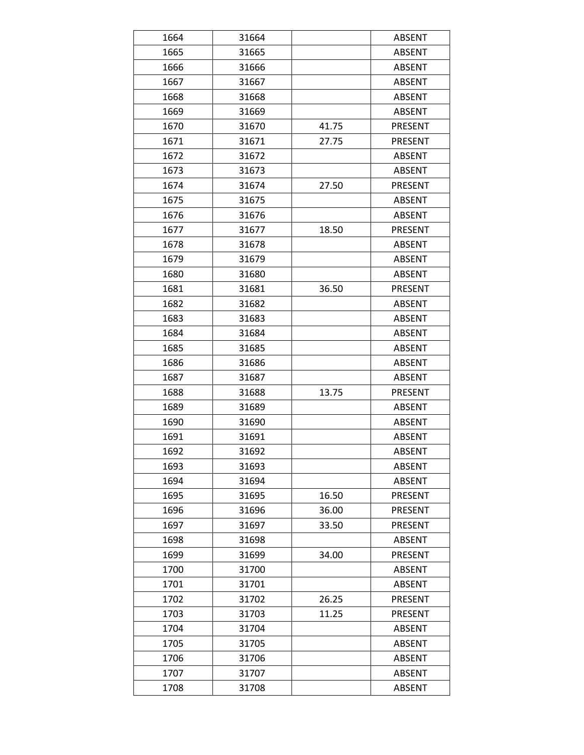| | | | |
|---|---|---|---|
| 1664 | 31664 | | ABSENT |
| 1665 | 31665 | | ABSENT |
| 1666 | 31666 | | ABSENT |
| 1667 | 31667 | | ABSENT |
| 1668 | 31668 | | ABSENT |
| 1669 | 31669 | | ABSENT |
| 1670 | 31670 | 41.75 | PRESENT |
| 1671 | 31671 | 27.75 | PRESENT |
| 1672 | 31672 | | ABSENT |
| 1673 | 31673 | | ABSENT |
| 1674 | 31674 | 27.50 | PRESENT |
| 1675 | 31675 | | ABSENT |
| 1676 | 31676 | | ABSENT |
| 1677 | 31677 | 18.50 | PRESENT |
| 1678 | 31678 | | ABSENT |
| 1679 | 31679 | | ABSENT |
| 1680 | 31680 | | ABSENT |
| 1681 | 31681 | 36.50 | PRESENT |
| 1682 | 31682 | | ABSENT |
| 1683 | 31683 | | ABSENT |
| 1684 | 31684 | | ABSENT |
| 1685 | 31685 | | ABSENT |
| 1686 | 31686 | | ABSENT |
| 1687 | 31687 | | ABSENT |
| 1688 | 31688 | 13.75 | PRESENT |
| 1689 | 31689 | | ABSENT |
| 1690 | 31690 | | ABSENT |
| 1691 | 31691 | | ABSENT |
| 1692 | 31692 | | ABSENT |
| 1693 | 31693 | | ABSENT |
| 1694 | 31694 | | ABSENT |
| 1695 | 31695 | 16.50 | PRESENT |
| 1696 | 31696 | 36.00 | PRESENT |
| 1697 | 31697 | 33.50 | PRESENT |
| 1698 | 31698 | | ABSENT |
| 1699 | 31699 | 34.00 | PRESENT |
| 1700 | 31700 | | ABSENT |
| 1701 | 31701 | | ABSENT |
| 1702 | 31702 | 26.25 | PRESENT |
| 1703 | 31703 | 11.25 | PRESENT |
| 1704 | 31704 | | ABSENT |
| 1705 | 31705 | | ABSENT |
| 1706 | 31706 | | ABSENT |
| 1707 | 31707 | | ABSENT |
| 1708 | 31708 | | ABSENT |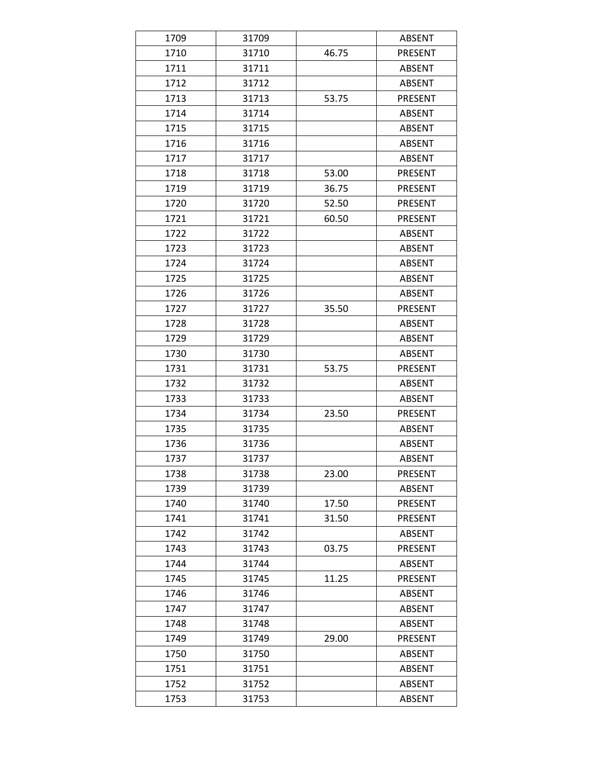| | | | |
|---|---|---|---|
| 1709 | 31709 | | ABSENT |
| 1710 | 31710 | 46.75 | PRESENT |
| 1711 | 31711 | | ABSENT |
| 1712 | 31712 | | ABSENT |
| 1713 | 31713 | 53.75 | PRESENT |
| 1714 | 31714 | | ABSENT |
| 1715 | 31715 | | ABSENT |
| 1716 | 31716 | | ABSENT |
| 1717 | 31717 | | ABSENT |
| 1718 | 31718 | 53.00 | PRESENT |
| 1719 | 31719 | 36.75 | PRESENT |
| 1720 | 31720 | 52.50 | PRESENT |
| 1721 | 31721 | 60.50 | PRESENT |
| 1722 | 31722 | | ABSENT |
| 1723 | 31723 | | ABSENT |
| 1724 | 31724 | | ABSENT |
| 1725 | 31725 | | ABSENT |
| 1726 | 31726 | | ABSENT |
| 1727 | 31727 | 35.50 | PRESENT |
| 1728 | 31728 | | ABSENT |
| 1729 | 31729 | | ABSENT |
| 1730 | 31730 | | ABSENT |
| 1731 | 31731 | 53.75 | PRESENT |
| 1732 | 31732 | | ABSENT |
| 1733 | 31733 | | ABSENT |
| 1734 | 31734 | 23.50 | PRESENT |
| 1735 | 31735 | | ABSENT |
| 1736 | 31736 | | ABSENT |
| 1737 | 31737 | | ABSENT |
| 1738 | 31738 | 23.00 | PRESENT |
| 1739 | 31739 | | ABSENT |
| 1740 | 31740 | 17.50 | PRESENT |
| 1741 | 31741 | 31.50 | PRESENT |
| 1742 | 31742 | | ABSENT |
| 1743 | 31743 | 03.75 | PRESENT |
| 1744 | 31744 | | ABSENT |
| 1745 | 31745 | 11.25 | PRESENT |
| 1746 | 31746 | | ABSENT |
| 1747 | 31747 | | ABSENT |
| 1748 | 31748 | | ABSENT |
| 1749 | 31749 | 29.00 | PRESENT |
| 1750 | 31750 | | ABSENT |
| 1751 | 31751 | | ABSENT |
| 1752 | 31752 | | ABSENT |
| 1753 | 31753 | | ABSENT |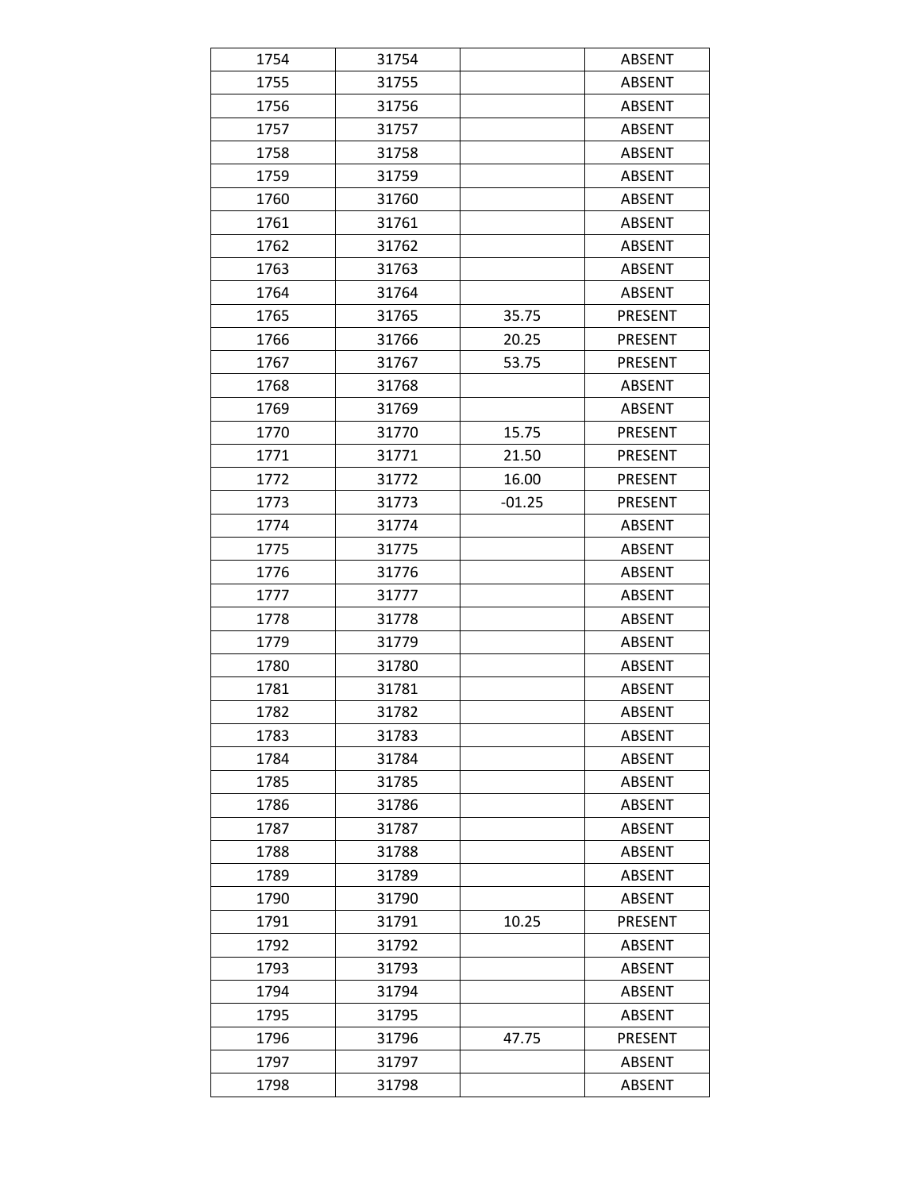| | | | |
|---|---|---|---|
| 1754 | 31754 | | ABSENT |
| 1755 | 31755 | | ABSENT |
| 1756 | 31756 | | ABSENT |
| 1757 | 31757 | | ABSENT |
| 1758 | 31758 | | ABSENT |
| 1759 | 31759 | | ABSENT |
| 1760 | 31760 | | ABSENT |
| 1761 | 31761 | | ABSENT |
| 1762 | 31762 | | ABSENT |
| 1763 | 31763 | | ABSENT |
| 1764 | 31764 | | ABSENT |
| 1765 | 31765 | 35.75 | PRESENT |
| 1766 | 31766 | 20.25 | PRESENT |
| 1767 | 31767 | 53.75 | PRESENT |
| 1768 | 31768 | | ABSENT |
| 1769 | 31769 | | ABSENT |
| 1770 | 31770 | 15.75 | PRESENT |
| 1771 | 31771 | 21.50 | PRESENT |
| 1772 | 31772 | 16.00 | PRESENT |
| 1773 | 31773 | -01.25 | PRESENT |
| 1774 | 31774 | | ABSENT |
| 1775 | 31775 | | ABSENT |
| 1776 | 31776 | | ABSENT |
| 1777 | 31777 | | ABSENT |
| 1778 | 31778 | | ABSENT |
| 1779 | 31779 | | ABSENT |
| 1780 | 31780 | | ABSENT |
| 1781 | 31781 | | ABSENT |
| 1782 | 31782 | | ABSENT |
| 1783 | 31783 | | ABSENT |
| 1784 | 31784 | | ABSENT |
| 1785 | 31785 | | ABSENT |
| 1786 | 31786 | | ABSENT |
| 1787 | 31787 | | ABSENT |
| 1788 | 31788 | | ABSENT |
| 1789 | 31789 | | ABSENT |
| 1790 | 31790 | | ABSENT |
| 1791 | 31791 | 10.25 | PRESENT |
| 1792 | 31792 | | ABSENT |
| 1793 | 31793 | | ABSENT |
| 1794 | 31794 | | ABSENT |
| 1795 | 31795 | | ABSENT |
| 1796 | 31796 | 47.75 | PRESENT |
| 1797 | 31797 | | ABSENT |
| 1798 | 31798 | | ABSENT |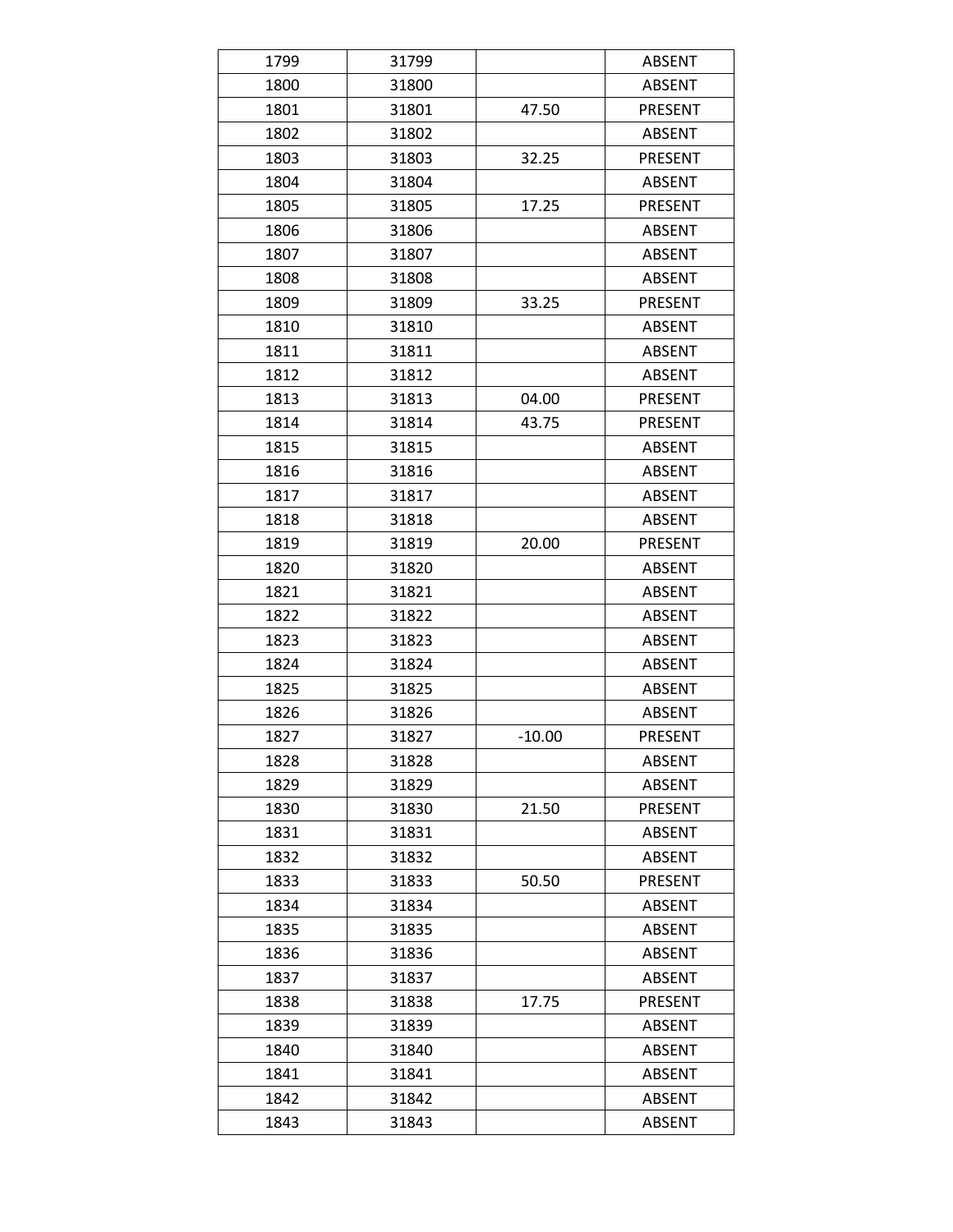| | | | |
|---|---|---|---|
| 1799 | 31799 | | ABSENT |
| 1800 | 31800 | | ABSENT |
| 1801 | 31801 | 47.50 | PRESENT |
| 1802 | 31802 | | ABSENT |
| 1803 | 31803 | 32.25 | PRESENT |
| 1804 | 31804 | | ABSENT |
| 1805 | 31805 | 17.25 | PRESENT |
| 1806 | 31806 | | ABSENT |
| 1807 | 31807 | | ABSENT |
| 1808 | 31808 | | ABSENT |
| 1809 | 31809 | 33.25 | PRESENT |
| 1810 | 31810 | | ABSENT |
| 1811 | 31811 | | ABSENT |
| 1812 | 31812 | | ABSENT |
| 1813 | 31813 | 04.00 | PRESENT |
| 1814 | 31814 | 43.75 | PRESENT |
| 1815 | 31815 | | ABSENT |
| 1816 | 31816 | | ABSENT |
| 1817 | 31817 | | ABSENT |
| 1818 | 31818 | | ABSENT |
| 1819 | 31819 | 20.00 | PRESENT |
| 1820 | 31820 | | ABSENT |
| 1821 | 31821 | | ABSENT |
| 1822 | 31822 | | ABSENT |
| 1823 | 31823 | | ABSENT |
| 1824 | 31824 | | ABSENT |
| 1825 | 31825 | | ABSENT |
| 1826 | 31826 | | ABSENT |
| 1827 | 31827 | -10.00 | PRESENT |
| 1828 | 31828 | | ABSENT |
| 1829 | 31829 | | ABSENT |
| 1830 | 31830 | 21.50 | PRESENT |
| 1831 | 31831 | | ABSENT |
| 1832 | 31832 | | ABSENT |
| 1833 | 31833 | 50.50 | PRESENT |
| 1834 | 31834 | | ABSENT |
| 1835 | 31835 | | ABSENT |
| 1836 | 31836 | | ABSENT |
| 1837 | 31837 | | ABSENT |
| 1838 | 31838 | 17.75 | PRESENT |
| 1839 | 31839 | | ABSENT |
| 1840 | 31840 | | ABSENT |
| 1841 | 31841 | | ABSENT |
| 1842 | 31842 | | ABSENT |
| 1843 | 31843 | | ABSENT |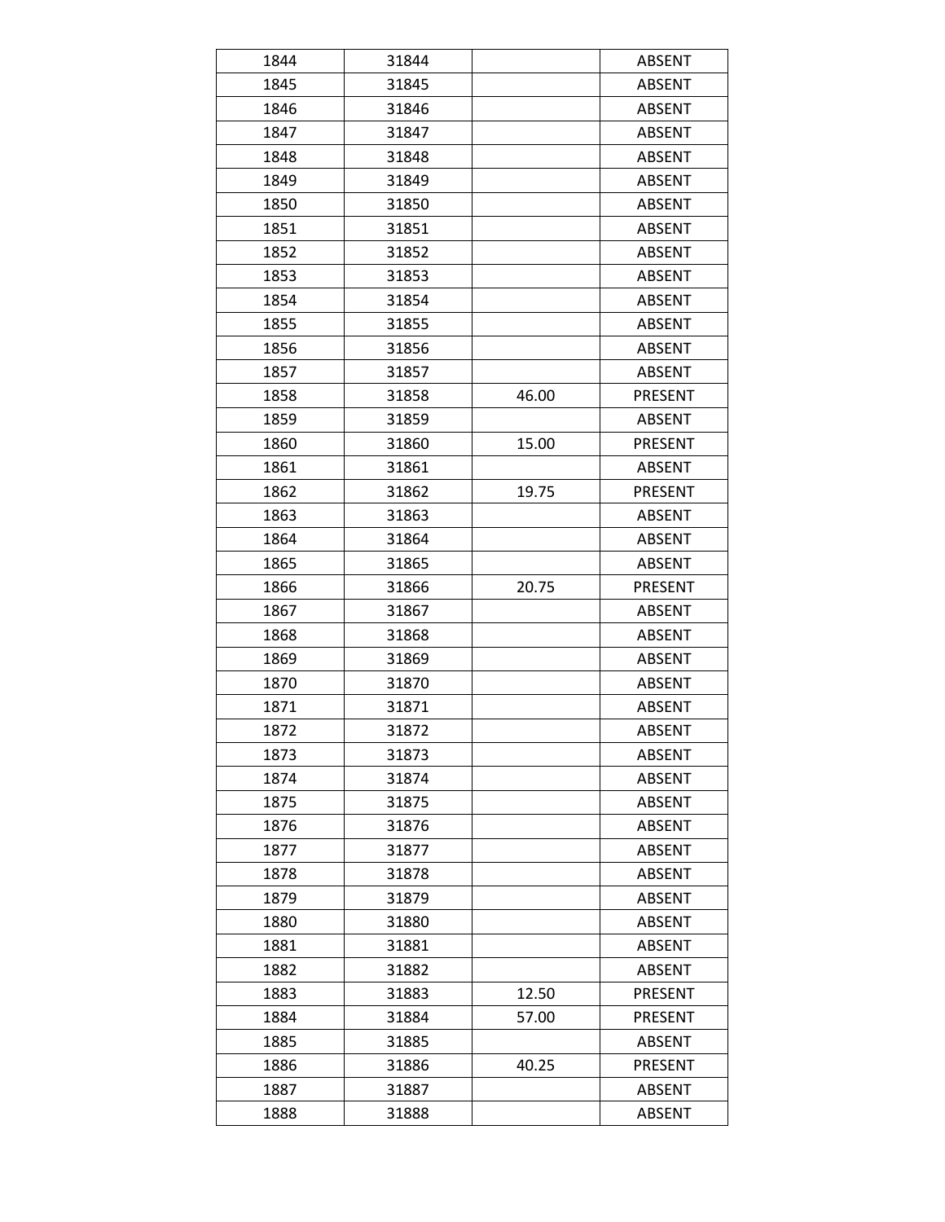| | | | |
|---|---|---|---|
| 1844 | 31844 | | ABSENT |
| 1845 | 31845 | | ABSENT |
| 1846 | 31846 | | ABSENT |
| 1847 | 31847 | | ABSENT |
| 1848 | 31848 | | ABSENT |
| 1849 | 31849 | | ABSENT |
| 1850 | 31850 | | ABSENT |
| 1851 | 31851 | | ABSENT |
| 1852 | 31852 | | ABSENT |
| 1853 | 31853 | | ABSENT |
| 1854 | 31854 | | ABSENT |
| 1855 | 31855 | | ABSENT |
| 1856 | 31856 | | ABSENT |
| 1857 | 31857 | | ABSENT |
| 1858 | 31858 | 46.00 | PRESENT |
| 1859 | 31859 | | ABSENT |
| 1860 | 31860 | 15.00 | PRESENT |
| 1861 | 31861 | | ABSENT |
| 1862 | 31862 | 19.75 | PRESENT |
| 1863 | 31863 | | ABSENT |
| 1864 | 31864 | | ABSENT |
| 1865 | 31865 | | ABSENT |
| 1866 | 31866 | 20.75 | PRESENT |
| 1867 | 31867 | | ABSENT |
| 1868 | 31868 | | ABSENT |
| 1869 | 31869 | | ABSENT |
| 1870 | 31870 | | ABSENT |
| 1871 | 31871 | | ABSENT |
| 1872 | 31872 | | ABSENT |
| 1873 | 31873 | | ABSENT |
| 1874 | 31874 | | ABSENT |
| 1875 | 31875 | | ABSENT |
| 1876 | 31876 | | ABSENT |
| 1877 | 31877 | | ABSENT |
| 1878 | 31878 | | ABSENT |
| 1879 | 31879 | | ABSENT |
| 1880 | 31880 | | ABSENT |
| 1881 | 31881 | | ABSENT |
| 1882 | 31882 | | ABSENT |
| 1883 | 31883 | 12.50 | PRESENT |
| 1884 | 31884 | 57.00 | PRESENT |
| 1885 | 31885 | | ABSENT |
| 1886 | 31886 | 40.25 | PRESENT |
| 1887 | 31887 | | ABSENT |
| 1888 | 31888 | | ABSENT |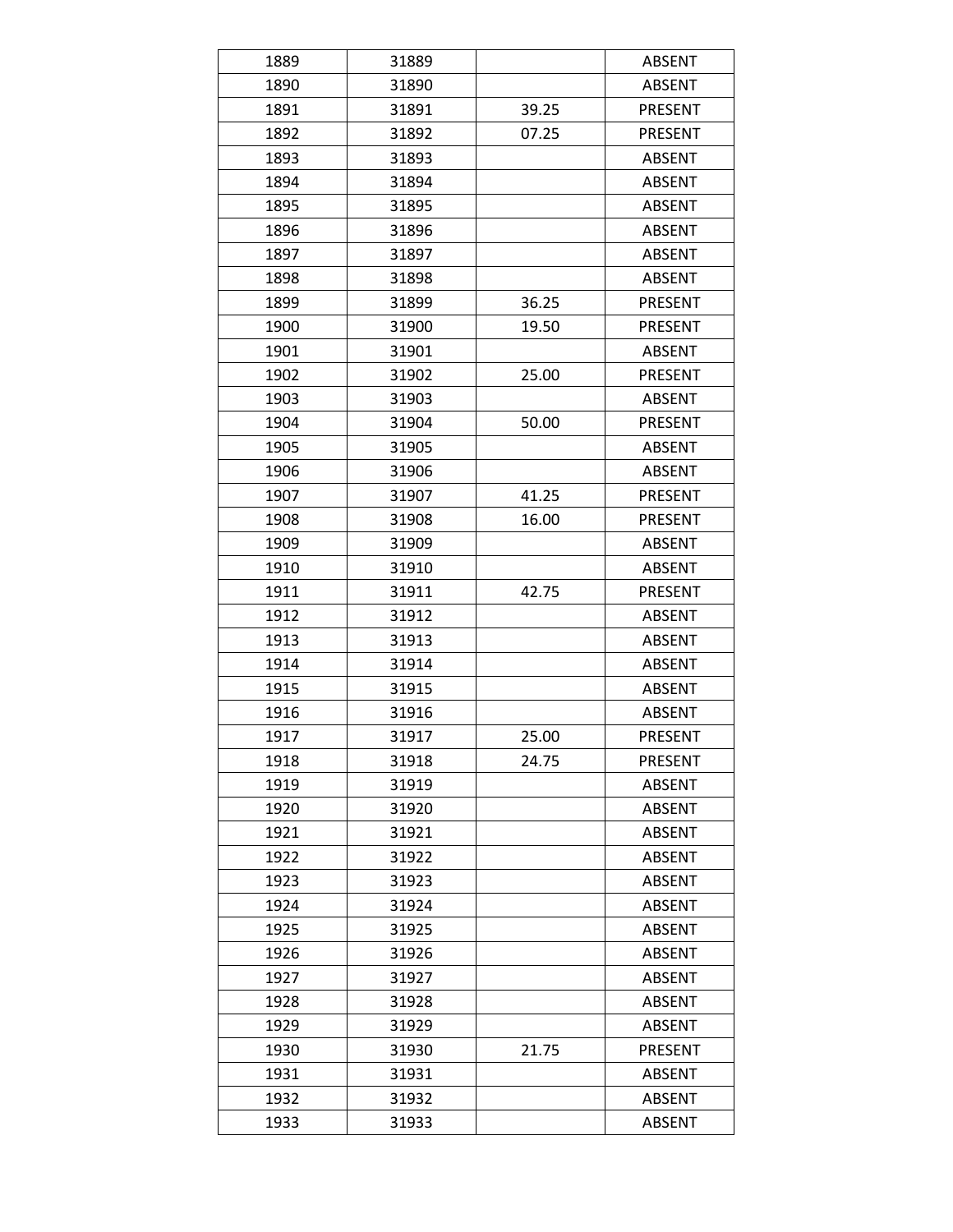| 1889 | 31889 | | ABSENT |
|---|---|---|---|
| 1890 | 31890 | | ABSENT |
| 1891 | 31891 | 39.25 | PRESENT |
| 1892 | 31892 | 07.25 | PRESENT |
| 1893 | 31893 | | ABSENT |
| 1894 | 31894 | | ABSENT |
| 1895 | 31895 | | ABSENT |
| 1896 | 31896 | | ABSENT |
| 1897 | 31897 | | ABSENT |
| 1898 | 31898 | | ABSENT |
| 1899 | 31899 | 36.25 | PRESENT |
| 1900 | 31900 | 19.50 | PRESENT |
| 1901 | 31901 | | ABSENT |
| 1902 | 31902 | 25.00 | PRESENT |
| 1903 | 31903 | | ABSENT |
| 1904 | 31904 | 50.00 | PRESENT |
| 1905 | 31905 | | ABSENT |
| 1906 | 31906 | | ABSENT |
| 1907 | 31907 | 41.25 | PRESENT |
| 1908 | 31908 | 16.00 | PRESENT |
| 1909 | 31909 | | ABSENT |
| 1910 | 31910 | | ABSENT |
| 1911 | 31911 | 42.75 | PRESENT |
| 1912 | 31912 | | ABSENT |
| 1913 | 31913 | | ABSENT |
| 1914 | 31914 | | ABSENT |
| 1915 | 31915 | | ABSENT |
| 1916 | 31916 | | ABSENT |
| 1917 | 31917 | 25.00 | PRESENT |
| 1918 | 31918 | 24.75 | PRESENT |
| 1919 | 31919 | | ABSENT |
| 1920 | 31920 | | ABSENT |
| 1921 | 31921 | | ABSENT |
| 1922 | 31922 | | ABSENT |
| 1923 | 31923 | | ABSENT |
| 1924 | 31924 | | ABSENT |
| 1925 | 31925 | | ABSENT |
| 1926 | 31926 | | ABSENT |
| 1927 | 31927 | | ABSENT |
| 1928 | 31928 | | ABSENT |
| 1929 | 31929 | | ABSENT |
| 1930 | 31930 | 21.75 | PRESENT |
| 1931 | 31931 | | ABSENT |
| 1932 | 31932 | | ABSENT |
| 1933 | 31933 | | ABSENT |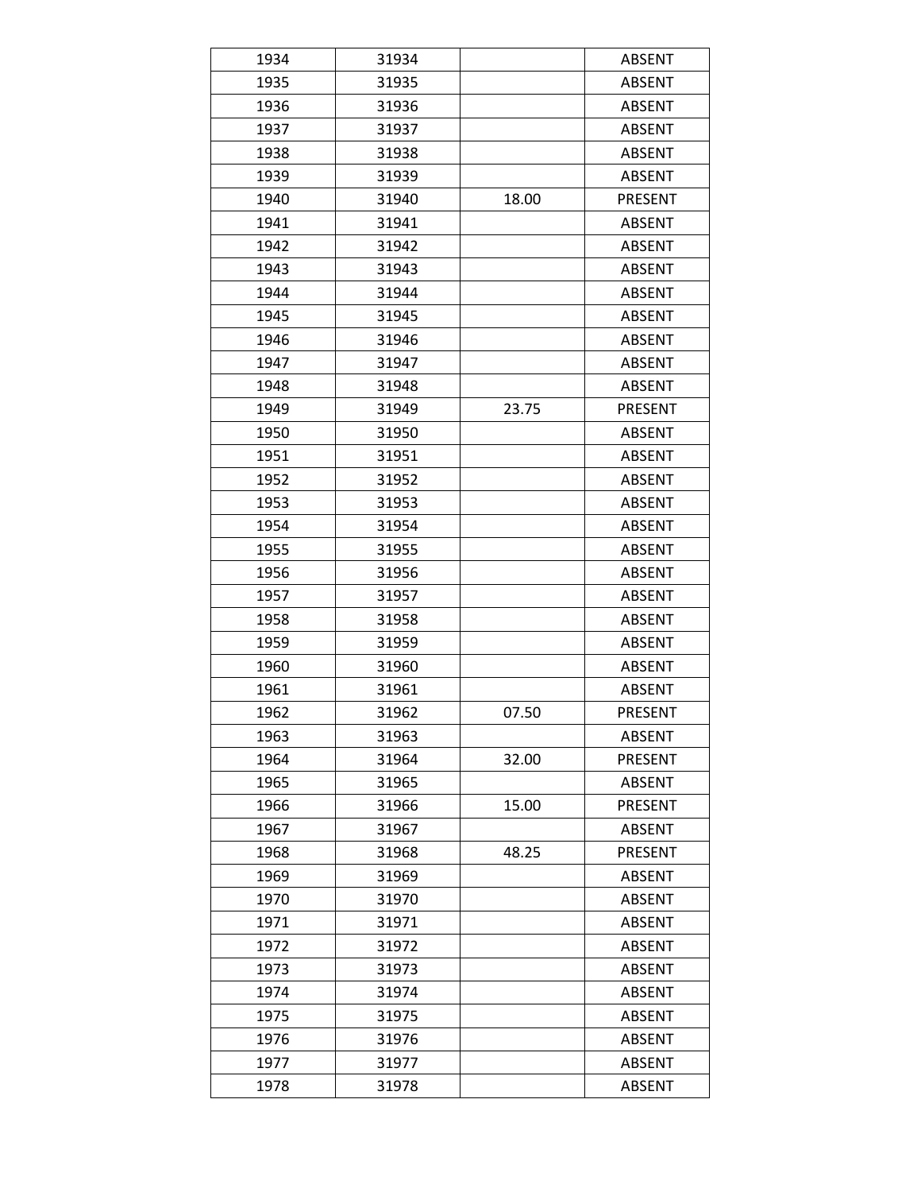| | | | |
|---|---|---|---|
| 1934 | 31934 | | ABSENT |
| 1935 | 31935 | | ABSENT |
| 1936 | 31936 | | ABSENT |
| 1937 | 31937 | | ABSENT |
| 1938 | 31938 | | ABSENT |
| 1939 | 31939 | | ABSENT |
| 1940 | 31940 | 18.00 | PRESENT |
| 1941 | 31941 | | ABSENT |
| 1942 | 31942 | | ABSENT |
| 1943 | 31943 | | ABSENT |
| 1944 | 31944 | | ABSENT |
| 1945 | 31945 | | ABSENT |
| 1946 | 31946 | | ABSENT |
| 1947 | 31947 | | ABSENT |
| 1948 | 31948 | | ABSENT |
| 1949 | 31949 | 23.75 | PRESENT |
| 1950 | 31950 | | ABSENT |
| 1951 | 31951 | | ABSENT |
| 1952 | 31952 | | ABSENT |
| 1953 | 31953 | | ABSENT |
| 1954 | 31954 | | ABSENT |
| 1955 | 31955 | | ABSENT |
| 1956 | 31956 | | ABSENT |
| 1957 | 31957 | | ABSENT |
| 1958 | 31958 | | ABSENT |
| 1959 | 31959 | | ABSENT |
| 1960 | 31960 | | ABSENT |
| 1961 | 31961 | | ABSENT |
| 1962 | 31962 | 07.50 | PRESENT |
| 1963 | 31963 | | ABSENT |
| 1964 | 31964 | 32.00 | PRESENT |
| 1965 | 31965 | | ABSENT |
| 1966 | 31966 | 15.00 | PRESENT |
| 1967 | 31967 | | ABSENT |
| 1968 | 31968 | 48.25 | PRESENT |
| 1969 | 31969 | | ABSENT |
| 1970 | 31970 | | ABSENT |
| 1971 | 31971 | | ABSENT |
| 1972 | 31972 | | ABSENT |
| 1973 | 31973 | | ABSENT |
| 1974 | 31974 | | ABSENT |
| 1975 | 31975 | | ABSENT |
| 1976 | 31976 | | ABSENT |
| 1977 | 31977 | | ABSENT |
| 1978 | 31978 | | ABSENT |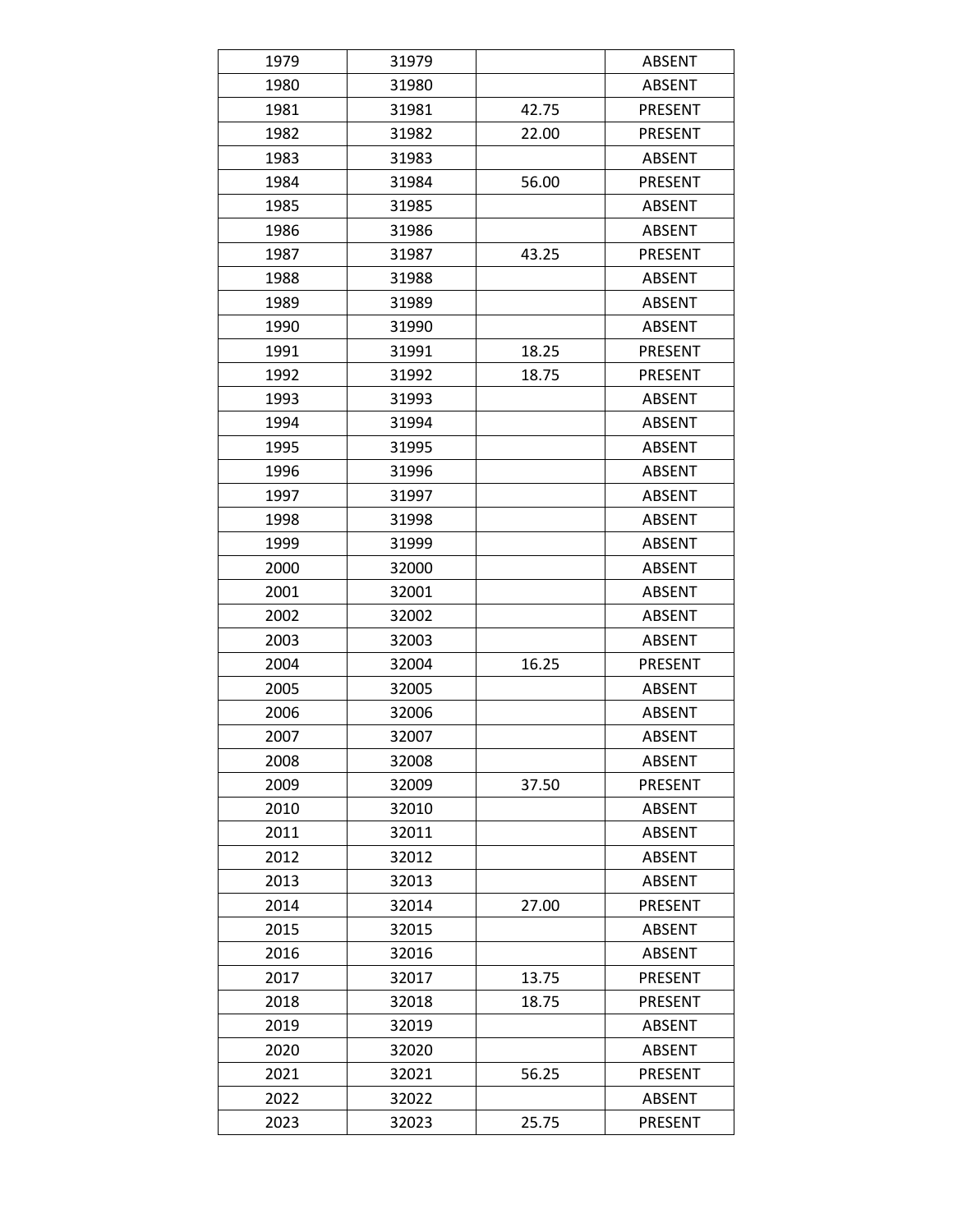| | | | |
|---|---|---|---|
| 1979 | 31979 | | ABSENT |
| 1980 | 31980 | | ABSENT |
| 1981 | 31981 | 42.75 | PRESENT |
| 1982 | 31982 | 22.00 | PRESENT |
| 1983 | 31983 | | ABSENT |
| 1984 | 31984 | 56.00 | PRESENT |
| 1985 | 31985 | | ABSENT |
| 1986 | 31986 | | ABSENT |
| 1987 | 31987 | 43.25 | PRESENT |
| 1988 | 31988 | | ABSENT |
| 1989 | 31989 | | ABSENT |
| 1990 | 31990 | | ABSENT |
| 1991 | 31991 | 18.25 | PRESENT |
| 1992 | 31992 | 18.75 | PRESENT |
| 1993 | 31993 | | ABSENT |
| 1994 | 31994 | | ABSENT |
| 1995 | 31995 | | ABSENT |
| 1996 | 31996 | | ABSENT |
| 1997 | 31997 | | ABSENT |
| 1998 | 31998 | | ABSENT |
| 1999 | 31999 | | ABSENT |
| 2000 | 32000 | | ABSENT |
| 2001 | 32001 | | ABSENT |
| 2002 | 32002 | | ABSENT |
| 2003 | 32003 | | ABSENT |
| 2004 | 32004 | 16.25 | PRESENT |
| 2005 | 32005 | | ABSENT |
| 2006 | 32006 | | ABSENT |
| 2007 | 32007 | | ABSENT |
| 2008 | 32008 | | ABSENT |
| 2009 | 32009 | 37.50 | PRESENT |
| 2010 | 32010 | | ABSENT |
| 2011 | 32011 | | ABSENT |
| 2012 | 32012 | | ABSENT |
| 2013 | 32013 | | ABSENT |
| 2014 | 32014 | 27.00 | PRESENT |
| 2015 | 32015 | | ABSENT |
| 2016 | 32016 | | ABSENT |
| 2017 | 32017 | 13.75 | PRESENT |
| 2018 | 32018 | 18.75 | PRESENT |
| 2019 | 32019 | | ABSENT |
| 2020 | 32020 | | ABSENT |
| 2021 | 32021 | 56.25 | PRESENT |
| 2022 | 32022 | | ABSENT |
| 2023 | 32023 | 25.75 | PRESENT |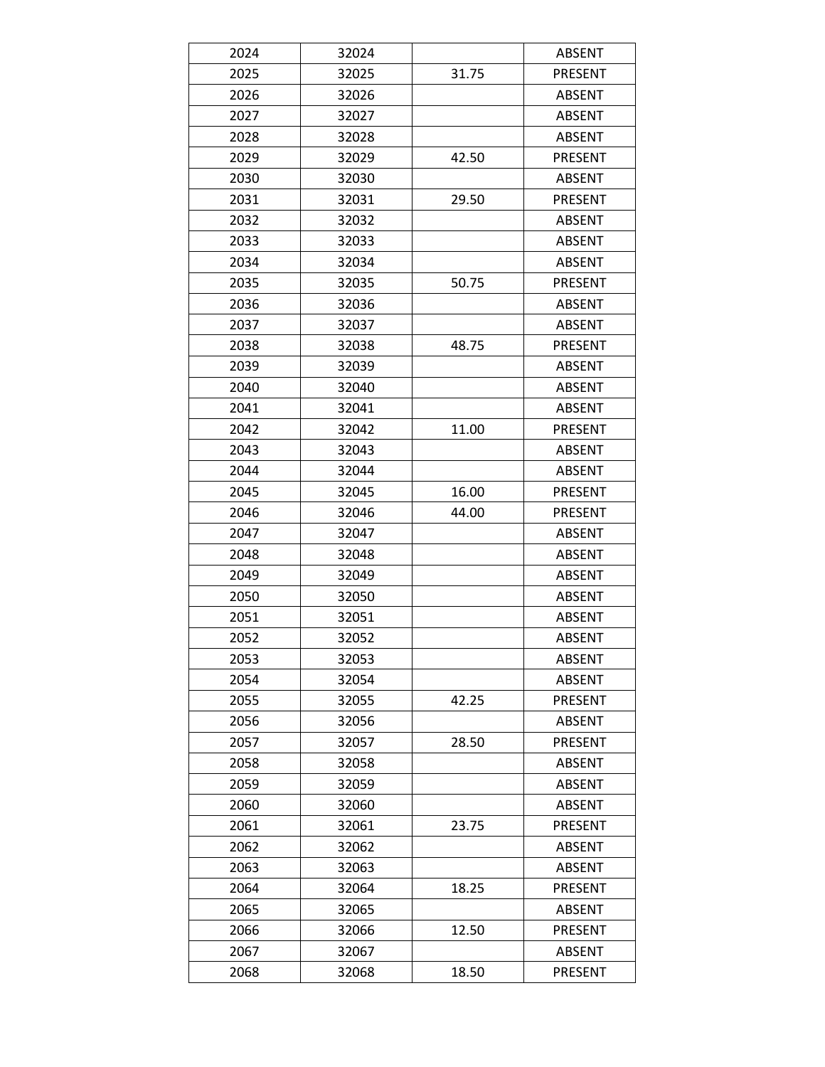| | | | |
|---|---|---|---|
| 2024 | 32024 | | ABSENT |
| 2025 | 32025 | 31.75 | PRESENT |
| 2026 | 32026 | | ABSENT |
| 2027 | 32027 | | ABSENT |
| 2028 | 32028 | | ABSENT |
| 2029 | 32029 | 42.50 | PRESENT |
| 2030 | 32030 | | ABSENT |
| 2031 | 32031 | 29.50 | PRESENT |
| 2032 | 32032 | | ABSENT |
| 2033 | 32033 | | ABSENT |
| 2034 | 32034 | | ABSENT |
| 2035 | 32035 | 50.75 | PRESENT |
| 2036 | 32036 | | ABSENT |
| 2037 | 32037 | | ABSENT |
| 2038 | 32038 | 48.75 | PRESENT |
| 2039 | 32039 | | ABSENT |
| 2040 | 32040 | | ABSENT |
| 2041 | 32041 | | ABSENT |
| 2042 | 32042 | 11.00 | PRESENT |
| 2043 | 32043 | | ABSENT |
| 2044 | 32044 | | ABSENT |
| 2045 | 32045 | 16.00 | PRESENT |
| 2046 | 32046 | 44.00 | PRESENT |
| 2047 | 32047 | | ABSENT |
| 2048 | 32048 | | ABSENT |
| 2049 | 32049 | | ABSENT |
| 2050 | 32050 | | ABSENT |
| 2051 | 32051 | | ABSENT |
| 2052 | 32052 | | ABSENT |
| 2053 | 32053 | | ABSENT |
| 2054 | 32054 | | ABSENT |
| 2055 | 32055 | 42.25 | PRESENT |
| 2056 | 32056 | | ABSENT |
| 2057 | 32057 | 28.50 | PRESENT |
| 2058 | 32058 | | ABSENT |
| 2059 | 32059 | | ABSENT |
| 2060 | 32060 | | ABSENT |
| 2061 | 32061 | 23.75 | PRESENT |
| 2062 | 32062 | | ABSENT |
| 2063 | 32063 | | ABSENT |
| 2064 | 32064 | 18.25 | PRESENT |
| 2065 | 32065 | | ABSENT |
| 2066 | 32066 | 12.50 | PRESENT |
| 2067 | 32067 | | ABSENT |
| 2068 | 32068 | 18.50 | PRESENT |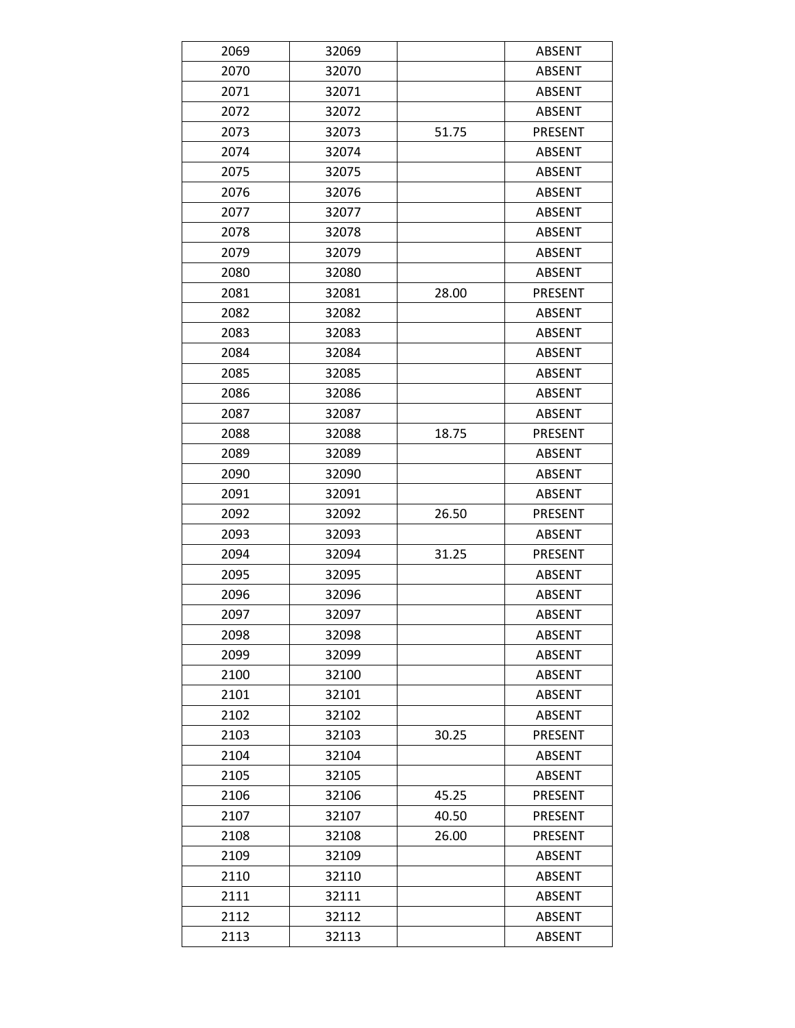| | | | |
|---|---|---|---|
| 2069 | 32069 | | ABSENT |
| 2070 | 32070 | | ABSENT |
| 2071 | 32071 | | ABSENT |
| 2072 | 32072 | | ABSENT |
| 2073 | 32073 | 51.75 | PRESENT |
| 2074 | 32074 | | ABSENT |
| 2075 | 32075 | | ABSENT |
| 2076 | 32076 | | ABSENT |
| 2077 | 32077 | | ABSENT |
| 2078 | 32078 | | ABSENT |
| 2079 | 32079 | | ABSENT |
| 2080 | 32080 | | ABSENT |
| 2081 | 32081 | 28.00 | PRESENT |
| 2082 | 32082 | | ABSENT |
| 2083 | 32083 | | ABSENT |
| 2084 | 32084 | | ABSENT |
| 2085 | 32085 | | ABSENT |
| 2086 | 32086 | | ABSENT |
| 2087 | 32087 | | ABSENT |
| 2088 | 32088 | 18.75 | PRESENT |
| 2089 | 32089 | | ABSENT |
| 2090 | 32090 | | ABSENT |
| 2091 | 32091 | | ABSENT |
| 2092 | 32092 | 26.50 | PRESENT |
| 2093 | 32093 | | ABSENT |
| 2094 | 32094 | 31.25 | PRESENT |
| 2095 | 32095 | | ABSENT |
| 2096 | 32096 | | ABSENT |
| 2097 | 32097 | | ABSENT |
| 2098 | 32098 | | ABSENT |
| 2099 | 32099 | | ABSENT |
| 2100 | 32100 | | ABSENT |
| 2101 | 32101 | | ABSENT |
| 2102 | 32102 | | ABSENT |
| 2103 | 32103 | 30.25 | PRESENT |
| 2104 | 32104 | | ABSENT |
| 2105 | 32105 | | ABSENT |
| 2106 | 32106 | 45.25 | PRESENT |
| 2107 | 32107 | 40.50 | PRESENT |
| 2108 | 32108 | 26.00 | PRESENT |
| 2109 | 32109 | | ABSENT |
| 2110 | 32110 | | ABSENT |
| 2111 | 32111 | | ABSENT |
| 2112 | 32112 | | ABSENT |
| 2113 | 32113 | | ABSENT |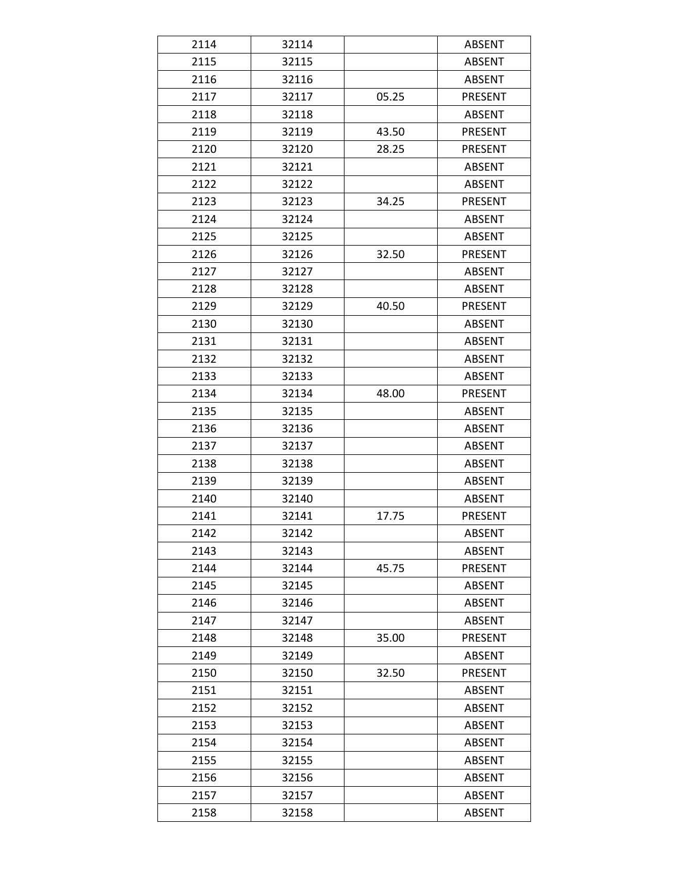| | | | |
|---|---|---|---|
| 2114 | 32114 | | ABSENT |
| 2115 | 32115 | | ABSENT |
| 2116 | 32116 | | ABSENT |
| 2117 | 32117 | 05.25 | PRESENT |
| 2118 | 32118 | | ABSENT |
| 2119 | 32119 | 43.50 | PRESENT |
| 2120 | 32120 | 28.25 | PRESENT |
| 2121 | 32121 | | ABSENT |
| 2122 | 32122 | | ABSENT |
| 2123 | 32123 | 34.25 | PRESENT |
| 2124 | 32124 | | ABSENT |
| 2125 | 32125 | | ABSENT |
| 2126 | 32126 | 32.50 | PRESENT |
| 2127 | 32127 | | ABSENT |
| 2128 | 32128 | | ABSENT |
| 2129 | 32129 | 40.50 | PRESENT |
| 2130 | 32130 | | ABSENT |
| 2131 | 32131 | | ABSENT |
| 2132 | 32132 | | ABSENT |
| 2133 | 32133 | | ABSENT |
| 2134 | 32134 | 48.00 | PRESENT |
| 2135 | 32135 | | ABSENT |
| 2136 | 32136 | | ABSENT |
| 2137 | 32137 | | ABSENT |
| 2138 | 32138 | | ABSENT |
| 2139 | 32139 | | ABSENT |
| 2140 | 32140 | | ABSENT |
| 2141 | 32141 | 17.75 | PRESENT |
| 2142 | 32142 | | ABSENT |
| 2143 | 32143 | | ABSENT |
| 2144 | 32144 | 45.75 | PRESENT |
| 2145 | 32145 | | ABSENT |
| 2146 | 32146 | | ABSENT |
| 2147 | 32147 | | ABSENT |
| 2148 | 32148 | 35.00 | PRESENT |
| 2149 | 32149 | | ABSENT |
| 2150 | 32150 | 32.50 | PRESENT |
| 2151 | 32151 | | ABSENT |
| 2152 | 32152 | | ABSENT |
| 2153 | 32153 | | ABSENT |
| 2154 | 32154 | | ABSENT |
| 2155 | 32155 | | ABSENT |
| 2156 | 32156 | | ABSENT |
| 2157 | 32157 | | ABSENT |
| 2158 | 32158 | | ABSENT |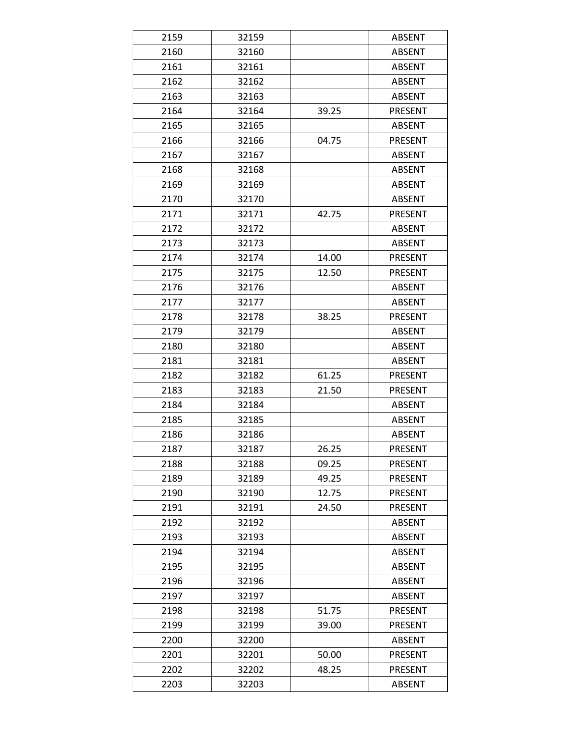| | | | |
|---|---|---|---|
| 2159 | 32159 | | ABSENT |
| 2160 | 32160 | | ABSENT |
| 2161 | 32161 | | ABSENT |
| 2162 | 32162 | | ABSENT |
| 2163 | 32163 | | ABSENT |
| 2164 | 32164 | 39.25 | PRESENT |
| 2165 | 32165 | | ABSENT |
| 2166 | 32166 | 04.75 | PRESENT |
| 2167 | 32167 | | ABSENT |
| 2168 | 32168 | | ABSENT |
| 2169 | 32169 | | ABSENT |
| 2170 | 32170 | | ABSENT |
| 2171 | 32171 | 42.75 | PRESENT |
| 2172 | 32172 | | ABSENT |
| 2173 | 32173 | | ABSENT |
| 2174 | 32174 | 14.00 | PRESENT |
| 2175 | 32175 | 12.50 | PRESENT |
| 2176 | 32176 | | ABSENT |
| 2177 | 32177 | | ABSENT |
| 2178 | 32178 | 38.25 | PRESENT |
| 2179 | 32179 | | ABSENT |
| 2180 | 32180 | | ABSENT |
| 2181 | 32181 | | ABSENT |
| 2182 | 32182 | 61.25 | PRESENT |
| 2183 | 32183 | 21.50 | PRESENT |
| 2184 | 32184 | | ABSENT |
| 2185 | 32185 | | ABSENT |
| 2186 | 32186 | | ABSENT |
| 2187 | 32187 | 26.25 | PRESENT |
| 2188 | 32188 | 09.25 | PRESENT |
| 2189 | 32189 | 49.25 | PRESENT |
| 2190 | 32190 | 12.75 | PRESENT |
| 2191 | 32191 | 24.50 | PRESENT |
| 2192 | 32192 | | ABSENT |
| 2193 | 32193 | | ABSENT |
| 2194 | 32194 | | ABSENT |
| 2195 | 32195 | | ABSENT |
| 2196 | 32196 | | ABSENT |
| 2197 | 32197 | | ABSENT |
| 2198 | 32198 | 51.75 | PRESENT |
| 2199 | 32199 | 39.00 | PRESENT |
| 2200 | 32200 | | ABSENT |
| 2201 | 32201 | 50.00 | PRESENT |
| 2202 | 32202 | 48.25 | PRESENT |
| 2203 | 32203 | | ABSENT |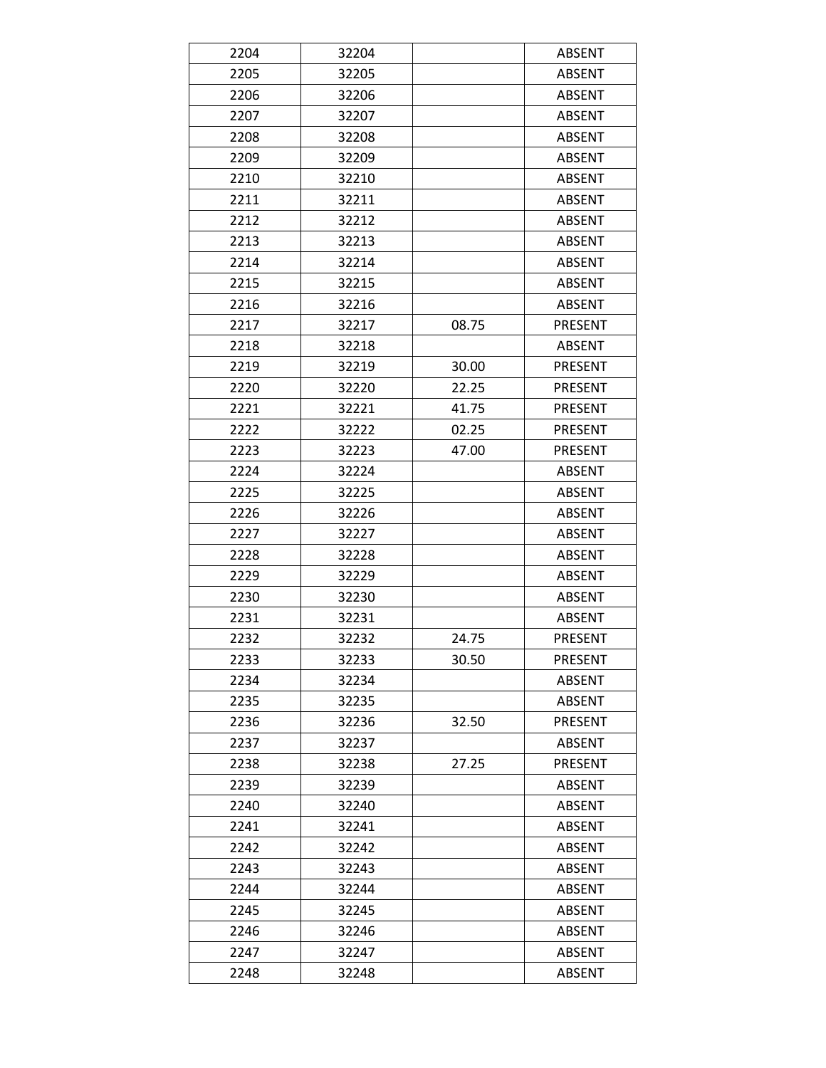| | | | |
|---|---|---|---|
| 2204 | 32204 | | ABSENT |
| 2205 | 32205 | | ABSENT |
| 2206 | 32206 | | ABSENT |
| 2207 | 32207 | | ABSENT |
| 2208 | 32208 | | ABSENT |
| 2209 | 32209 | | ABSENT |
| 2210 | 32210 | | ABSENT |
| 2211 | 32211 | | ABSENT |
| 2212 | 32212 | | ABSENT |
| 2213 | 32213 | | ABSENT |
| 2214 | 32214 | | ABSENT |
| 2215 | 32215 | | ABSENT |
| 2216 | 32216 | | ABSENT |
| 2217 | 32217 | 08.75 | PRESENT |
| 2218 | 32218 | | ABSENT |
| 2219 | 32219 | 30.00 | PRESENT |
| 2220 | 32220 | 22.25 | PRESENT |
| 2221 | 32221 | 41.75 | PRESENT |
| 2222 | 32222 | 02.25 | PRESENT |
| 2223 | 32223 | 47.00 | PRESENT |
| 2224 | 32224 | | ABSENT |
| 2225 | 32225 | | ABSENT |
| 2226 | 32226 | | ABSENT |
| 2227 | 32227 | | ABSENT |
| 2228 | 32228 | | ABSENT |
| 2229 | 32229 | | ABSENT |
| 2230 | 32230 | | ABSENT |
| 2231 | 32231 | | ABSENT |
| 2232 | 32232 | 24.75 | PRESENT |
| 2233 | 32233 | 30.50 | PRESENT |
| 2234 | 32234 | | ABSENT |
| 2235 | 32235 | | ABSENT |
| 2236 | 32236 | 32.50 | PRESENT |
| 2237 | 32237 | | ABSENT |
| 2238 | 32238 | 27.25 | PRESENT |
| 2239 | 32239 | | ABSENT |
| 2240 | 32240 | | ABSENT |
| 2241 | 32241 | | ABSENT |
| 2242 | 32242 | | ABSENT |
| 2243 | 32243 | | ABSENT |
| 2244 | 32244 | | ABSENT |
| 2245 | 32245 | | ABSENT |
| 2246 | 32246 | | ABSENT |
| 2247 | 32247 | | ABSENT |
| 2248 | 32248 | | ABSENT |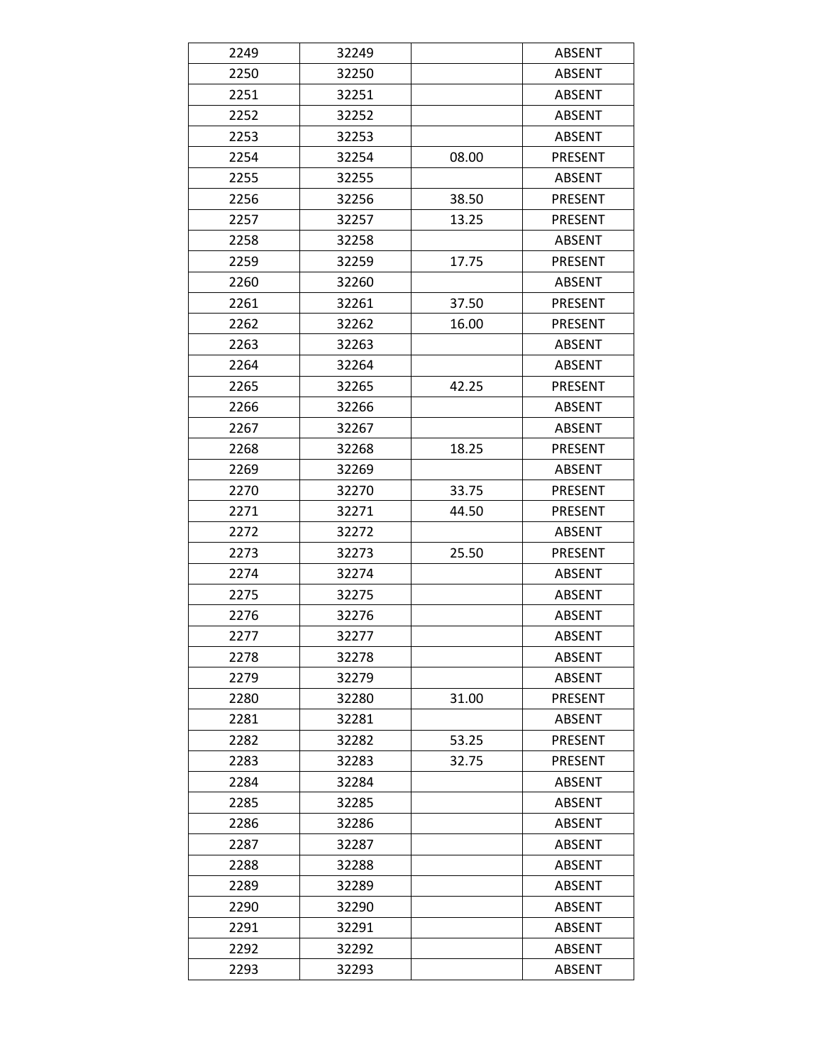| | | | |
|---|---|---|---|
| 2249 | 32249 | | ABSENT |
| 2250 | 32250 | | ABSENT |
| 2251 | 32251 | | ABSENT |
| 2252 | 32252 | | ABSENT |
| 2253 | 32253 | | ABSENT |
| 2254 | 32254 | 08.00 | PRESENT |
| 2255 | 32255 | | ABSENT |
| 2256 | 32256 | 38.50 | PRESENT |
| 2257 | 32257 | 13.25 | PRESENT |
| 2258 | 32258 | | ABSENT |
| 2259 | 32259 | 17.75 | PRESENT |
| 2260 | 32260 | | ABSENT |
| 2261 | 32261 | 37.50 | PRESENT |
| 2262 | 32262 | 16.00 | PRESENT |
| 2263 | 32263 | | ABSENT |
| 2264 | 32264 | | ABSENT |
| 2265 | 32265 | 42.25 | PRESENT |
| 2266 | 32266 | | ABSENT |
| 2267 | 32267 | | ABSENT |
| 2268 | 32268 | 18.25 | PRESENT |
| 2269 | 32269 | | ABSENT |
| 2270 | 32270 | 33.75 | PRESENT |
| 2271 | 32271 | 44.50 | PRESENT |
| 2272 | 32272 | | ABSENT |
| 2273 | 32273 | 25.50 | PRESENT |
| 2274 | 32274 | | ABSENT |
| 2275 | 32275 | | ABSENT |
| 2276 | 32276 | | ABSENT |
| 2277 | 32277 | | ABSENT |
| 2278 | 32278 | | ABSENT |
| 2279 | 32279 | | ABSENT |
| 2280 | 32280 | 31.00 | PRESENT |
| 2281 | 32281 | | ABSENT |
| 2282 | 32282 | 53.25 | PRESENT |
| 2283 | 32283 | 32.75 | PRESENT |
| 2284 | 32284 | | ABSENT |
| 2285 | 32285 | | ABSENT |
| 2286 | 32286 | | ABSENT |
| 2287 | 32287 | | ABSENT |
| 2288 | 32288 | | ABSENT |
| 2289 | 32289 | | ABSENT |
| 2290 | 32290 | | ABSENT |
| 2291 | 32291 | | ABSENT |
| 2292 | 32292 | | ABSENT |
| 2293 | 32293 | | ABSENT |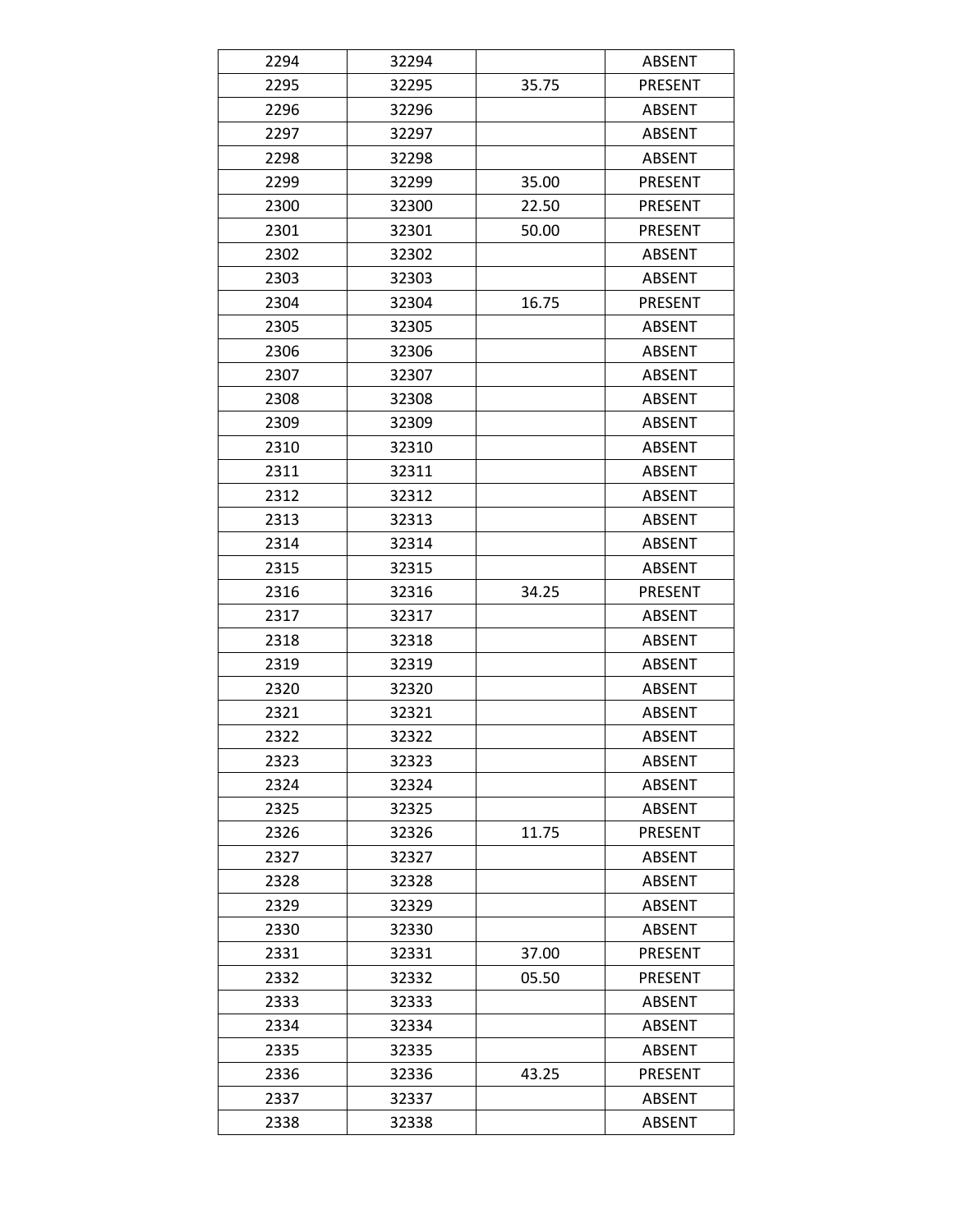| | | | |
|---|---|---|---|
| 2294 | 32294 | | ABSENT |
| 2295 | 32295 | 35.75 | PRESENT |
| 2296 | 32296 | | ABSENT |
| 2297 | 32297 | | ABSENT |
| 2298 | 32298 | | ABSENT |
| 2299 | 32299 | 35.00 | PRESENT |
| 2300 | 32300 | 22.50 | PRESENT |
| 2301 | 32301 | 50.00 | PRESENT |
| 2302 | 32302 | | ABSENT |
| 2303 | 32303 | | ABSENT |
| 2304 | 32304 | 16.75 | PRESENT |
| 2305 | 32305 | | ABSENT |
| 2306 | 32306 | | ABSENT |
| 2307 | 32307 | | ABSENT |
| 2308 | 32308 | | ABSENT |
| 2309 | 32309 | | ABSENT |
| 2310 | 32310 | | ABSENT |
| 2311 | 32311 | | ABSENT |
| 2312 | 32312 | | ABSENT |
| 2313 | 32313 | | ABSENT |
| 2314 | 32314 | | ABSENT |
| 2315 | 32315 | | ABSENT |
| 2316 | 32316 | 34.25 | PRESENT |
| 2317 | 32317 | | ABSENT |
| 2318 | 32318 | | ABSENT |
| 2319 | 32319 | | ABSENT |
| 2320 | 32320 | | ABSENT |
| 2321 | 32321 | | ABSENT |
| 2322 | 32322 | | ABSENT |
| 2323 | 32323 | | ABSENT |
| 2324 | 32324 | | ABSENT |
| 2325 | 32325 | | ABSENT |
| 2326 | 32326 | 11.75 | PRESENT |
| 2327 | 32327 | | ABSENT |
| 2328 | 32328 | | ABSENT |
| 2329 | 32329 | | ABSENT |
| 2330 | 32330 | | ABSENT |
| 2331 | 32331 | 37.00 | PRESENT |
| 2332 | 32332 | 05.50 | PRESENT |
| 2333 | 32333 | | ABSENT |
| 2334 | 32334 | | ABSENT |
| 2335 | 32335 | | ABSENT |
| 2336 | 32336 | 43.25 | PRESENT |
| 2337 | 32337 | | ABSENT |
| 2338 | 32338 | | ABSENT |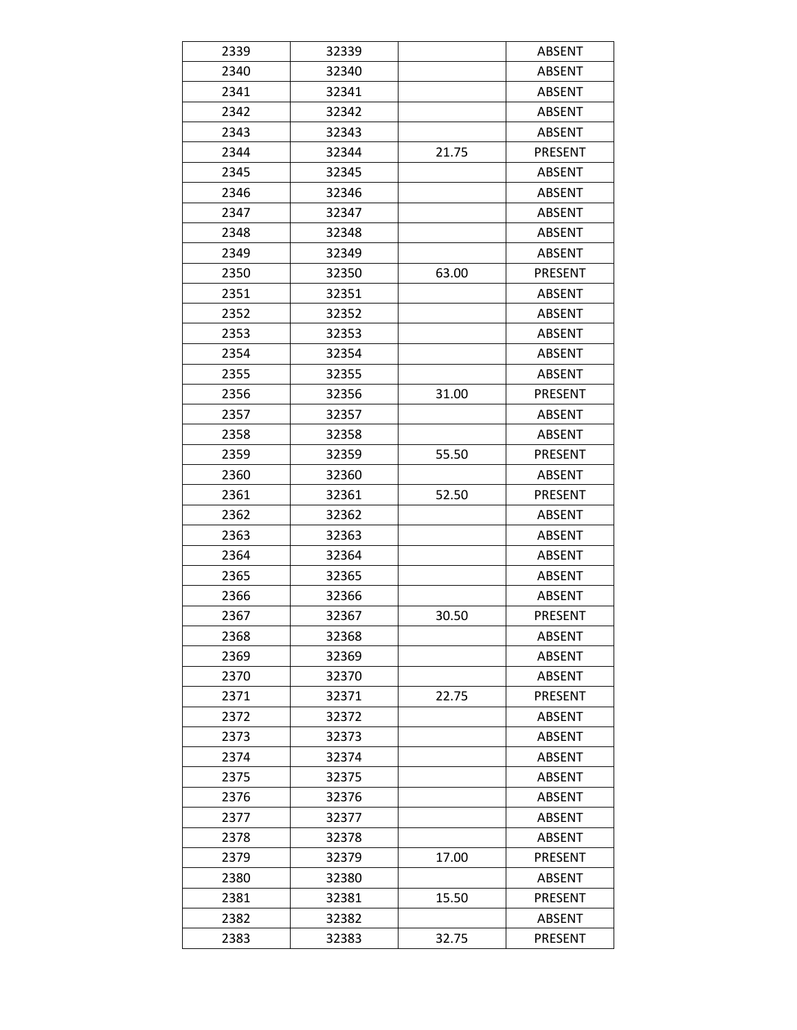| | | | |
|---|---|---|---|
| 2339 | 32339 | | ABSENT |
| 2340 | 32340 | | ABSENT |
| 2341 | 32341 | | ABSENT |
| 2342 | 32342 | | ABSENT |
| 2343 | 32343 | | ABSENT |
| 2344 | 32344 | 21.75 | PRESENT |
| 2345 | 32345 | | ABSENT |
| 2346 | 32346 | | ABSENT |
| 2347 | 32347 | | ABSENT |
| 2348 | 32348 | | ABSENT |
| 2349 | 32349 | | ABSENT |
| 2350 | 32350 | 63.00 | PRESENT |
| 2351 | 32351 | | ABSENT |
| 2352 | 32352 | | ABSENT |
| 2353 | 32353 | | ABSENT |
| 2354 | 32354 | | ABSENT |
| 2355 | 32355 | | ABSENT |
| 2356 | 32356 | 31.00 | PRESENT |
| 2357 | 32357 | | ABSENT |
| 2358 | 32358 | | ABSENT |
| 2359 | 32359 | 55.50 | PRESENT |
| 2360 | 32360 | | ABSENT |
| 2361 | 32361 | 52.50 | PRESENT |
| 2362 | 32362 | | ABSENT |
| 2363 | 32363 | | ABSENT |
| 2364 | 32364 | | ABSENT |
| 2365 | 32365 | | ABSENT |
| 2366 | 32366 | | ABSENT |
| 2367 | 32367 | 30.50 | PRESENT |
| 2368 | 32368 | | ABSENT |
| 2369 | 32369 | | ABSENT |
| 2370 | 32370 | | ABSENT |
| 2371 | 32371 | 22.75 | PRESENT |
| 2372 | 32372 | | ABSENT |
| 2373 | 32373 | | ABSENT |
| 2374 | 32374 | | ABSENT |
| 2375 | 32375 | | ABSENT |
| 2376 | 32376 | | ABSENT |
| 2377 | 32377 | | ABSENT |
| 2378 | 32378 | | ABSENT |
| 2379 | 32379 | 17.00 | PRESENT |
| 2380 | 32380 | | ABSENT |
| 2381 | 32381 | 15.50 | PRESENT |
| 2382 | 32382 | | ABSENT |
| 2383 | 32383 | 32.75 | PRESENT |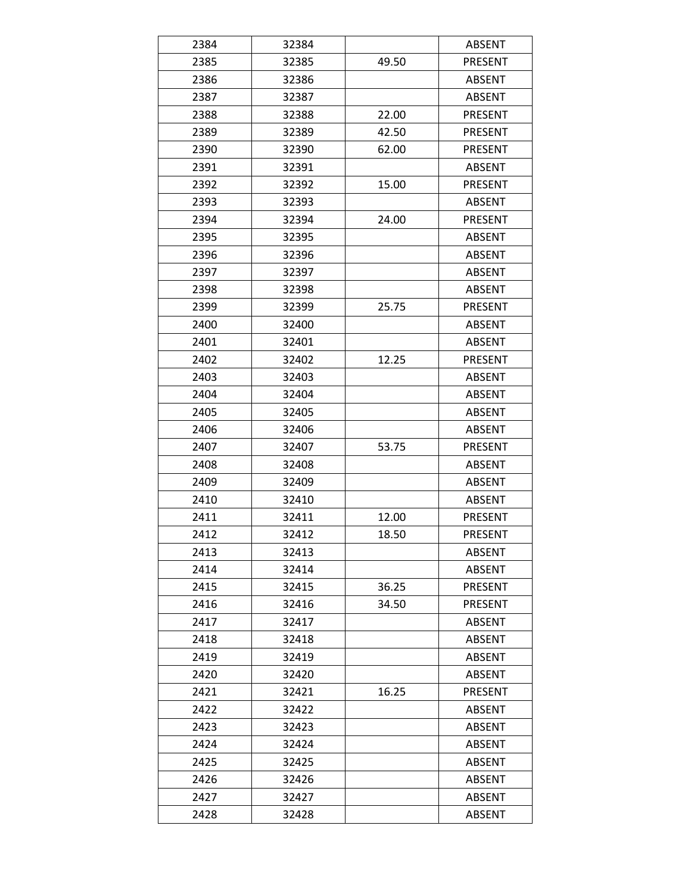| | | | |
|---|---|---|---|
| 2384 | 32384 | | ABSENT |
| 2385 | 32385 | 49.50 | PRESENT |
| 2386 | 32386 | | ABSENT |
| 2387 | 32387 | | ABSENT |
| 2388 | 32388 | 22.00 | PRESENT |
| 2389 | 32389 | 42.50 | PRESENT |
| 2390 | 32390 | 62.00 | PRESENT |
| 2391 | 32391 | | ABSENT |
| 2392 | 32392 | 15.00 | PRESENT |
| 2393 | 32393 | | ABSENT |
| 2394 | 32394 | 24.00 | PRESENT |
| 2395 | 32395 | | ABSENT |
| 2396 | 32396 | | ABSENT |
| 2397 | 32397 | | ABSENT |
| 2398 | 32398 | | ABSENT |
| 2399 | 32399 | 25.75 | PRESENT |
| 2400 | 32400 | | ABSENT |
| 2401 | 32401 | | ABSENT |
| 2402 | 32402 | 12.25 | PRESENT |
| 2403 | 32403 | | ABSENT |
| 2404 | 32404 | | ABSENT |
| 2405 | 32405 | | ABSENT |
| 2406 | 32406 | | ABSENT |
| 2407 | 32407 | 53.75 | PRESENT |
| 2408 | 32408 | | ABSENT |
| 2409 | 32409 | | ABSENT |
| 2410 | 32410 | | ABSENT |
| 2411 | 32411 | 12.00 | PRESENT |
| 2412 | 32412 | 18.50 | PRESENT |
| 2413 | 32413 | | ABSENT |
| 2414 | 32414 | | ABSENT |
| 2415 | 32415 | 36.25 | PRESENT |
| 2416 | 32416 | 34.50 | PRESENT |
| 2417 | 32417 | | ABSENT |
| 2418 | 32418 | | ABSENT |
| 2419 | 32419 | | ABSENT |
| 2420 | 32420 | | ABSENT |
| 2421 | 32421 | 16.25 | PRESENT |
| 2422 | 32422 | | ABSENT |
| 2423 | 32423 | | ABSENT |
| 2424 | 32424 | | ABSENT |
| 2425 | 32425 | | ABSENT |
| 2426 | 32426 | | ABSENT |
| 2427 | 32427 | | ABSENT |
| 2428 | 32428 | | ABSENT |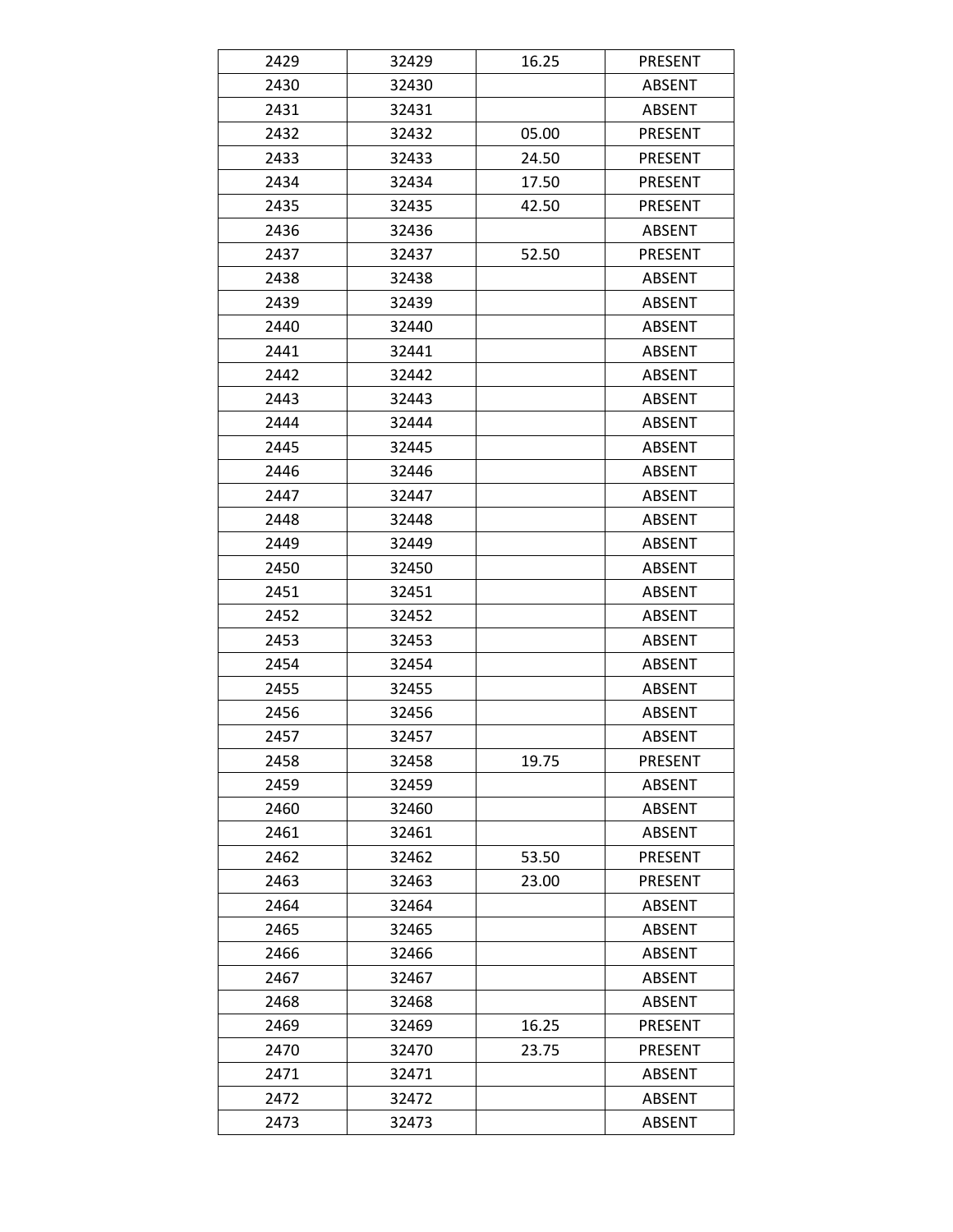| | | | |
|---|---|---|---|
| 2429 | 32429 | 16.25 | PRESENT |
| 2430 | 32430 | | ABSENT |
| 2431 | 32431 | | ABSENT |
| 2432 | 32432 | 05.00 | PRESENT |
| 2433 | 32433 | 24.50 | PRESENT |
| 2434 | 32434 | 17.50 | PRESENT |
| 2435 | 32435 | 42.50 | PRESENT |
| 2436 | 32436 | | ABSENT |
| 2437 | 32437 | 52.50 | PRESENT |
| 2438 | 32438 | | ABSENT |
| 2439 | 32439 | | ABSENT |
| 2440 | 32440 | | ABSENT |
| 2441 | 32441 | | ABSENT |
| 2442 | 32442 | | ABSENT |
| 2443 | 32443 | | ABSENT |
| 2444 | 32444 | | ABSENT |
| 2445 | 32445 | | ABSENT |
| 2446 | 32446 | | ABSENT |
| 2447 | 32447 | | ABSENT |
| 2448 | 32448 | | ABSENT |
| 2449 | 32449 | | ABSENT |
| 2450 | 32450 | | ABSENT |
| 2451 | 32451 | | ABSENT |
| 2452 | 32452 | | ABSENT |
| 2453 | 32453 | | ABSENT |
| 2454 | 32454 | | ABSENT |
| 2455 | 32455 | | ABSENT |
| 2456 | 32456 | | ABSENT |
| 2457 | 32457 | | ABSENT |
| 2458 | 32458 | 19.75 | PRESENT |
| 2459 | 32459 | | ABSENT |
| 2460 | 32460 | | ABSENT |
| 2461 | 32461 | | ABSENT |
| 2462 | 32462 | 53.50 | PRESENT |
| 2463 | 32463 | 23.00 | PRESENT |
| 2464 | 32464 | | ABSENT |
| 2465 | 32465 | | ABSENT |
| 2466 | 32466 | | ABSENT |
| 2467 | 32467 | | ABSENT |
| 2468 | 32468 | | ABSENT |
| 2469 | 32469 | 16.25 | PRESENT |
| 2470 | 32470 | 23.75 | PRESENT |
| 2471 | 32471 | | ABSENT |
| 2472 | 32472 | | ABSENT |
| 2473 | 32473 | | ABSENT |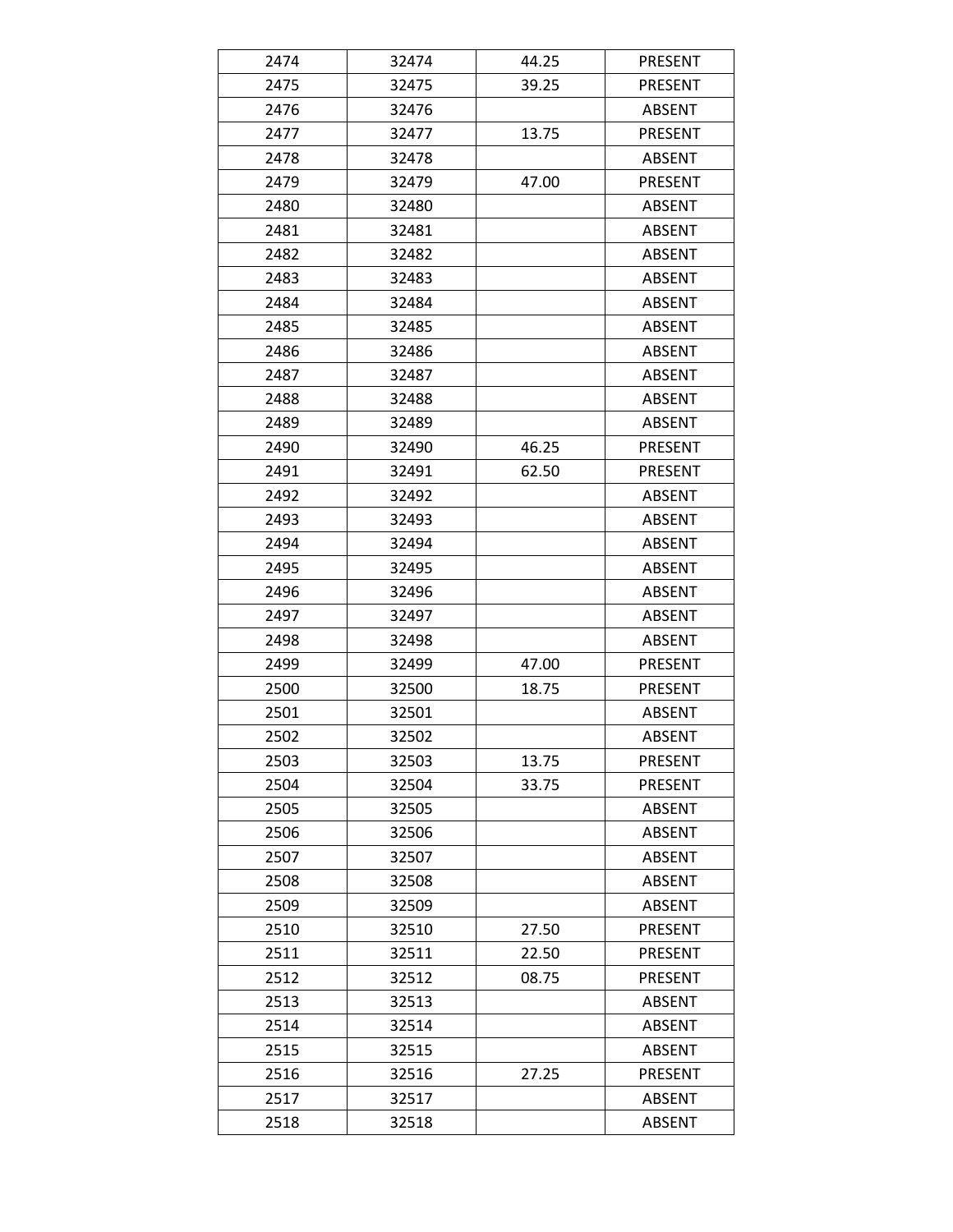| | | | |
|---|---|---|---|
| 2474 | 32474 | 44.25 | PRESENT |
| 2475 | 32475 | 39.25 | PRESENT |
| 2476 | 32476 | | ABSENT |
| 2477 | 32477 | 13.75 | PRESENT |
| 2478 | 32478 | | ABSENT |
| 2479 | 32479 | 47.00 | PRESENT |
| 2480 | 32480 | | ABSENT |
| 2481 | 32481 | | ABSENT |
| 2482 | 32482 | | ABSENT |
| 2483 | 32483 | | ABSENT |
| 2484 | 32484 | | ABSENT |
| 2485 | 32485 | | ABSENT |
| 2486 | 32486 | | ABSENT |
| 2487 | 32487 | | ABSENT |
| 2488 | 32488 | | ABSENT |
| 2489 | 32489 | | ABSENT |
| 2490 | 32490 | 46.25 | PRESENT |
| 2491 | 32491 | 62.50 | PRESENT |
| 2492 | 32492 | | ABSENT |
| 2493 | 32493 | | ABSENT |
| 2494 | 32494 | | ABSENT |
| 2495 | 32495 | | ABSENT |
| 2496 | 32496 | | ABSENT |
| 2497 | 32497 | | ABSENT |
| 2498 | 32498 | | ABSENT |
| 2499 | 32499 | 47.00 | PRESENT |
| 2500 | 32500 | 18.75 | PRESENT |
| 2501 | 32501 | | ABSENT |
| 2502 | 32502 | | ABSENT |
| 2503 | 32503 | 13.75 | PRESENT |
| 2504 | 32504 | 33.75 | PRESENT |
| 2505 | 32505 | | ABSENT |
| 2506 | 32506 | | ABSENT |
| 2507 | 32507 | | ABSENT |
| 2508 | 32508 | | ABSENT |
| 2509 | 32509 | | ABSENT |
| 2510 | 32510 | 27.50 | PRESENT |
| 2511 | 32511 | 22.50 | PRESENT |
| 2512 | 32512 | 08.75 | PRESENT |
| 2513 | 32513 | | ABSENT |
| 2514 | 32514 | | ABSENT |
| 2515 | 32515 | | ABSENT |
| 2516 | 32516 | 27.25 | PRESENT |
| 2517 | 32517 | | ABSENT |
| 2518 | 32518 | | ABSENT |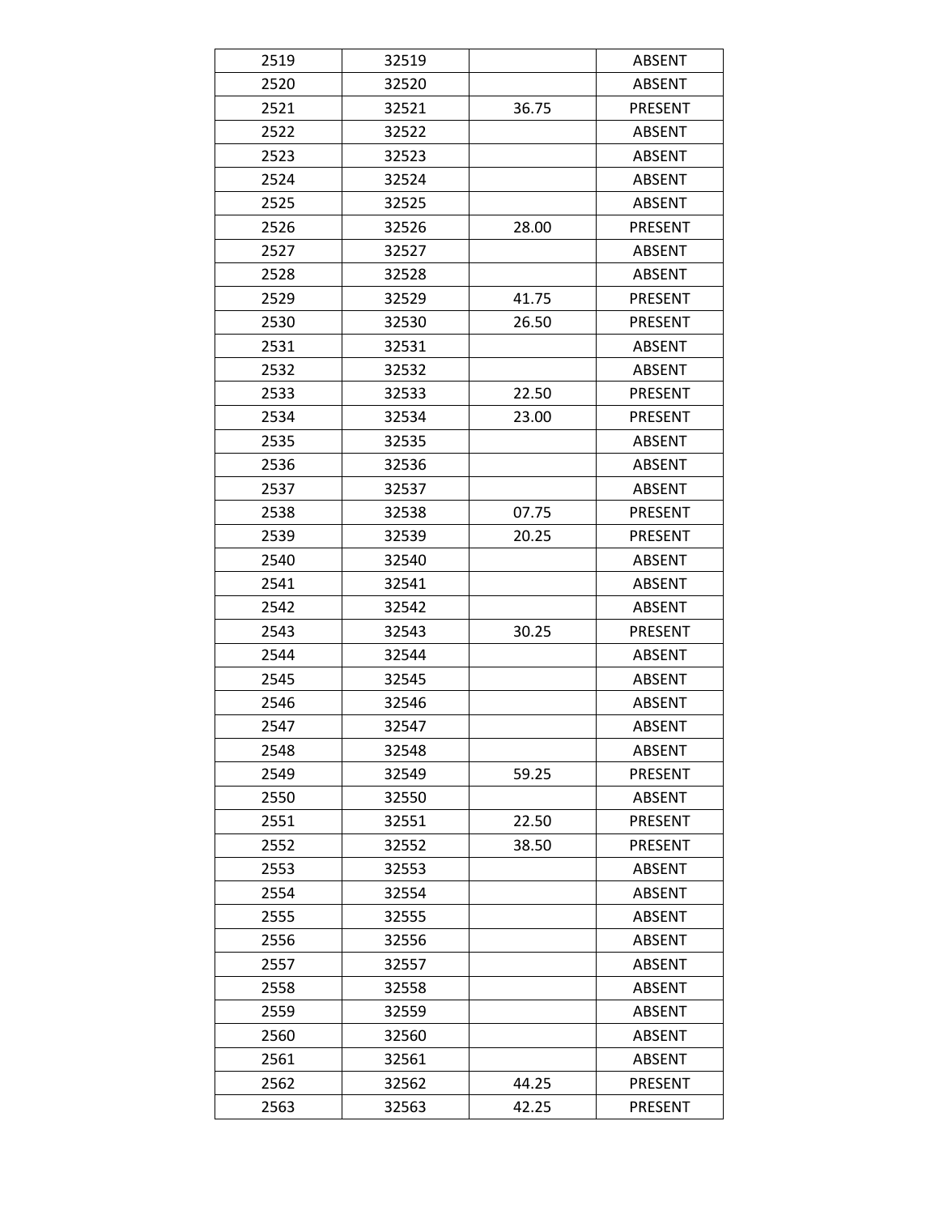| | | | |
|---|---|---|---|
| 2519 | 32519 | | ABSENT |
| 2520 | 32520 | | ABSENT |
| 2521 | 32521 | 36.75 | PRESENT |
| 2522 | 32522 | | ABSENT |
| 2523 | 32523 | | ABSENT |
| 2524 | 32524 | | ABSENT |
| 2525 | 32525 | | ABSENT |
| 2526 | 32526 | 28.00 | PRESENT |
| 2527 | 32527 | | ABSENT |
| 2528 | 32528 | | ABSENT |
| 2529 | 32529 | 41.75 | PRESENT |
| 2530 | 32530 | 26.50 | PRESENT |
| 2531 | 32531 | | ABSENT |
| 2532 | 32532 | | ABSENT |
| 2533 | 32533 | 22.50 | PRESENT |
| 2534 | 32534 | 23.00 | PRESENT |
| 2535 | 32535 | | ABSENT |
| 2536 | 32536 | | ABSENT |
| 2537 | 32537 | | ABSENT |
| 2538 | 32538 | 07.75 | PRESENT |
| 2539 | 32539 | 20.25 | PRESENT |
| 2540 | 32540 | | ABSENT |
| 2541 | 32541 | | ABSENT |
| 2542 | 32542 | | ABSENT |
| 2543 | 32543 | 30.25 | PRESENT |
| 2544 | 32544 | | ABSENT |
| 2545 | 32545 | | ABSENT |
| 2546 | 32546 | | ABSENT |
| 2547 | 32547 | | ABSENT |
| 2548 | 32548 | | ABSENT |
| 2549 | 32549 | 59.25 | PRESENT |
| 2550 | 32550 | | ABSENT |
| 2551 | 32551 | 22.50 | PRESENT |
| 2552 | 32552 | 38.50 | PRESENT |
| 2553 | 32553 | | ABSENT |
| 2554 | 32554 | | ABSENT |
| 2555 | 32555 | | ABSENT |
| 2556 | 32556 | | ABSENT |
| 2557 | 32557 | | ABSENT |
| 2558 | 32558 | | ABSENT |
| 2559 | 32559 | | ABSENT |
| 2560 | 32560 | | ABSENT |
| 2561 | 32561 | | ABSENT |
| 2562 | 32562 | 44.25 | PRESENT |
| 2563 | 32563 | 42.25 | PRESENT |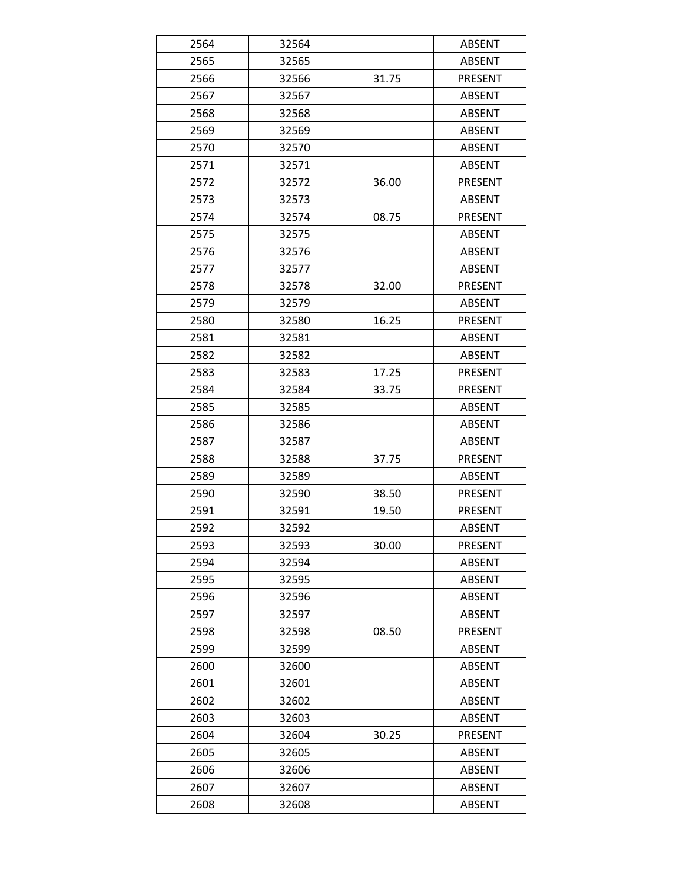| | | | |
|---|---|---|---|
| 2564 | 32564 | | ABSENT |
| 2565 | 32565 | | ABSENT |
| 2566 | 32566 | 31.75 | PRESENT |
| 2567 | 32567 | | ABSENT |
| 2568 | 32568 | | ABSENT |
| 2569 | 32569 | | ABSENT |
| 2570 | 32570 | | ABSENT |
| 2571 | 32571 | | ABSENT |
| 2572 | 32572 | 36.00 | PRESENT |
| 2573 | 32573 | | ABSENT |
| 2574 | 32574 | 08.75 | PRESENT |
| 2575 | 32575 | | ABSENT |
| 2576 | 32576 | | ABSENT |
| 2577 | 32577 | | ABSENT |
| 2578 | 32578 | 32.00 | PRESENT |
| 2579 | 32579 | | ABSENT |
| 2580 | 32580 | 16.25 | PRESENT |
| 2581 | 32581 | | ABSENT |
| 2582 | 32582 | | ABSENT |
| 2583 | 32583 | 17.25 | PRESENT |
| 2584 | 32584 | 33.75 | PRESENT |
| 2585 | 32585 | | ABSENT |
| 2586 | 32586 | | ABSENT |
| 2587 | 32587 | | ABSENT |
| 2588 | 32588 | 37.75 | PRESENT |
| 2589 | 32589 | | ABSENT |
| 2590 | 32590 | 38.50 | PRESENT |
| 2591 | 32591 | 19.50 | PRESENT |
| 2592 | 32592 | | ABSENT |
| 2593 | 32593 | 30.00 | PRESENT |
| 2594 | 32594 | | ABSENT |
| 2595 | 32595 | | ABSENT |
| 2596 | 32596 | | ABSENT |
| 2597 | 32597 | | ABSENT |
| 2598 | 32598 | 08.50 | PRESENT |
| 2599 | 32599 | | ABSENT |
| 2600 | 32600 | | ABSENT |
| 2601 | 32601 | | ABSENT |
| 2602 | 32602 | | ABSENT |
| 2603 | 32603 | | ABSENT |
| 2604 | 32604 | 30.25 | PRESENT |
| 2605 | 32605 | | ABSENT |
| 2606 | 32606 | | ABSENT |
| 2607 | 32607 | | ABSENT |
| 2608 | 32608 | | ABSENT |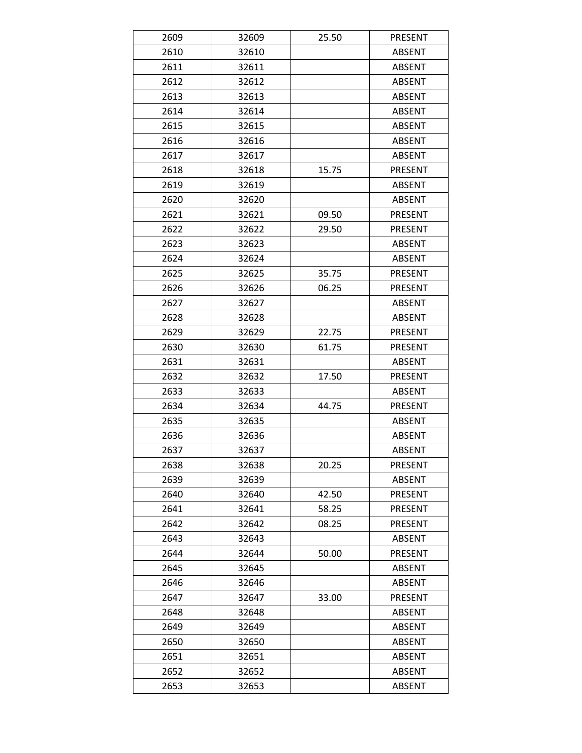| | | | |
|---|---|---|---|
| 2609 | 32609 | 25.50 | PRESENT |
| 2610 | 32610 | | ABSENT |
| 2611 | 32611 | | ABSENT |
| 2612 | 32612 | | ABSENT |
| 2613 | 32613 | | ABSENT |
| 2614 | 32614 | | ABSENT |
| 2615 | 32615 | | ABSENT |
| 2616 | 32616 | | ABSENT |
| 2617 | 32617 | | ABSENT |
| 2618 | 32618 | 15.75 | PRESENT |
| 2619 | 32619 | | ABSENT |
| 2620 | 32620 | | ABSENT |
| 2621 | 32621 | 09.50 | PRESENT |
| 2622 | 32622 | 29.50 | PRESENT |
| 2623 | 32623 | | ABSENT |
| 2624 | 32624 | | ABSENT |
| 2625 | 32625 | 35.75 | PRESENT |
| 2626 | 32626 | 06.25 | PRESENT |
| 2627 | 32627 | | ABSENT |
| 2628 | 32628 | | ABSENT |
| 2629 | 32629 | 22.75 | PRESENT |
| 2630 | 32630 | 61.75 | PRESENT |
| 2631 | 32631 | | ABSENT |
| 2632 | 32632 | 17.50 | PRESENT |
| 2633 | 32633 | | ABSENT |
| 2634 | 32634 | 44.75 | PRESENT |
| 2635 | 32635 | | ABSENT |
| 2636 | 32636 | | ABSENT |
| 2637 | 32637 | | ABSENT |
| 2638 | 32638 | 20.25 | PRESENT |
| 2639 | 32639 | | ABSENT |
| 2640 | 32640 | 42.50 | PRESENT |
| 2641 | 32641 | 58.25 | PRESENT |
| 2642 | 32642 | 08.25 | PRESENT |
| 2643 | 32643 | | ABSENT |
| 2644 | 32644 | 50.00 | PRESENT |
| 2645 | 32645 | | ABSENT |
| 2646 | 32646 | | ABSENT |
| 2647 | 32647 | 33.00 | PRESENT |
| 2648 | 32648 | | ABSENT |
| 2649 | 32649 | | ABSENT |
| 2650 | 32650 | | ABSENT |
| 2651 | 32651 | | ABSENT |
| 2652 | 32652 | | ABSENT |
| 2653 | 32653 | | ABSENT |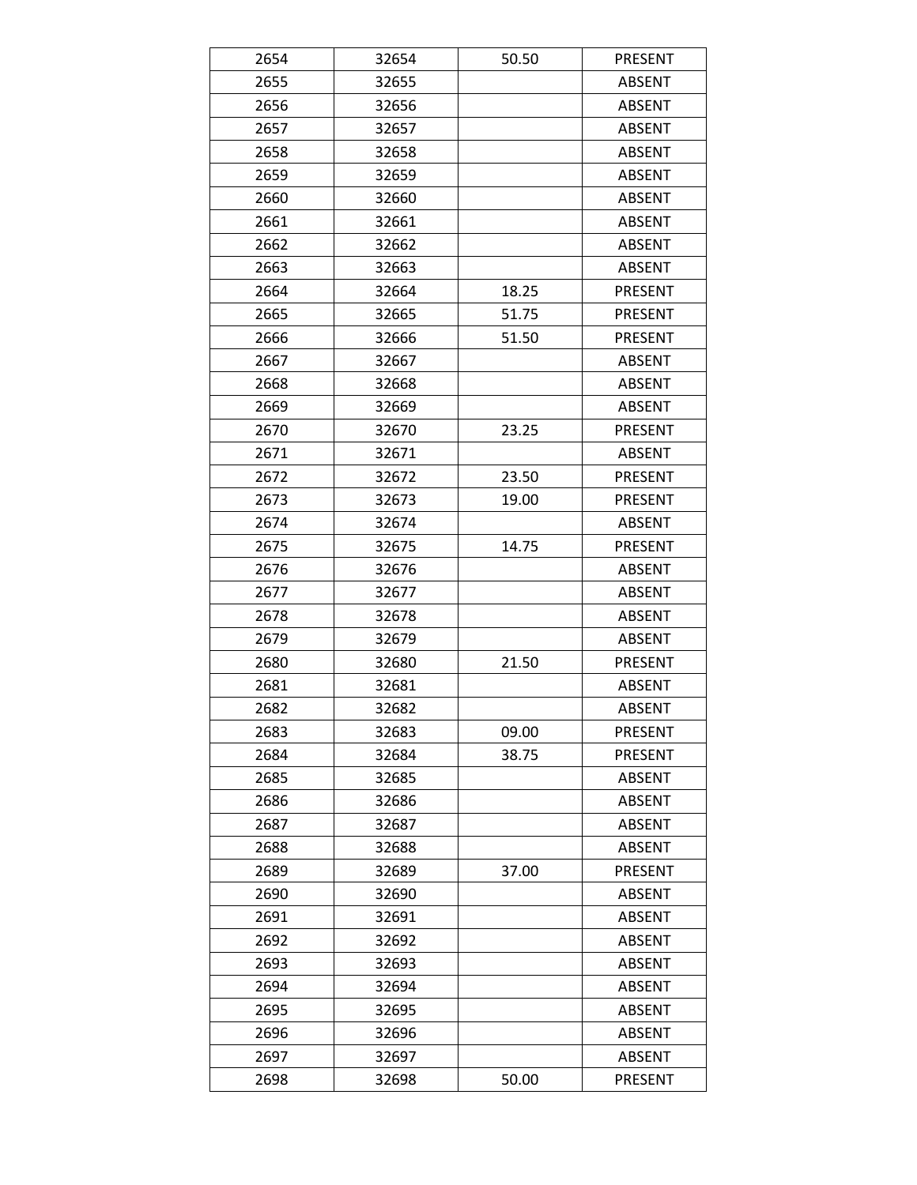| | | | |
|---|---|---|---|
| 2654 | 32654 | 50.50 | PRESENT |
| 2655 | 32655 | | ABSENT |
| 2656 | 32656 | | ABSENT |
| 2657 | 32657 | | ABSENT |
| 2658 | 32658 | | ABSENT |
| 2659 | 32659 | | ABSENT |
| 2660 | 32660 | | ABSENT |
| 2661 | 32661 | | ABSENT |
| 2662 | 32662 | | ABSENT |
| 2663 | 32663 | | ABSENT |
| 2664 | 32664 | 18.25 | PRESENT |
| 2665 | 32665 | 51.75 | PRESENT |
| 2666 | 32666 | 51.50 | PRESENT |
| 2667 | 32667 | | ABSENT |
| 2668 | 32668 | | ABSENT |
| 2669 | 32669 | | ABSENT |
| 2670 | 32670 | 23.25 | PRESENT |
| 2671 | 32671 | | ABSENT |
| 2672 | 32672 | 23.50 | PRESENT |
| 2673 | 32673 | 19.00 | PRESENT |
| 2674 | 32674 | | ABSENT |
| 2675 | 32675 | 14.75 | PRESENT |
| 2676 | 32676 | | ABSENT |
| 2677 | 32677 | | ABSENT |
| 2678 | 32678 | | ABSENT |
| 2679 | 32679 | | ABSENT |
| 2680 | 32680 | 21.50 | PRESENT |
| 2681 | 32681 | | ABSENT |
| 2682 | 32682 | | ABSENT |
| 2683 | 32683 | 09.00 | PRESENT |
| 2684 | 32684 | 38.75 | PRESENT |
| 2685 | 32685 | | ABSENT |
| 2686 | 32686 | | ABSENT |
| 2687 | 32687 | | ABSENT |
| 2688 | 32688 | | ABSENT |
| 2689 | 32689 | 37.00 | PRESENT |
| 2690 | 32690 | | ABSENT |
| 2691 | 32691 | | ABSENT |
| 2692 | 32692 | | ABSENT |
| 2693 | 32693 | | ABSENT |
| 2694 | 32694 | | ABSENT |
| 2695 | 32695 | | ABSENT |
| 2696 | 32696 | | ABSENT |
| 2697 | 32697 | | ABSENT |
| 2698 | 32698 | 50.00 | PRESENT |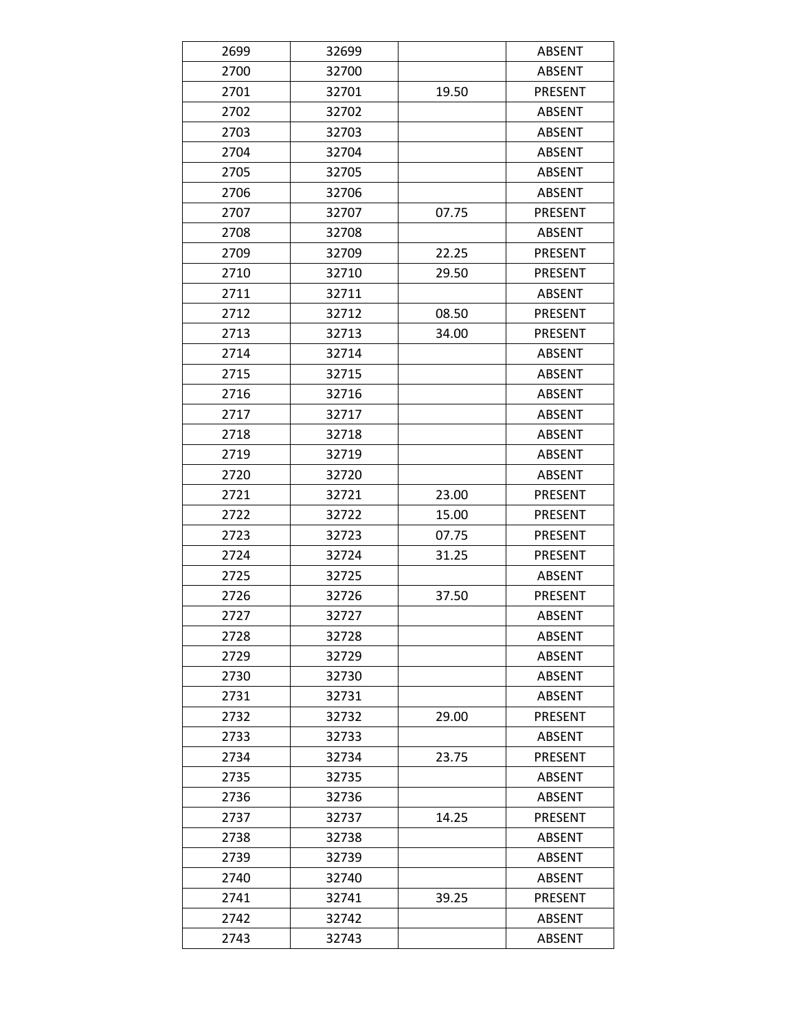| | | | |
|---|---|---|---|
| 2699 | 32699 | | ABSENT |
| 2700 | 32700 | | ABSENT |
| 2701 | 32701 | 19.50 | PRESENT |
| 2702 | 32702 | | ABSENT |
| 2703 | 32703 | | ABSENT |
| 2704 | 32704 | | ABSENT |
| 2705 | 32705 | | ABSENT |
| 2706 | 32706 | | ABSENT |
| 2707 | 32707 | 07.75 | PRESENT |
| 2708 | 32708 | | ABSENT |
| 2709 | 32709 | 22.25 | PRESENT |
| 2710 | 32710 | 29.50 | PRESENT |
| 2711 | 32711 | | ABSENT |
| 2712 | 32712 | 08.50 | PRESENT |
| 2713 | 32713 | 34.00 | PRESENT |
| 2714 | 32714 | | ABSENT |
| 2715 | 32715 | | ABSENT |
| 2716 | 32716 | | ABSENT |
| 2717 | 32717 | | ABSENT |
| 2718 | 32718 | | ABSENT |
| 2719 | 32719 | | ABSENT |
| 2720 | 32720 | | ABSENT |
| 2721 | 32721 | 23.00 | PRESENT |
| 2722 | 32722 | 15.00 | PRESENT |
| 2723 | 32723 | 07.75 | PRESENT |
| 2724 | 32724 | 31.25 | PRESENT |
| 2725 | 32725 | | ABSENT |
| 2726 | 32726 | 37.50 | PRESENT |
| 2727 | 32727 | | ABSENT |
| 2728 | 32728 | | ABSENT |
| 2729 | 32729 | | ABSENT |
| 2730 | 32730 | | ABSENT |
| 2731 | 32731 | | ABSENT |
| 2732 | 32732 | 29.00 | PRESENT |
| 2733 | 32733 | | ABSENT |
| 2734 | 32734 | 23.75 | PRESENT |
| 2735 | 32735 | | ABSENT |
| 2736 | 32736 | | ABSENT |
| 2737 | 32737 | 14.25 | PRESENT |
| 2738 | 32738 | | ABSENT |
| 2739 | 32739 | | ABSENT |
| 2740 | 32740 | | ABSENT |
| 2741 | 32741 | 39.25 | PRESENT |
| 2742 | 32742 | | ABSENT |
| 2743 | 32743 | | ABSENT |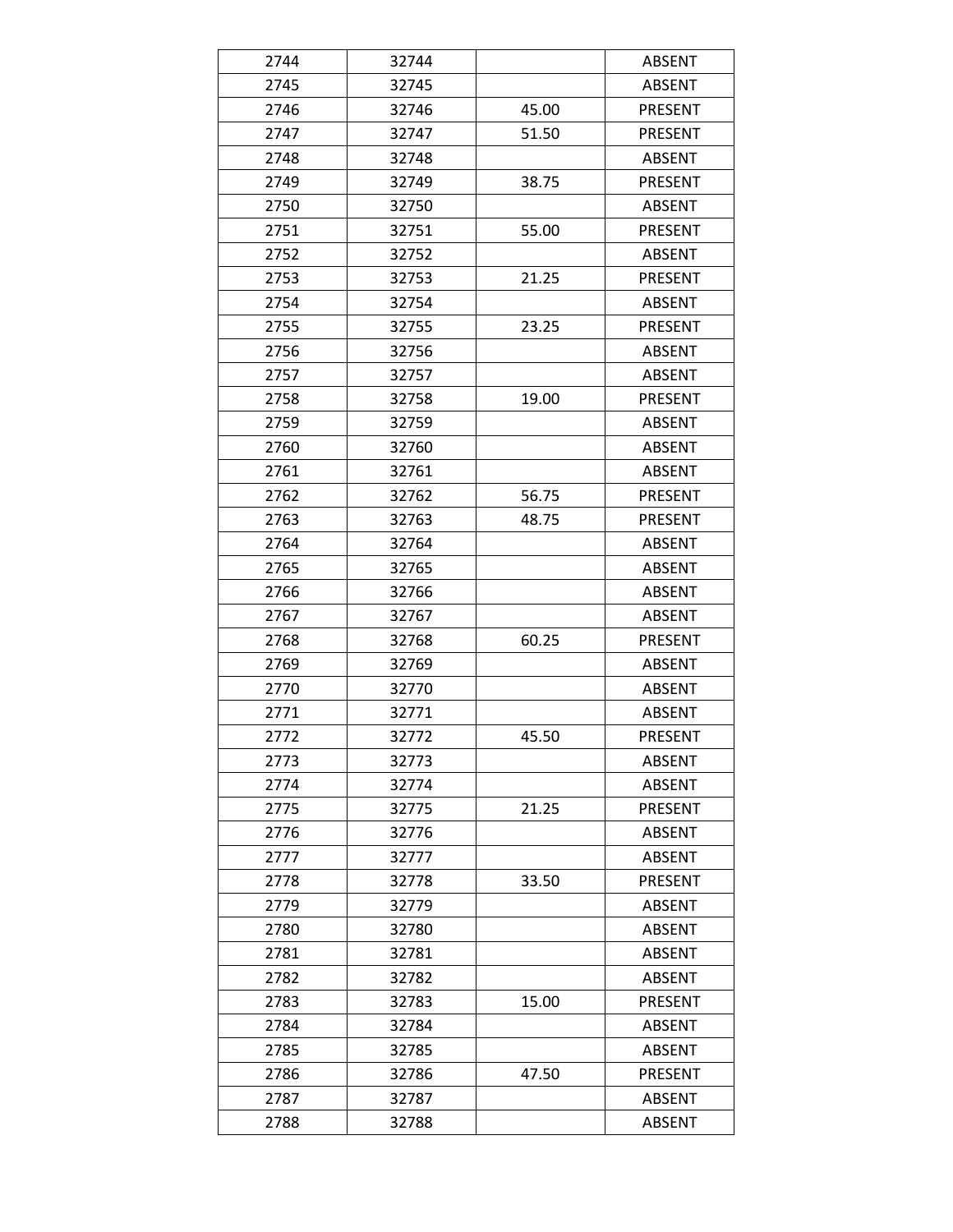| | | | |
|---|---|---|---|
| 2744 | 32744 | | ABSENT |
| 2745 | 32745 | | ABSENT |
| 2746 | 32746 | 45.00 | PRESENT |
| 2747 | 32747 | 51.50 | PRESENT |
| 2748 | 32748 | | ABSENT |
| 2749 | 32749 | 38.75 | PRESENT |
| 2750 | 32750 | | ABSENT |
| 2751 | 32751 | 55.00 | PRESENT |
| 2752 | 32752 | | ABSENT |
| 2753 | 32753 | 21.25 | PRESENT |
| 2754 | 32754 | | ABSENT |
| 2755 | 32755 | 23.25 | PRESENT |
| 2756 | 32756 | | ABSENT |
| 2757 | 32757 | | ABSENT |
| 2758 | 32758 | 19.00 | PRESENT |
| 2759 | 32759 | | ABSENT |
| 2760 | 32760 | | ABSENT |
| 2761 | 32761 | | ABSENT |
| 2762 | 32762 | 56.75 | PRESENT |
| 2763 | 32763 | 48.75 | PRESENT |
| 2764 | 32764 | | ABSENT |
| 2765 | 32765 | | ABSENT |
| 2766 | 32766 | | ABSENT |
| 2767 | 32767 | | ABSENT |
| 2768 | 32768 | 60.25 | PRESENT |
| 2769 | 32769 | | ABSENT |
| 2770 | 32770 | | ABSENT |
| 2771 | 32771 | | ABSENT |
| 2772 | 32772 | 45.50 | PRESENT |
| 2773 | 32773 | | ABSENT |
| 2774 | 32774 | | ABSENT |
| 2775 | 32775 | 21.25 | PRESENT |
| 2776 | 32776 | | ABSENT |
| 2777 | 32777 | | ABSENT |
| 2778 | 32778 | 33.50 | PRESENT |
| 2779 | 32779 | | ABSENT |
| 2780 | 32780 | | ABSENT |
| 2781 | 32781 | | ABSENT |
| 2782 | 32782 | | ABSENT |
| 2783 | 32783 | 15.00 | PRESENT |
| 2784 | 32784 | | ABSENT |
| 2785 | 32785 | | ABSENT |
| 2786 | 32786 | 47.50 | PRESENT |
| 2787 | 32787 | | ABSENT |
| 2788 | 32788 | | ABSENT |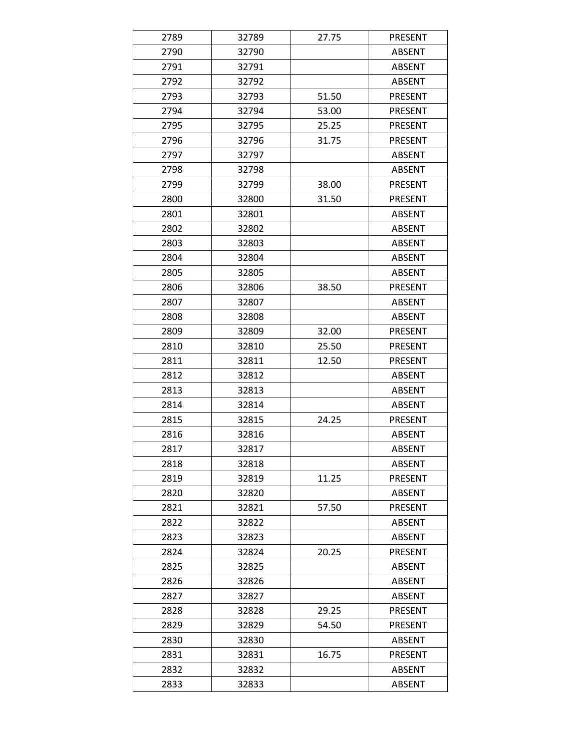| | | | |
|---|---|---|---|
| 2789 | 32789 | 27.75 | PRESENT |
| 2790 | 32790 | | ABSENT |
| 2791 | 32791 | | ABSENT |
| 2792 | 32792 | | ABSENT |
| 2793 | 32793 | 51.50 | PRESENT |
| 2794 | 32794 | 53.00 | PRESENT |
| 2795 | 32795 | 25.25 | PRESENT |
| 2796 | 32796 | 31.75 | PRESENT |
| 2797 | 32797 | | ABSENT |
| 2798 | 32798 | | ABSENT |
| 2799 | 32799 | 38.00 | PRESENT |
| 2800 | 32800 | 31.50 | PRESENT |
| 2801 | 32801 | | ABSENT |
| 2802 | 32802 | | ABSENT |
| 2803 | 32803 | | ABSENT |
| 2804 | 32804 | | ABSENT |
| 2805 | 32805 | | ABSENT |
| 2806 | 32806 | 38.50 | PRESENT |
| 2807 | 32807 | | ABSENT |
| 2808 | 32808 | | ABSENT |
| 2809 | 32809 | 32.00 | PRESENT |
| 2810 | 32810 | 25.50 | PRESENT |
| 2811 | 32811 | 12.50 | PRESENT |
| 2812 | 32812 | | ABSENT |
| 2813 | 32813 | | ABSENT |
| 2814 | 32814 | | ABSENT |
| 2815 | 32815 | 24.25 | PRESENT |
| 2816 | 32816 | | ABSENT |
| 2817 | 32817 | | ABSENT |
| 2818 | 32818 | | ABSENT |
| 2819 | 32819 | 11.25 | PRESENT |
| 2820 | 32820 | | ABSENT |
| 2821 | 32821 | 57.50 | PRESENT |
| 2822 | 32822 | | ABSENT |
| 2823 | 32823 | | ABSENT |
| 2824 | 32824 | 20.25 | PRESENT |
| 2825 | 32825 | | ABSENT |
| 2826 | 32826 | | ABSENT |
| 2827 | 32827 | | ABSENT |
| 2828 | 32828 | 29.25 | PRESENT |
| 2829 | 32829 | 54.50 | PRESENT |
| 2830 | 32830 | | ABSENT |
| 2831 | 32831 | 16.75 | PRESENT |
| 2832 | 32832 | | ABSENT |
| 2833 | 32833 | | ABSENT |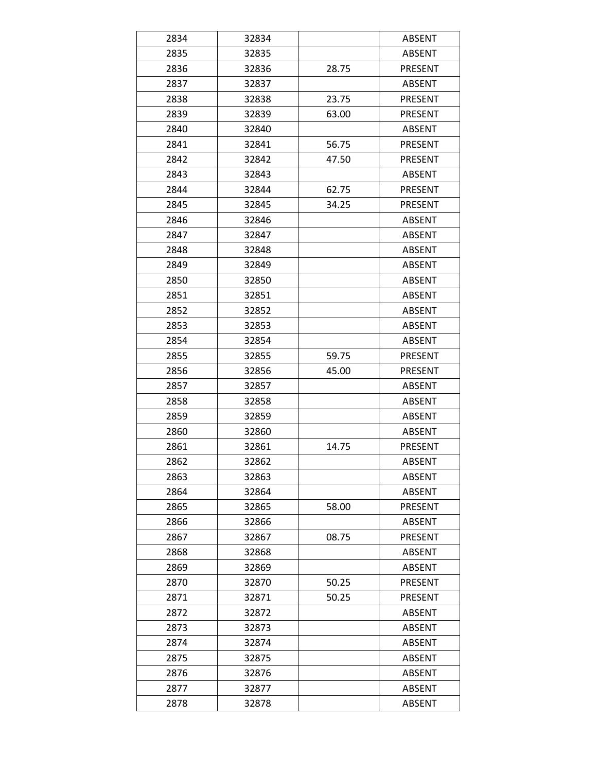| | | | |
|---|---|---|---|
| 2834 | 32834 | | ABSENT |
| 2835 | 32835 | | ABSENT |
| 2836 | 32836 | 28.75 | PRESENT |
| 2837 | 32837 | | ABSENT |
| 2838 | 32838 | 23.75 | PRESENT |
| 2839 | 32839 | 63.00 | PRESENT |
| 2840 | 32840 | | ABSENT |
| 2841 | 32841 | 56.75 | PRESENT |
| 2842 | 32842 | 47.50 | PRESENT |
| 2843 | 32843 | | ABSENT |
| 2844 | 32844 | 62.75 | PRESENT |
| 2845 | 32845 | 34.25 | PRESENT |
| 2846 | 32846 | | ABSENT |
| 2847 | 32847 | | ABSENT |
| 2848 | 32848 | | ABSENT |
| 2849 | 32849 | | ABSENT |
| 2850 | 32850 | | ABSENT |
| 2851 | 32851 | | ABSENT |
| 2852 | 32852 | | ABSENT |
| 2853 | 32853 | | ABSENT |
| 2854 | 32854 | | ABSENT |
| 2855 | 32855 | 59.75 | PRESENT |
| 2856 | 32856 | 45.00 | PRESENT |
| 2857 | 32857 | | ABSENT |
| 2858 | 32858 | | ABSENT |
| 2859 | 32859 | | ABSENT |
| 2860 | 32860 | | ABSENT |
| 2861 | 32861 | 14.75 | PRESENT |
| 2862 | 32862 | | ABSENT |
| 2863 | 32863 | | ABSENT |
| 2864 | 32864 | | ABSENT |
| 2865 | 32865 | 58.00 | PRESENT |
| 2866 | 32866 | | ABSENT |
| 2867 | 32867 | 08.75 | PRESENT |
| 2868 | 32868 | | ABSENT |
| 2869 | 32869 | | ABSENT |
| 2870 | 32870 | 50.25 | PRESENT |
| 2871 | 32871 | 50.25 | PRESENT |
| 2872 | 32872 | | ABSENT |
| 2873 | 32873 | | ABSENT |
| 2874 | 32874 | | ABSENT |
| 2875 | 32875 | | ABSENT |
| 2876 | 32876 | | ABSENT |
| 2877 | 32877 | | ABSENT |
| 2878 | 32878 | | ABSENT |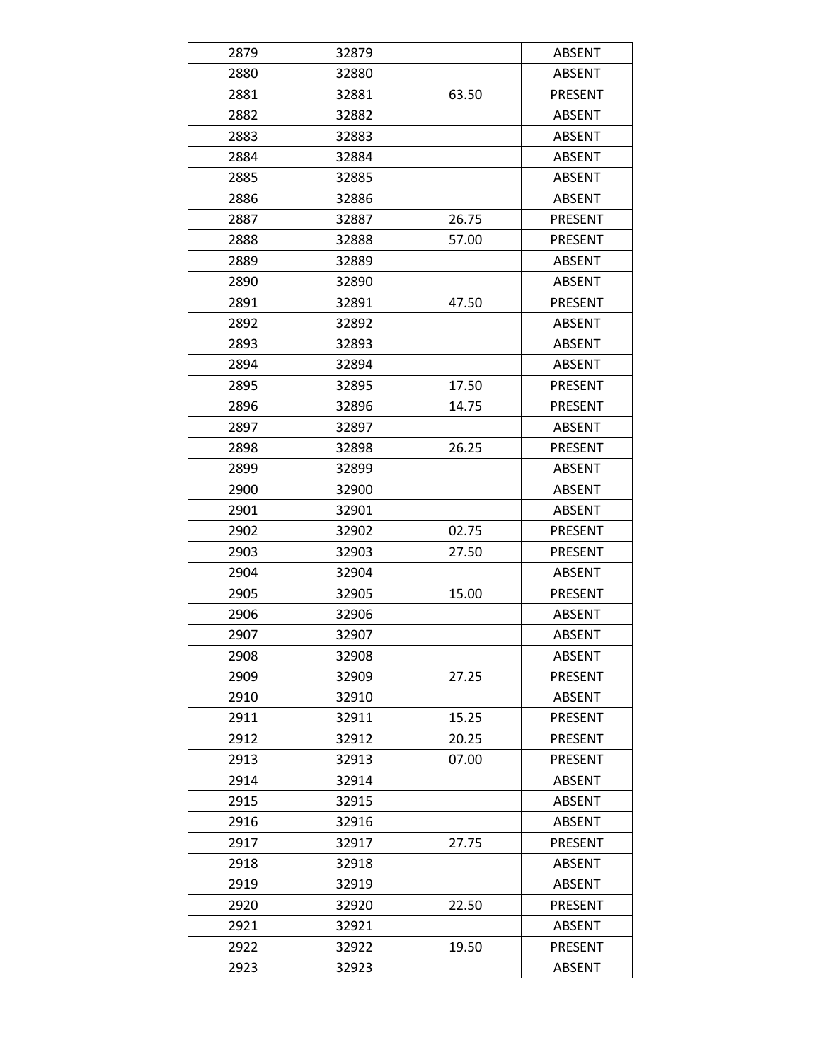| | | | |
|---|---|---|---|
| 2879 | 32879 | | ABSENT |
| 2880 | 32880 | | ABSENT |
| 2881 | 32881 | 63.50 | PRESENT |
| 2882 | 32882 | | ABSENT |
| 2883 | 32883 | | ABSENT |
| 2884 | 32884 | | ABSENT |
| 2885 | 32885 | | ABSENT |
| 2886 | 32886 | | ABSENT |
| 2887 | 32887 | 26.75 | PRESENT |
| 2888 | 32888 | 57.00 | PRESENT |
| 2889 | 32889 | | ABSENT |
| 2890 | 32890 | | ABSENT |
| 2891 | 32891 | 47.50 | PRESENT |
| 2892 | 32892 | | ABSENT |
| 2893 | 32893 | | ABSENT |
| 2894 | 32894 | | ABSENT |
| 2895 | 32895 | 17.50 | PRESENT |
| 2896 | 32896 | 14.75 | PRESENT |
| 2897 | 32897 | | ABSENT |
| 2898 | 32898 | 26.25 | PRESENT |
| 2899 | 32899 | | ABSENT |
| 2900 | 32900 | | ABSENT |
| 2901 | 32901 | | ABSENT |
| 2902 | 32902 | 02.75 | PRESENT |
| 2903 | 32903 | 27.50 | PRESENT |
| 2904 | 32904 | | ABSENT |
| 2905 | 32905 | 15.00 | PRESENT |
| 2906 | 32906 | | ABSENT |
| 2907 | 32907 | | ABSENT |
| 2908 | 32908 | | ABSENT |
| 2909 | 32909 | 27.25 | PRESENT |
| 2910 | 32910 | | ABSENT |
| 2911 | 32911 | 15.25 | PRESENT |
| 2912 | 32912 | 20.25 | PRESENT |
| 2913 | 32913 | 07.00 | PRESENT |
| 2914 | 32914 | | ABSENT |
| 2915 | 32915 | | ABSENT |
| 2916 | 32916 | | ABSENT |
| 2917 | 32917 | 27.75 | PRESENT |
| 2918 | 32918 | | ABSENT |
| 2919 | 32919 | | ABSENT |
| 2920 | 32920 | 22.50 | PRESENT |
| 2921 | 32921 | | ABSENT |
| 2922 | 32922 | 19.50 | PRESENT |
| 2923 | 32923 | | ABSENT |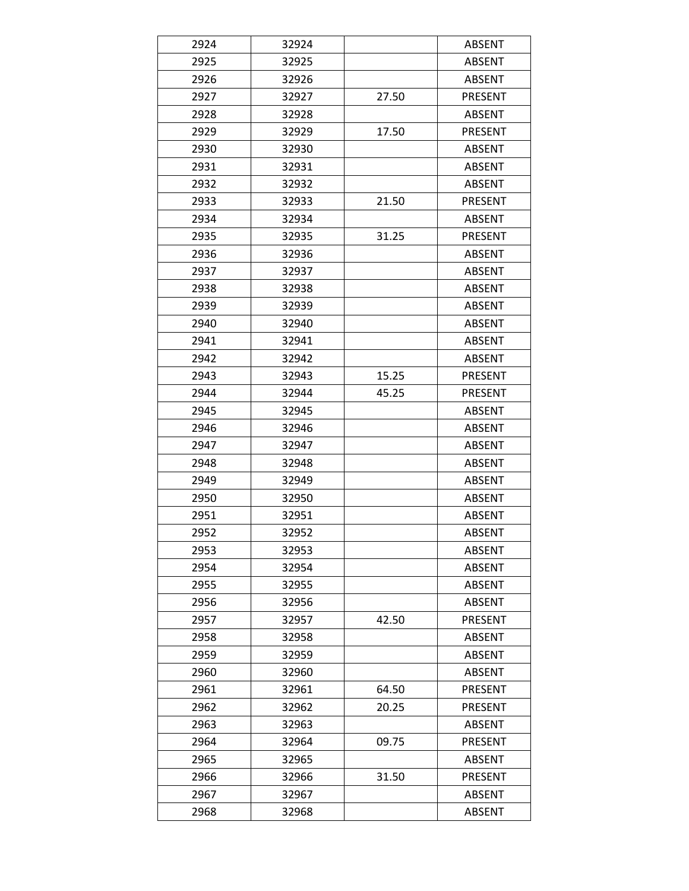| | | | |
|---|---|---|---|
| 2924 | 32924 | | ABSENT |
| 2925 | 32925 | | ABSENT |
| 2926 | 32926 | | ABSENT |
| 2927 | 32927 | 27.50 | PRESENT |
| 2928 | 32928 | | ABSENT |
| 2929 | 32929 | 17.50 | PRESENT |
| 2930 | 32930 | | ABSENT |
| 2931 | 32931 | | ABSENT |
| 2932 | 32932 | | ABSENT |
| 2933 | 32933 | 21.50 | PRESENT |
| 2934 | 32934 | | ABSENT |
| 2935 | 32935 | 31.25 | PRESENT |
| 2936 | 32936 | | ABSENT |
| 2937 | 32937 | | ABSENT |
| 2938 | 32938 | | ABSENT |
| 2939 | 32939 | | ABSENT |
| 2940 | 32940 | | ABSENT |
| 2941 | 32941 | | ABSENT |
| 2942 | 32942 | | ABSENT |
| 2943 | 32943 | 15.25 | PRESENT |
| 2944 | 32944 | 45.25 | PRESENT |
| 2945 | 32945 | | ABSENT |
| 2946 | 32946 | | ABSENT |
| 2947 | 32947 | | ABSENT |
| 2948 | 32948 | | ABSENT |
| 2949 | 32949 | | ABSENT |
| 2950 | 32950 | | ABSENT |
| 2951 | 32951 | | ABSENT |
| 2952 | 32952 | | ABSENT |
| 2953 | 32953 | | ABSENT |
| 2954 | 32954 | | ABSENT |
| 2955 | 32955 | | ABSENT |
| 2956 | 32956 | | ABSENT |
| 2957 | 32957 | 42.50 | PRESENT |
| 2958 | 32958 | | ABSENT |
| 2959 | 32959 | | ABSENT |
| 2960 | 32960 | | ABSENT |
| 2961 | 32961 | 64.50 | PRESENT |
| 2962 | 32962 | 20.25 | PRESENT |
| 2963 | 32963 | | ABSENT |
| 2964 | 32964 | 09.75 | PRESENT |
| 2965 | 32965 | | ABSENT |
| 2966 | 32966 | 31.50 | PRESENT |
| 2967 | 32967 | | ABSENT |
| 2968 | 32968 | | ABSENT |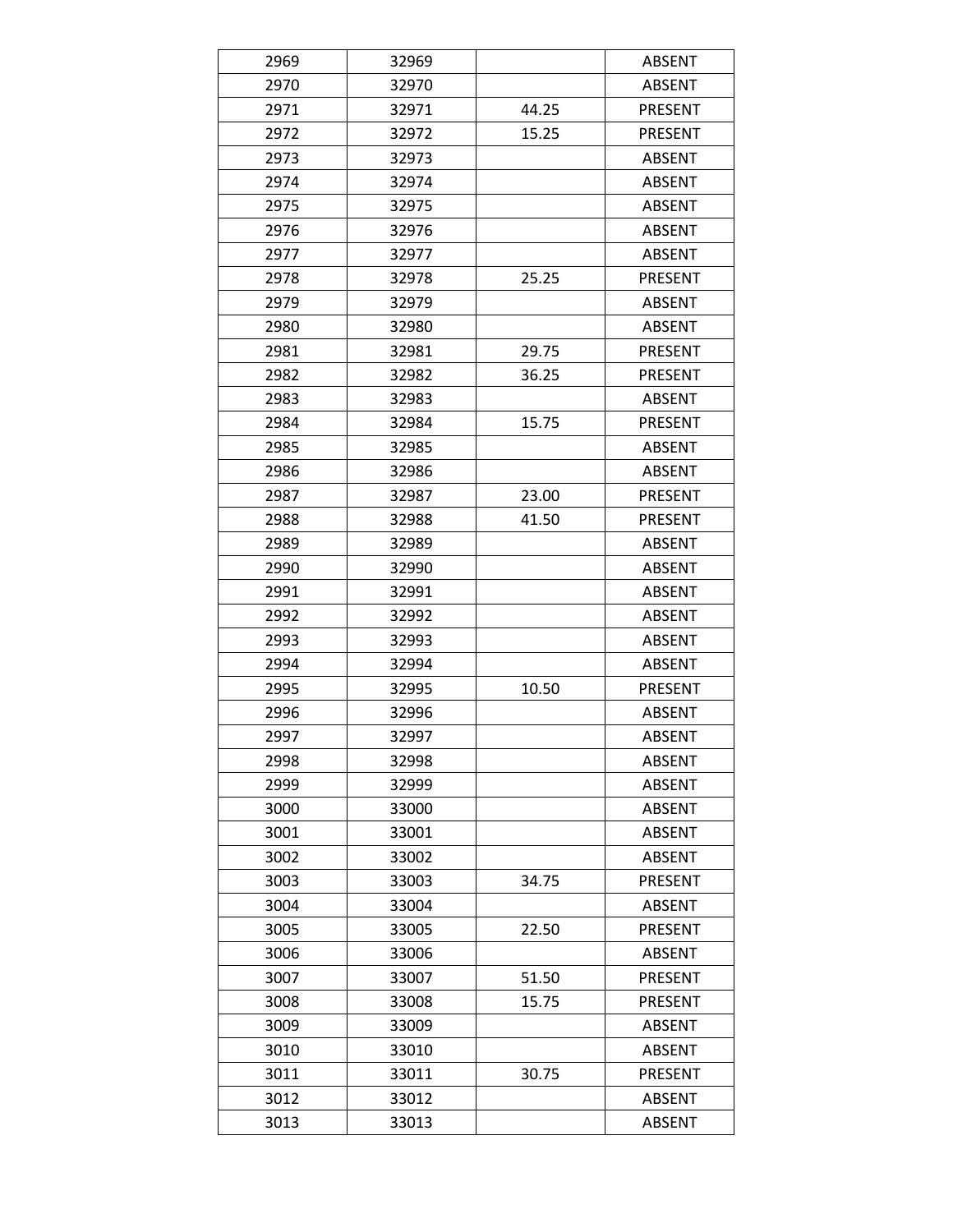| 2969 | 32969 | | ABSENT |
|---|---|---|---|
| 2970 | 32970 | | ABSENT |
| 2971 | 32971 | 44.25 | PRESENT |
| 2972 | 32972 | 15.25 | PRESENT |
| 2973 | 32973 | | ABSENT |
| 2974 | 32974 | | ABSENT |
| 2975 | 32975 | | ABSENT |
| 2976 | 32976 | | ABSENT |
| 2977 | 32977 | | ABSENT |
| 2978 | 32978 | 25.25 | PRESENT |
| 2979 | 32979 | | ABSENT |
| 2980 | 32980 | | ABSENT |
| 2981 | 32981 | 29.75 | PRESENT |
| 2982 | 32982 | 36.25 | PRESENT |
| 2983 | 32983 | | ABSENT |
| 2984 | 32984 | 15.75 | PRESENT |
| 2985 | 32985 | | ABSENT |
| 2986 | 32986 | | ABSENT |
| 2987 | 32987 | 23.00 | PRESENT |
| 2988 | 32988 | 41.50 | PRESENT |
| 2989 | 32989 | | ABSENT |
| 2990 | 32990 | | ABSENT |
| 2991 | 32991 | | ABSENT |
| 2992 | 32992 | | ABSENT |
| 2993 | 32993 | | ABSENT |
| 2994 | 32994 | | ABSENT |
| 2995 | 32995 | 10.50 | PRESENT |
| 2996 | 32996 | | ABSENT |
| 2997 | 32997 | | ABSENT |
| 2998 | 32998 | | ABSENT |
| 2999 | 32999 | | ABSENT |
| 3000 | 33000 | | ABSENT |
| 3001 | 33001 | | ABSENT |
| 3002 | 33002 | | ABSENT |
| 3003 | 33003 | 34.75 | PRESENT |
| 3004 | 33004 | | ABSENT |
| 3005 | 33005 | 22.50 | PRESENT |
| 3006 | 33006 | | ABSENT |
| 3007 | 33007 | 51.50 | PRESENT |
| 3008 | 33008 | 15.75 | PRESENT |
| 3009 | 33009 | | ABSENT |
| 3010 | 33010 | | ABSENT |
| 3011 | 33011 | 30.75 | PRESENT |
| 3012 | 33012 | | ABSENT |
| 3013 | 33013 | | ABSENT |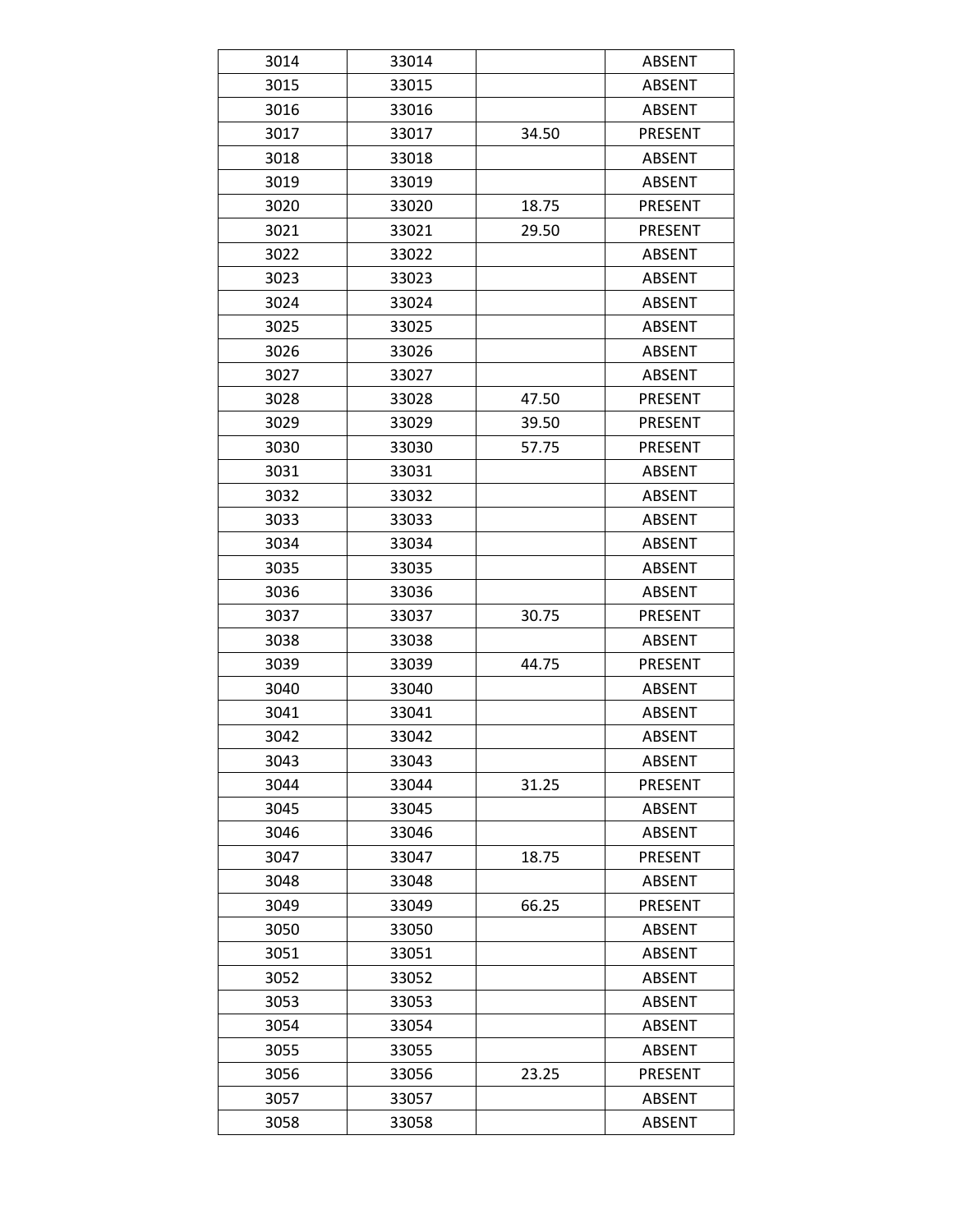| | | | |
|---|---|---|---|
| 3014 | 33014 | | ABSENT |
| 3015 | 33015 | | ABSENT |
| 3016 | 33016 | | ABSENT |
| 3017 | 33017 | 34.50 | PRESENT |
| 3018 | 33018 | | ABSENT |
| 3019 | 33019 | | ABSENT |
| 3020 | 33020 | 18.75 | PRESENT |
| 3021 | 33021 | 29.50 | PRESENT |
| 3022 | 33022 | | ABSENT |
| 3023 | 33023 | | ABSENT |
| 3024 | 33024 | | ABSENT |
| 3025 | 33025 | | ABSENT |
| 3026 | 33026 | | ABSENT |
| 3027 | 33027 | | ABSENT |
| 3028 | 33028 | 47.50 | PRESENT |
| 3029 | 33029 | 39.50 | PRESENT |
| 3030 | 33030 | 57.75 | PRESENT |
| 3031 | 33031 | | ABSENT |
| 3032 | 33032 | | ABSENT |
| 3033 | 33033 | | ABSENT |
| 3034 | 33034 | | ABSENT |
| 3035 | 33035 | | ABSENT |
| 3036 | 33036 | | ABSENT |
| 3037 | 33037 | 30.75 | PRESENT |
| 3038 | 33038 | | ABSENT |
| 3039 | 33039 | 44.75 | PRESENT |
| 3040 | 33040 | | ABSENT |
| 3041 | 33041 | | ABSENT |
| 3042 | 33042 | | ABSENT |
| 3043 | 33043 | | ABSENT |
| 3044 | 33044 | 31.25 | PRESENT |
| 3045 | 33045 | | ABSENT |
| 3046 | 33046 | | ABSENT |
| 3047 | 33047 | 18.75 | PRESENT |
| 3048 | 33048 | | ABSENT |
| 3049 | 33049 | 66.25 | PRESENT |
| 3050 | 33050 | | ABSENT |
| 3051 | 33051 | | ABSENT |
| 3052 | 33052 | | ABSENT |
| 3053 | 33053 | | ABSENT |
| 3054 | 33054 | | ABSENT |
| 3055 | 33055 | | ABSENT |
| 3056 | 33056 | 23.25 | PRESENT |
| 3057 | 33057 | | ABSENT |
| 3058 | 33058 | | ABSENT |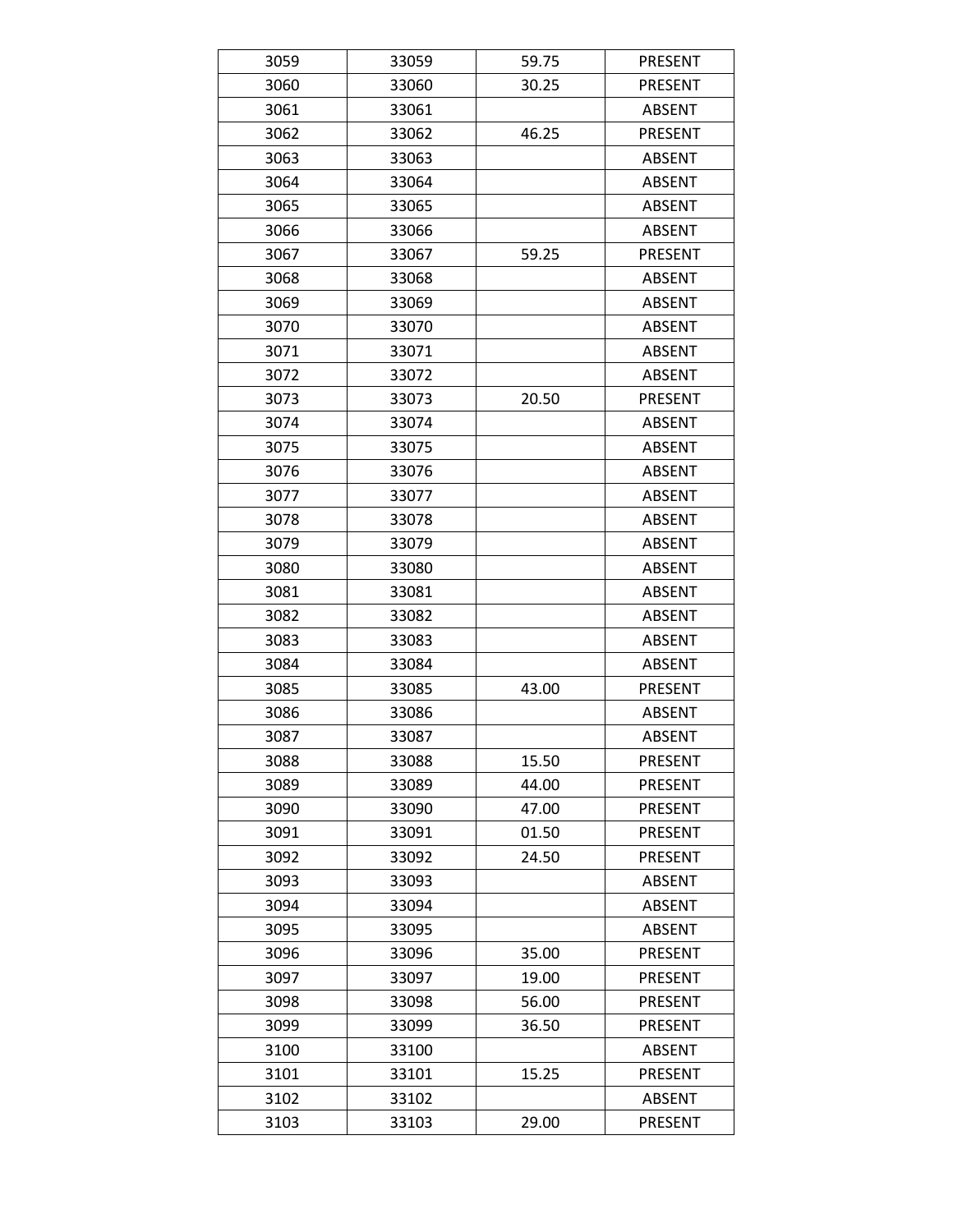| | | | |
|---|---|---|---|
| 3059 | 33059 | 59.75 | PRESENT |
| 3060 | 33060 | 30.25 | PRESENT |
| 3061 | 33061 | | ABSENT |
| 3062 | 33062 | 46.25 | PRESENT |
| 3063 | 33063 | | ABSENT |
| 3064 | 33064 | | ABSENT |
| 3065 | 33065 | | ABSENT |
| 3066 | 33066 | | ABSENT |
| 3067 | 33067 | 59.25 | PRESENT |
| 3068 | 33068 | | ABSENT |
| 3069 | 33069 | | ABSENT |
| 3070 | 33070 | | ABSENT |
| 3071 | 33071 | | ABSENT |
| 3072 | 33072 | | ABSENT |
| 3073 | 33073 | 20.50 | PRESENT |
| 3074 | 33074 | | ABSENT |
| 3075 | 33075 | | ABSENT |
| 3076 | 33076 | | ABSENT |
| 3077 | 33077 | | ABSENT |
| 3078 | 33078 | | ABSENT |
| 3079 | 33079 | | ABSENT |
| 3080 | 33080 | | ABSENT |
| 3081 | 33081 | | ABSENT |
| 3082 | 33082 | | ABSENT |
| 3083 | 33083 | | ABSENT |
| 3084 | 33084 | | ABSENT |
| 3085 | 33085 | 43.00 | PRESENT |
| 3086 | 33086 | | ABSENT |
| 3087 | 33087 | | ABSENT |
| 3088 | 33088 | 15.50 | PRESENT |
| 3089 | 33089 | 44.00 | PRESENT |
| 3090 | 33090 | 47.00 | PRESENT |
| 3091 | 33091 | 01.50 | PRESENT |
| 3092 | 33092 | 24.50 | PRESENT |
| 3093 | 33093 | | ABSENT |
| 3094 | 33094 | | ABSENT |
| 3095 | 33095 | | ABSENT |
| 3096 | 33096 | 35.00 | PRESENT |
| 3097 | 33097 | 19.00 | PRESENT |
| 3098 | 33098 | 56.00 | PRESENT |
| 3099 | 33099 | 36.50 | PRESENT |
| 3100 | 33100 | | ABSENT |
| 3101 | 33101 | 15.25 | PRESENT |
| 3102 | 33102 | | ABSENT |
| 3103 | 33103 | 29.00 | PRESENT |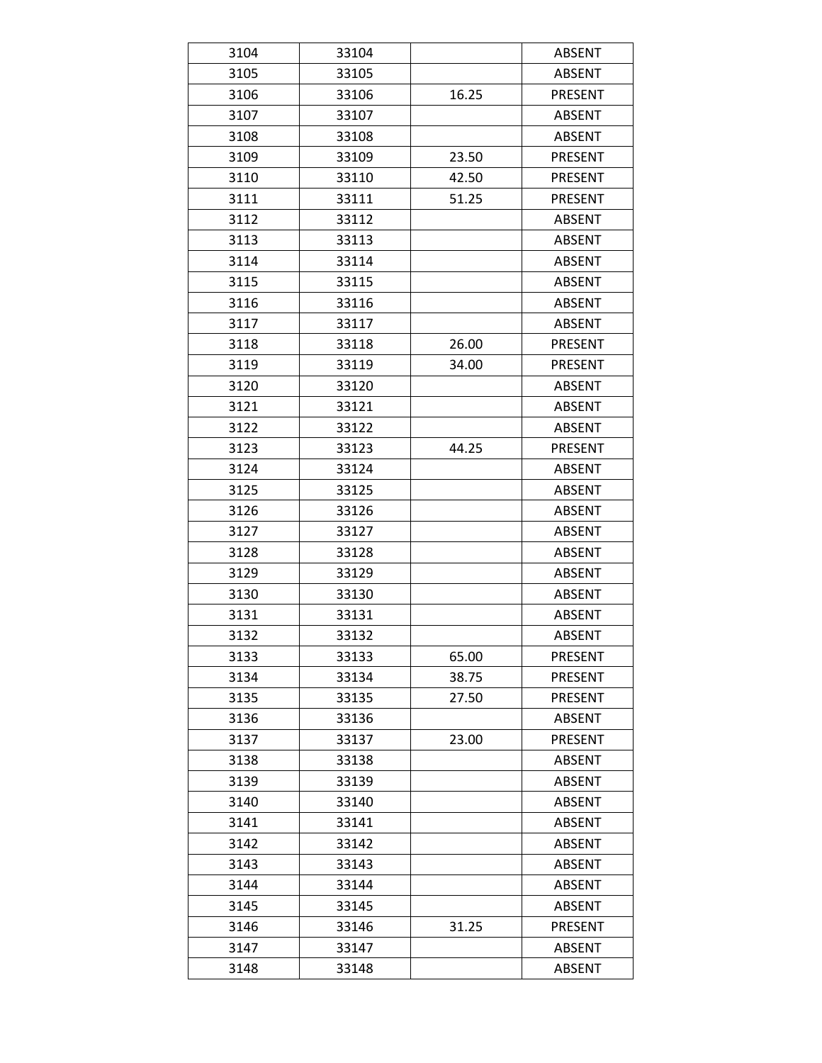| | | | |
|---|---|---|---|
| 3104 | 33104 | | ABSENT |
| 3105 | 33105 | | ABSENT |
| 3106 | 33106 | 16.25 | PRESENT |
| 3107 | 33107 | | ABSENT |
| 3108 | 33108 | | ABSENT |
| 3109 | 33109 | 23.50 | PRESENT |
| 3110 | 33110 | 42.50 | PRESENT |
| 3111 | 33111 | 51.25 | PRESENT |
| 3112 | 33112 | | ABSENT |
| 3113 | 33113 | | ABSENT |
| 3114 | 33114 | | ABSENT |
| 3115 | 33115 | | ABSENT |
| 3116 | 33116 | | ABSENT |
| 3117 | 33117 | | ABSENT |
| 3118 | 33118 | 26.00 | PRESENT |
| 3119 | 33119 | 34.00 | PRESENT |
| 3120 | 33120 | | ABSENT |
| 3121 | 33121 | | ABSENT |
| 3122 | 33122 | | ABSENT |
| 3123 | 33123 | 44.25 | PRESENT |
| 3124 | 33124 | | ABSENT |
| 3125 | 33125 | | ABSENT |
| 3126 | 33126 | | ABSENT |
| 3127 | 33127 | | ABSENT |
| 3128 | 33128 | | ABSENT |
| 3129 | 33129 | | ABSENT |
| 3130 | 33130 | | ABSENT |
| 3131 | 33131 | | ABSENT |
| 3132 | 33132 | | ABSENT |
| 3133 | 33133 | 65.00 | PRESENT |
| 3134 | 33134 | 38.75 | PRESENT |
| 3135 | 33135 | 27.50 | PRESENT |
| 3136 | 33136 | | ABSENT |
| 3137 | 33137 | 23.00 | PRESENT |
| 3138 | 33138 | | ABSENT |
| 3139 | 33139 | | ABSENT |
| 3140 | 33140 | | ABSENT |
| 3141 | 33141 | | ABSENT |
| 3142 | 33142 | | ABSENT |
| 3143 | 33143 | | ABSENT |
| 3144 | 33144 | | ABSENT |
| 3145 | 33145 | | ABSENT |
| 3146 | 33146 | 31.25 | PRESENT |
| 3147 | 33147 | | ABSENT |
| 3148 | 33148 | | ABSENT |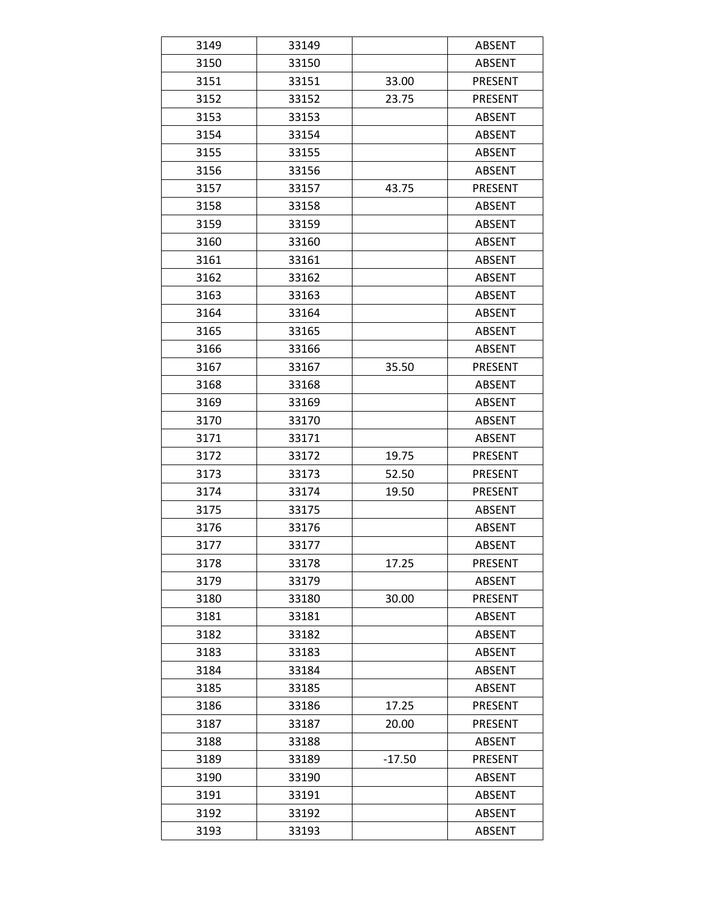| | | | |
|---|---|---|---|
| 3149 | 33149 | | ABSENT |
| 3150 | 33150 | | ABSENT |
| 3151 | 33151 | 33.00 | PRESENT |
| 3152 | 33152 | 23.75 | PRESENT |
| 3153 | 33153 | | ABSENT |
| 3154 | 33154 | | ABSENT |
| 3155 | 33155 | | ABSENT |
| 3156 | 33156 | | ABSENT |
| 3157 | 33157 | 43.75 | PRESENT |
| 3158 | 33158 | | ABSENT |
| 3159 | 33159 | | ABSENT |
| 3160 | 33160 | | ABSENT |
| 3161 | 33161 | | ABSENT |
| 3162 | 33162 | | ABSENT |
| 3163 | 33163 | | ABSENT |
| 3164 | 33164 | | ABSENT |
| 3165 | 33165 | | ABSENT |
| 3166 | 33166 | | ABSENT |
| 3167 | 33167 | 35.50 | PRESENT |
| 3168 | 33168 | | ABSENT |
| 3169 | 33169 | | ABSENT |
| 3170 | 33170 | | ABSENT |
| 3171 | 33171 | | ABSENT |
| 3172 | 33172 | 19.75 | PRESENT |
| 3173 | 33173 | 52.50 | PRESENT |
| 3174 | 33174 | 19.50 | PRESENT |
| 3175 | 33175 | | ABSENT |
| 3176 | 33176 | | ABSENT |
| 3177 | 33177 | | ABSENT |
| 3178 | 33178 | 17.25 | PRESENT |
| 3179 | 33179 | | ABSENT |
| 3180 | 33180 | 30.00 | PRESENT |
| 3181 | 33181 | | ABSENT |
| 3182 | 33182 | | ABSENT |
| 3183 | 33183 | | ABSENT |
| 3184 | 33184 | | ABSENT |
| 3185 | 33185 | | ABSENT |
| 3186 | 33186 | 17.25 | PRESENT |
| 3187 | 33187 | 20.00 | PRESENT |
| 3188 | 33188 | | ABSENT |
| 3189 | 33189 | -17.50 | PRESENT |
| 3190 | 33190 | | ABSENT |
| 3191 | 33191 | | ABSENT |
| 3192 | 33192 | | ABSENT |
| 3193 | 33193 | | ABSENT |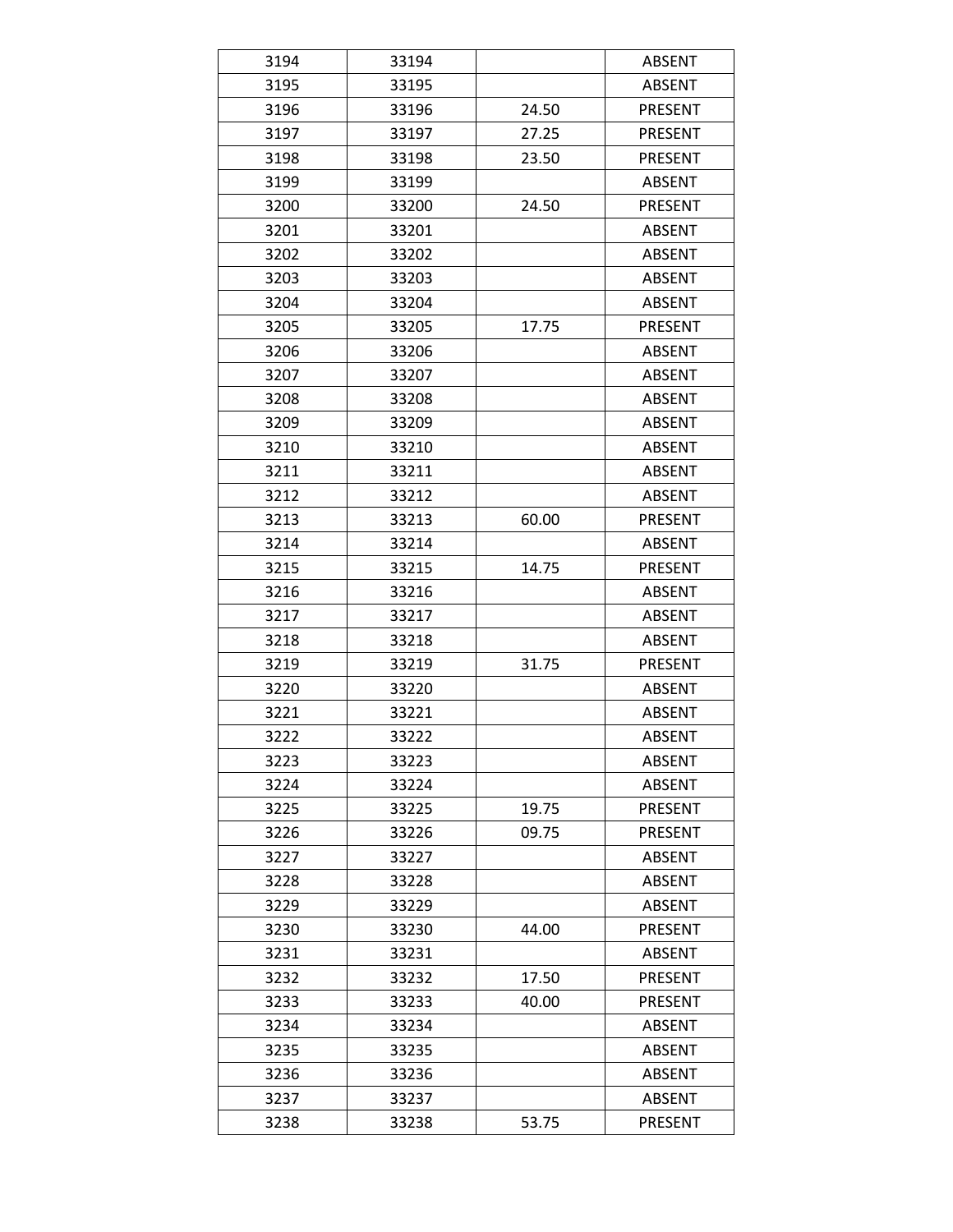| | | | |
|---|---|---|---|
| 3194 | 33194 | | ABSENT |
| 3195 | 33195 | | ABSENT |
| 3196 | 33196 | 24.50 | PRESENT |
| 3197 | 33197 | 27.25 | PRESENT |
| 3198 | 33198 | 23.50 | PRESENT |
| 3199 | 33199 | | ABSENT |
| 3200 | 33200 | 24.50 | PRESENT |
| 3201 | 33201 | | ABSENT |
| 3202 | 33202 | | ABSENT |
| 3203 | 33203 | | ABSENT |
| 3204 | 33204 | | ABSENT |
| 3205 | 33205 | 17.75 | PRESENT |
| 3206 | 33206 | | ABSENT |
| 3207 | 33207 | | ABSENT |
| 3208 | 33208 | | ABSENT |
| 3209 | 33209 | | ABSENT |
| 3210 | 33210 | | ABSENT |
| 3211 | 33211 | | ABSENT |
| 3212 | 33212 | | ABSENT |
| 3213 | 33213 | 60.00 | PRESENT |
| 3214 | 33214 | | ABSENT |
| 3215 | 33215 | 14.75 | PRESENT |
| 3216 | 33216 | | ABSENT |
| 3217 | 33217 | | ABSENT |
| 3218 | 33218 | | ABSENT |
| 3219 | 33219 | 31.75 | PRESENT |
| 3220 | 33220 | | ABSENT |
| 3221 | 33221 | | ABSENT |
| 3222 | 33222 | | ABSENT |
| 3223 | 33223 | | ABSENT |
| 3224 | 33224 | | ABSENT |
| 3225 | 33225 | 19.75 | PRESENT |
| 3226 | 33226 | 09.75 | PRESENT |
| 3227 | 33227 | | ABSENT |
| 3228 | 33228 | | ABSENT |
| 3229 | 33229 | | ABSENT |
| 3230 | 33230 | 44.00 | PRESENT |
| 3231 | 33231 | | ABSENT |
| 3232 | 33232 | 17.50 | PRESENT |
| 3233 | 33233 | 40.00 | PRESENT |
| 3234 | 33234 | | ABSENT |
| 3235 | 33235 | | ABSENT |
| 3236 | 33236 | | ABSENT |
| 3237 | 33237 | | ABSENT |
| 3238 | 33238 | 53.75 | PRESENT |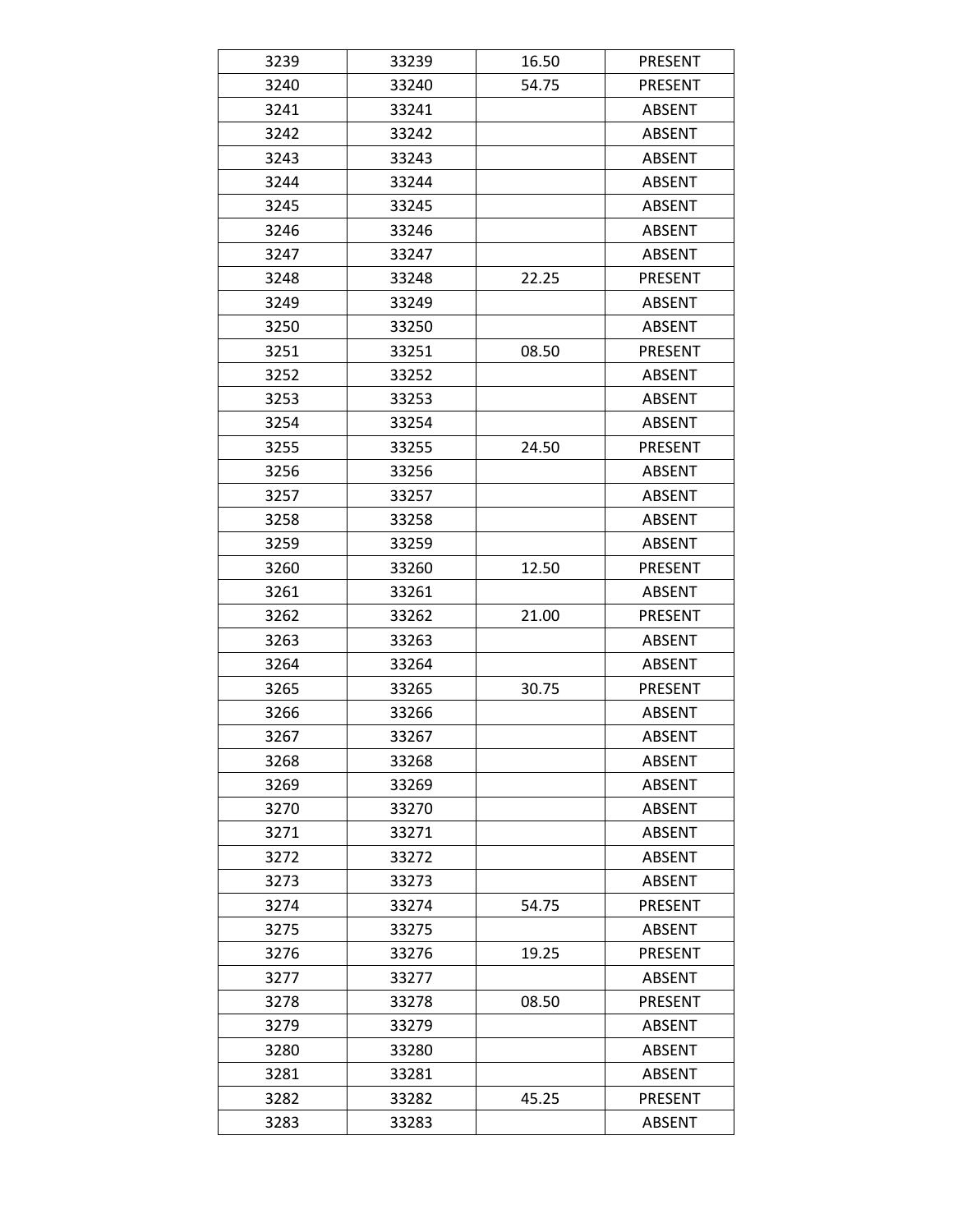| | | | |
|---|---|---|---|
| 3239 | 33239 | 16.50 | PRESENT |
| 3240 | 33240 | 54.75 | PRESENT |
| 3241 | 33241 | | ABSENT |
| 3242 | 33242 | | ABSENT |
| 3243 | 33243 | | ABSENT |
| 3244 | 33244 | | ABSENT |
| 3245 | 33245 | | ABSENT |
| 3246 | 33246 | | ABSENT |
| 3247 | 33247 | | ABSENT |
| 3248 | 33248 | 22.25 | PRESENT |
| 3249 | 33249 | | ABSENT |
| 3250 | 33250 | | ABSENT |
| 3251 | 33251 | 08.50 | PRESENT |
| 3252 | 33252 | | ABSENT |
| 3253 | 33253 | | ABSENT |
| 3254 | 33254 | | ABSENT |
| 3255 | 33255 | 24.50 | PRESENT |
| 3256 | 33256 | | ABSENT |
| 3257 | 33257 | | ABSENT |
| 3258 | 33258 | | ABSENT |
| 3259 | 33259 | | ABSENT |
| 3260 | 33260 | 12.50 | PRESENT |
| 3261 | 33261 | | ABSENT |
| 3262 | 33262 | 21.00 | PRESENT |
| 3263 | 33263 | | ABSENT |
| 3264 | 33264 | | ABSENT |
| 3265 | 33265 | 30.75 | PRESENT |
| 3266 | 33266 | | ABSENT |
| 3267 | 33267 | | ABSENT |
| 3268 | 33268 | | ABSENT |
| 3269 | 33269 | | ABSENT |
| 3270 | 33270 | | ABSENT |
| 3271 | 33271 | | ABSENT |
| 3272 | 33272 | | ABSENT |
| 3273 | 33273 | | ABSENT |
| 3274 | 33274 | 54.75 | PRESENT |
| 3275 | 33275 | | ABSENT |
| 3276 | 33276 | 19.25 | PRESENT |
| 3277 | 33277 | | ABSENT |
| 3278 | 33278 | 08.50 | PRESENT |
| 3279 | 33279 | | ABSENT |
| 3280 | 33280 | | ABSENT |
| 3281 | 33281 | | ABSENT |
| 3282 | 33282 | 45.25 | PRESENT |
| 3283 | 33283 | | ABSENT |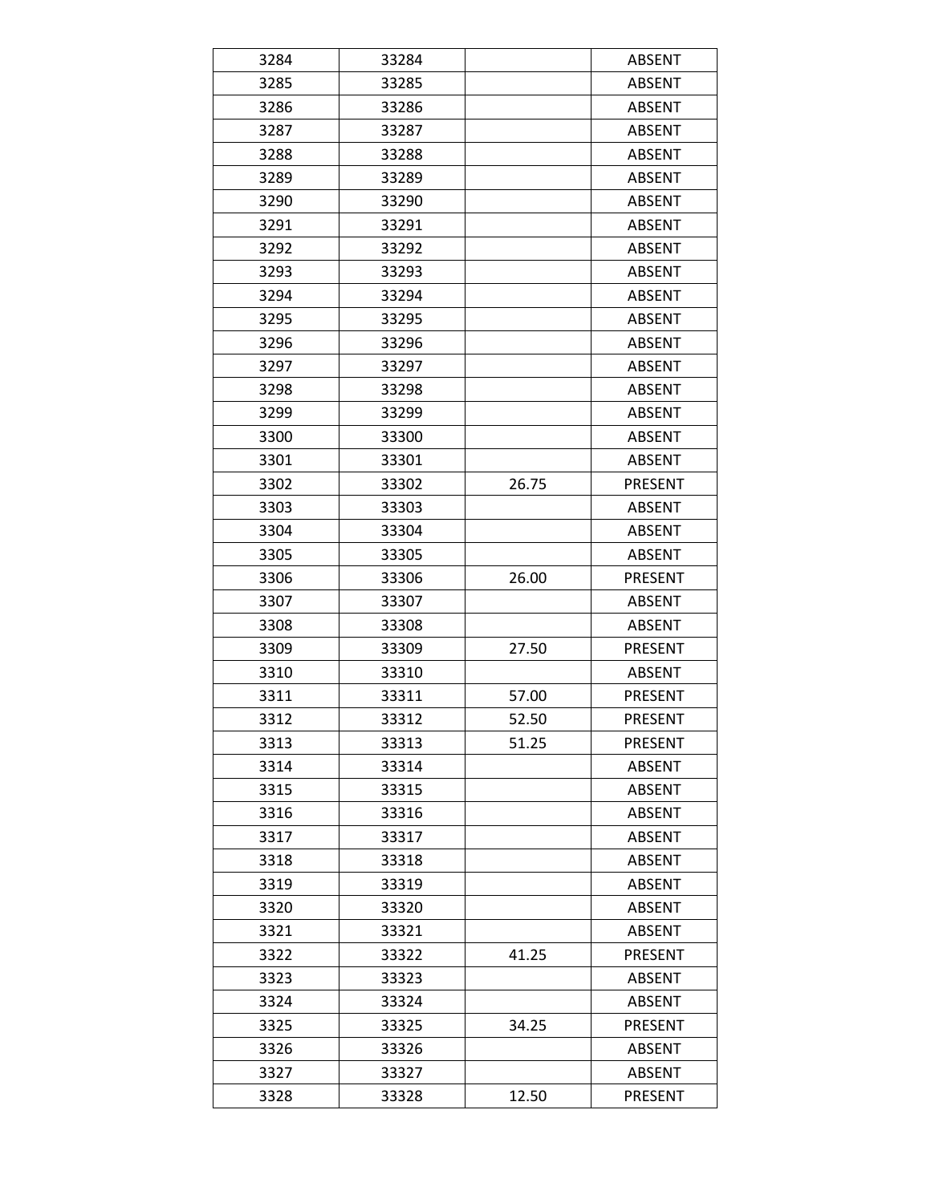| | | | |
|---|---|---|---|
| 3284 | 33284 | | ABSENT |
| 3285 | 33285 | | ABSENT |
| 3286 | 33286 | | ABSENT |
| 3287 | 33287 | | ABSENT |
| 3288 | 33288 | | ABSENT |
| 3289 | 33289 | | ABSENT |
| 3290 | 33290 | | ABSENT |
| 3291 | 33291 | | ABSENT |
| 3292 | 33292 | | ABSENT |
| 3293 | 33293 | | ABSENT |
| 3294 | 33294 | | ABSENT |
| 3295 | 33295 | | ABSENT |
| 3296 | 33296 | | ABSENT |
| 3297 | 33297 | | ABSENT |
| 3298 | 33298 | | ABSENT |
| 3299 | 33299 | | ABSENT |
| 3300 | 33300 | | ABSENT |
| 3301 | 33301 | | ABSENT |
| 3302 | 33302 | 26.75 | PRESENT |
| 3303 | 33303 | | ABSENT |
| 3304 | 33304 | | ABSENT |
| 3305 | 33305 | | ABSENT |
| 3306 | 33306 | 26.00 | PRESENT |
| 3307 | 33307 | | ABSENT |
| 3308 | 33308 | | ABSENT |
| 3309 | 33309 | 27.50 | PRESENT |
| 3310 | 33310 | | ABSENT |
| 3311 | 33311 | 57.00 | PRESENT |
| 3312 | 33312 | 52.50 | PRESENT |
| 3313 | 33313 | 51.25 | PRESENT |
| 3314 | 33314 | | ABSENT |
| 3315 | 33315 | | ABSENT |
| 3316 | 33316 | | ABSENT |
| 3317 | 33317 | | ABSENT |
| 3318 | 33318 | | ABSENT |
| 3319 | 33319 | | ABSENT |
| 3320 | 33320 | | ABSENT |
| 3321 | 33321 | | ABSENT |
| 3322 | 33322 | 41.25 | PRESENT |
| 3323 | 33323 | | ABSENT |
| 3324 | 33324 | | ABSENT |
| 3325 | 33325 | 34.25 | PRESENT |
| 3326 | 33326 | | ABSENT |
| 3327 | 33327 | | ABSENT |
| 3328 | 33328 | 12.50 | PRESENT |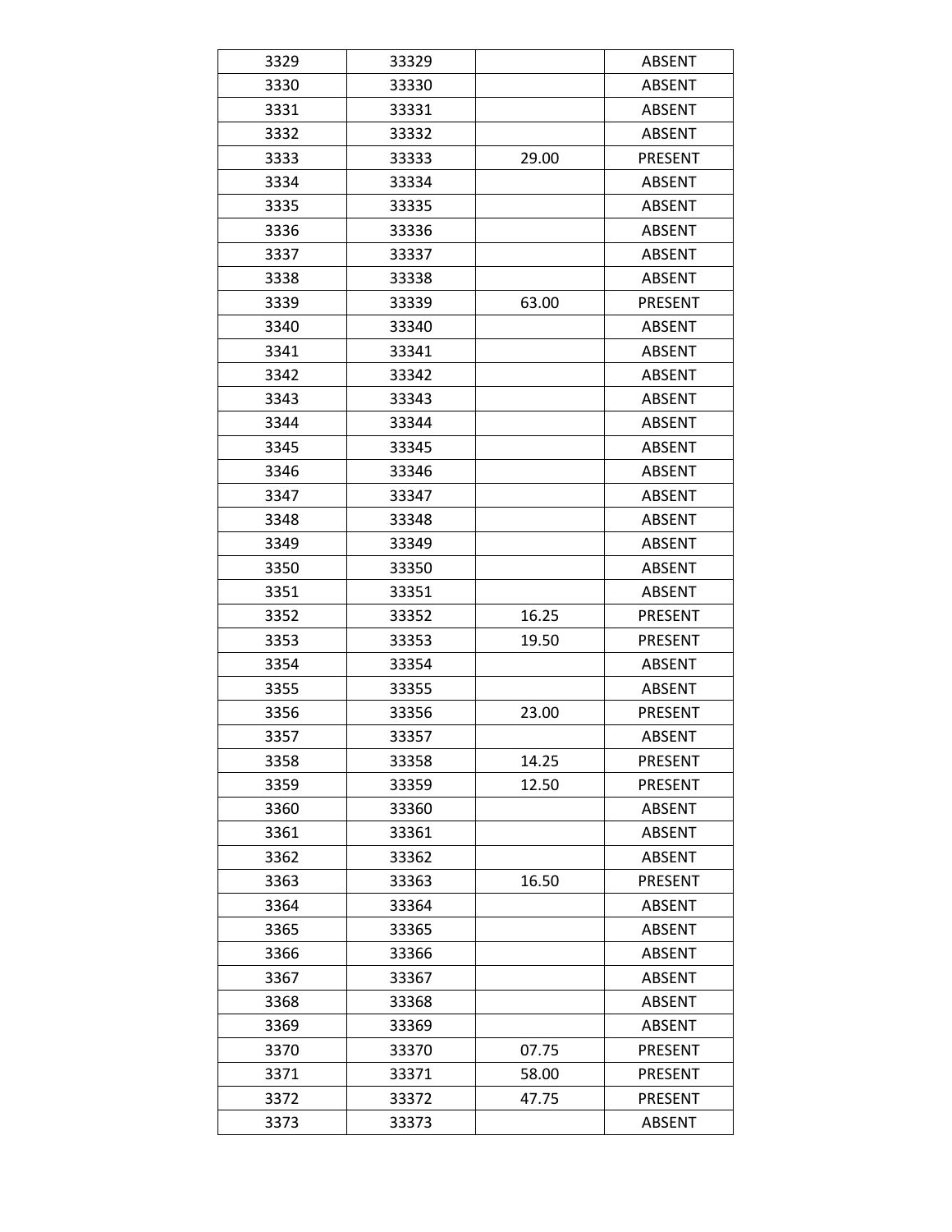| | | | |
|---|---|---|---|
| 3329 | 33329 | | ABSENT |
| 3330 | 33330 | | ABSENT |
| 3331 | 33331 | | ABSENT |
| 3332 | 33332 | | ABSENT |
| 3333 | 33333 | 29.00 | PRESENT |
| 3334 | 33334 | | ABSENT |
| 3335 | 33335 | | ABSENT |
| 3336 | 33336 | | ABSENT |
| 3337 | 33337 | | ABSENT |
| 3338 | 33338 | | ABSENT |
| 3339 | 33339 | 63.00 | PRESENT |
| 3340 | 33340 | | ABSENT |
| 3341 | 33341 | | ABSENT |
| 3342 | 33342 | | ABSENT |
| 3343 | 33343 | | ABSENT |
| 3344 | 33344 | | ABSENT |
| 3345 | 33345 | | ABSENT |
| 3346 | 33346 | | ABSENT |
| 3347 | 33347 | | ABSENT |
| 3348 | 33348 | | ABSENT |
| 3349 | 33349 | | ABSENT |
| 3350 | 33350 | | ABSENT |
| 3351 | 33351 | | ABSENT |
| 3352 | 33352 | 16.25 | PRESENT |
| 3353 | 33353 | 19.50 | PRESENT |
| 3354 | 33354 | | ABSENT |
| 3355 | 33355 | | ABSENT |
| 3356 | 33356 | 23.00 | PRESENT |
| 3357 | 33357 | | ABSENT |
| 3358 | 33358 | 14.25 | PRESENT |
| 3359 | 33359 | 12.50 | PRESENT |
| 3360 | 33360 | | ABSENT |
| 3361 | 33361 | | ABSENT |
| 3362 | 33362 | | ABSENT |
| 3363 | 33363 | 16.50 | PRESENT |
| 3364 | 33364 | | ABSENT |
| 3365 | 33365 | | ABSENT |
| 3366 | 33366 | | ABSENT |
| 3367 | 33367 | | ABSENT |
| 3368 | 33368 | | ABSENT |
| 3369 | 33369 | | ABSENT |
| 3370 | 33370 | 07.75 | PRESENT |
| 3371 | 33371 | 58.00 | PRESENT |
| 3372 | 33372 | 47.75 | PRESENT |
| 3373 | 33373 | | ABSENT |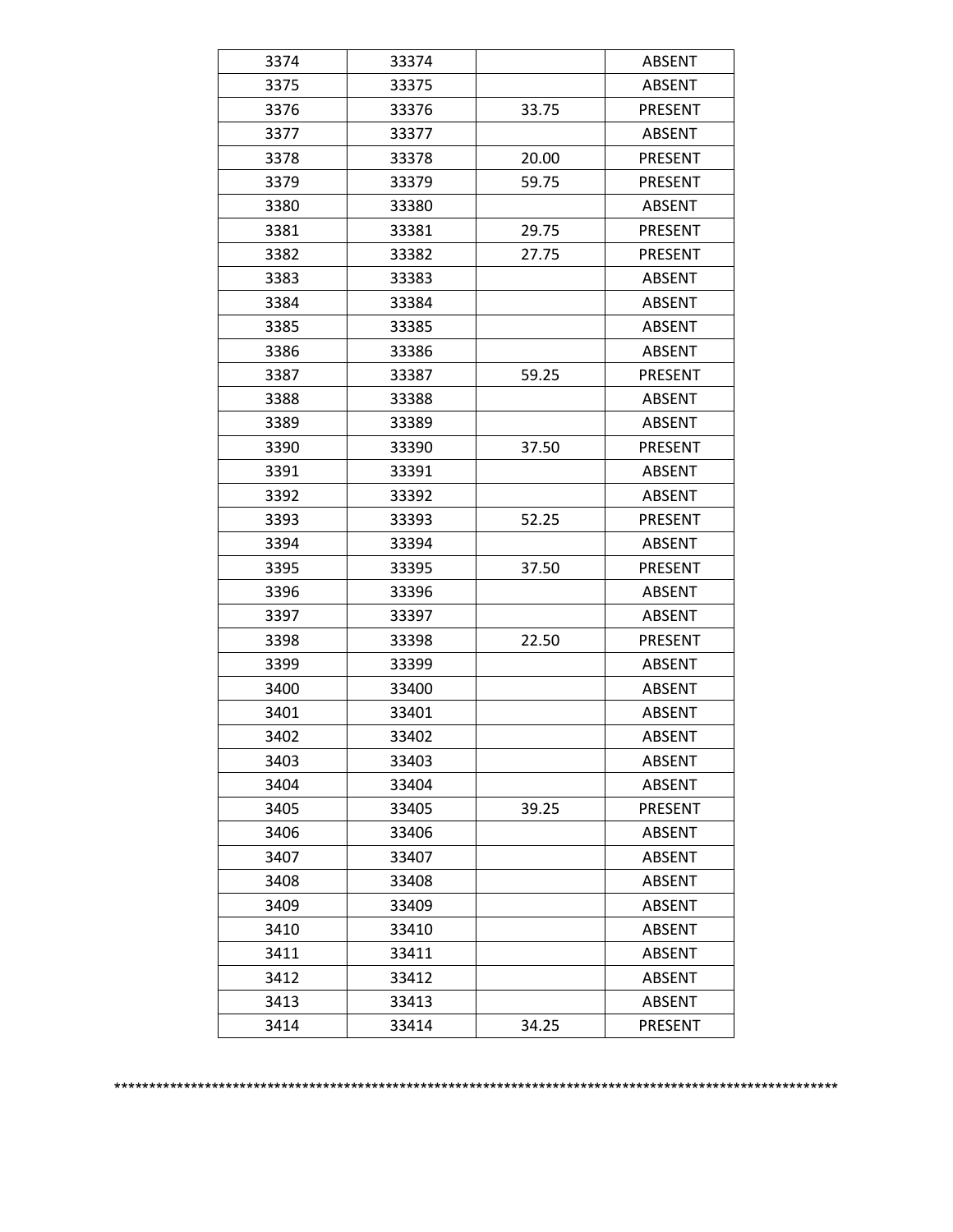| | | | |
|---|---|---|---|
| 3374 | 33374 | | ABSENT |
| 3375 | 33375 | | ABSENT |
| 3376 | 33376 | 33.75 | PRESENT |
| 3377 | 33377 | | ABSENT |
| 3378 | 33378 | 20.00 | PRESENT |
| 3379 | 33379 | 59.75 | PRESENT |
| 3380 | 33380 | | ABSENT |
| 3381 | 33381 | 29.75 | PRESENT |
| 3382 | 33382 | 27.75 | PRESENT |
| 3383 | 33383 | | ABSENT |
| 3384 | 33384 | | ABSENT |
| 3385 | 33385 | | ABSENT |
| 3386 | 33386 | | ABSENT |
| 3387 | 33387 | 59.25 | PRESENT |
| 3388 | 33388 | | ABSENT |
| 3389 | 33389 | | ABSENT |
| 3390 | 33390 | 37.50 | PRESENT |
| 3391 | 33391 | | ABSENT |
| 3392 | 33392 | | ABSENT |
| 3393 | 33393 | 52.25 | PRESENT |
| 3394 | 33394 | | ABSENT |
| 3395 | 33395 | 37.50 | PRESENT |
| 3396 | 33396 | | ABSENT |
| 3397 | 33397 | | ABSENT |
| 3398 | 33398 | 22.50 | PRESENT |
| 3399 | 33399 | | ABSENT |
| 3400 | 33400 | | ABSENT |
| 3401 | 33401 | | ABSENT |
| 3402 | 33402 | | ABSENT |
| 3403 | 33403 | | ABSENT |
| 3404 | 33404 | | ABSENT |
| 3405 | 33405 | 39.25 | PRESENT |
| 3406 | 33406 | | ABSENT |
| 3407 | 33407 | | ABSENT |
| 3408 | 33408 | | ABSENT |
| 3409 | 33409 | | ABSENT |
| 3410 | 33410 | | ABSENT |
| 3411 | 33411 | | ABSENT |
| 3412 | 33412 | | ABSENT |
| 3413 | 33413 | | ABSENT |
| 3414 | 33414 | 34.25 | PRESENT |

**************************************************************************************************************